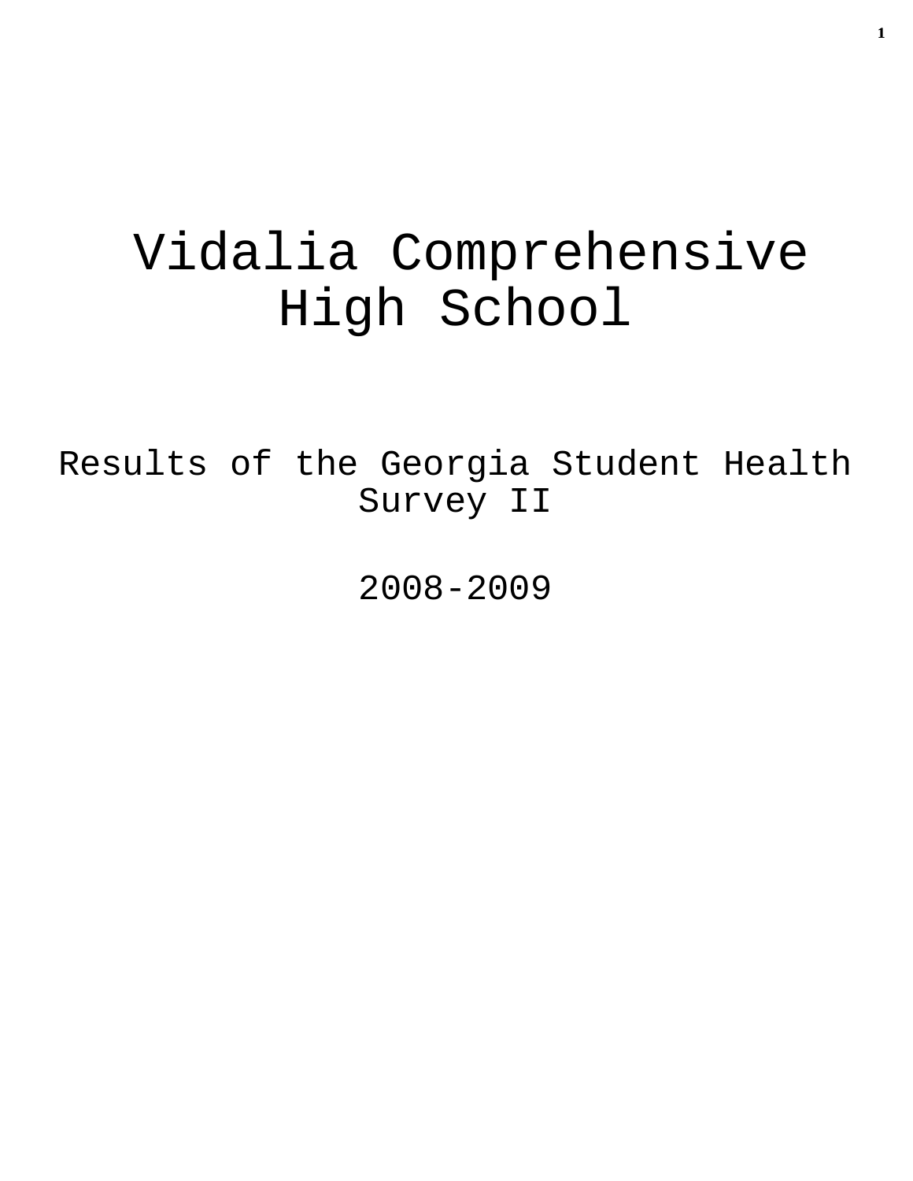# Vidalia Comprehensive High School

## Results of the Georgia Student Health Survey II

## 2008-2009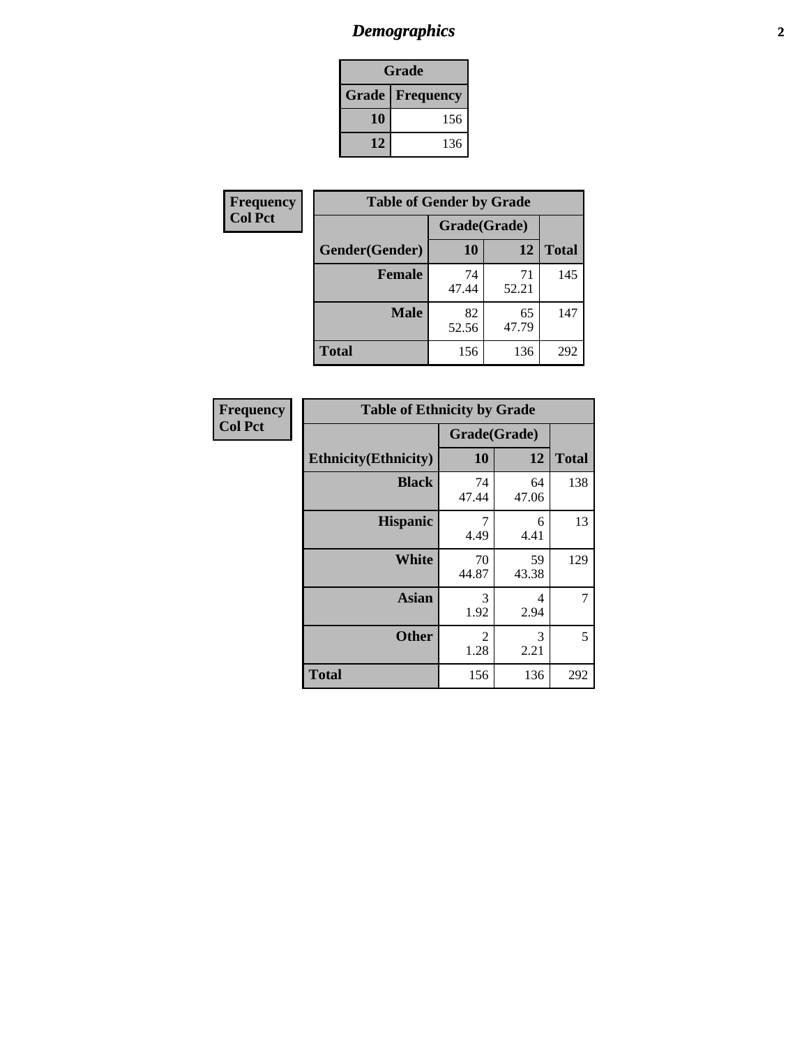# *Demographics*

| Grade | |
|---|---|
| **Grade** | **Frequency** |
| **10** | 156 |
| **12** | 136 |

**Frequency**
**Col Pct**

| Table of Gender by Grade | | | |
|---|---|---|---|
| | Grade(Grade) | | |
| **Gender(Gender)** | **10** | **12** | **Total** |
| **Female** | 74<br>47.44 | 71<br>52.21 | 145 |
| **Male** | 82<br>52.56 | 65<br>47.79 | 147 |
| **Total** | 156 | 136 | 292 |

**Frequency**
**Col Pct**

| Table of Ethnicity by Grade | | | |
|---|---|---|---|
| | Grade(Grade) | | |
| **Ethnicity(Ethnicity)** | **10** | **12** | **Total** |
| **Black** | 74<br>47.44 | 64<br>47.06 | 138 |
| **Hispanic** | 7<br>4.49 | 6<br>4.41 | 13 |
| **White** | 70<br>44.87 | 59<br>43.38 | 129 |
| **Asian** | 3<br>1.92 | 4<br>2.94 | 7 |
| **Other** | 2<br>1.28 | 3<br>2.21 | 5 |
| **Total** | 156 | 136 | 292 |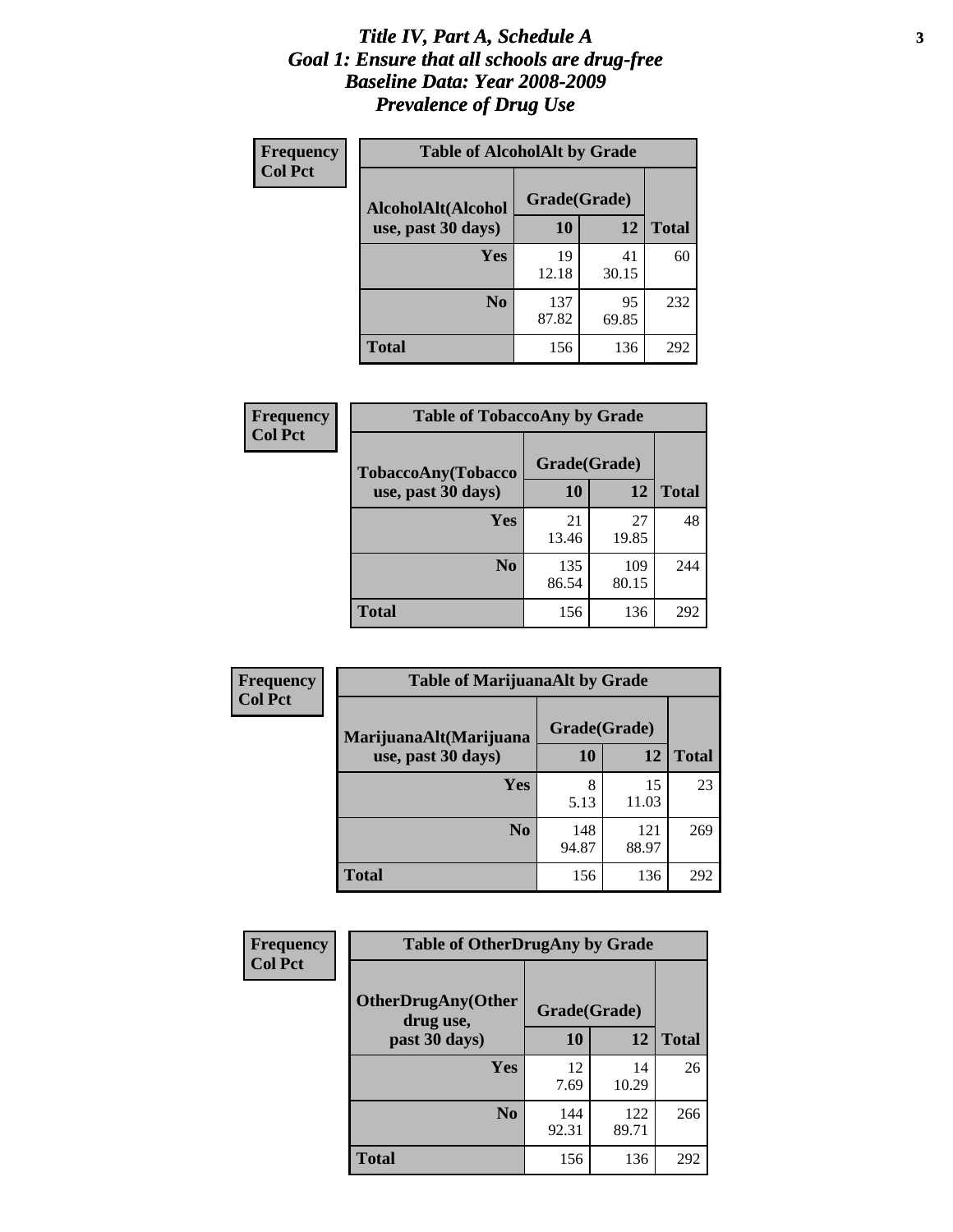# *Title IV, Part A, Schedule A*
## *Goal 1: Ensure that all schools are drug-free*
## *Baseline Data: Year 2008-2009*
## *Prevalence of Drug Use*

**Frequency**
**Col Pct**

**Table of AlcoholAlt by Grade**

| AlcoholAlt(Alcohol use, past 30 days) | Grade(Grade) 10 | 12 | Total |
|---|---|---|---|
| **Yes** | 19<br>12.18 | 41<br>30.15 | 60 |
| **No** | 137<br>87.82 | 95<br>69.85 | 232 |
| **Total** | 156 | 136 | 292 |

**Frequency**
**Col Pct**

**Table of TobaccoAny by Grade**

| TobaccoAny(Tobacco use, past 30 days) | Grade(Grade) 10 | 12 | Total |
|---|---|---|---|
| **Yes** | 21<br>13.46 | 27<br>19.85 | 48 |
| **No** | 135<br>86.54 | 109<br>80.15 | 244 |
| **Total** | 156 | 136 | 292 |

**Frequency**
**Col Pct**

**Table of MarijuanaAlt by Grade**

| MarijuanaAlt(Marijuana use, past 30 days) | Grade(Grade) 10 | 12 | Total |
|---|---|---|---|
| **Yes** | 8<br>5.13 | 15<br>11.03 | 23 |
| **No** | 148<br>94.87 | 121<br>88.97 | 269 |
| **Total** | 156 | 136 | 292 |

**Frequency**
**Col Pct**

**Table of OtherDrugAny by Grade**

| OtherDrugAny(Other drug use, past 30 days) | Grade(Grade) 10 | 12 | Total |
|---|---|---|---|
| **Yes** | 12<br>7.69 | 14<br>10.29 | 26 |
| **No** | 144<br>92.31 | 122<br>89.71 | 266 |
| **Total** | 156 | 136 | 292 |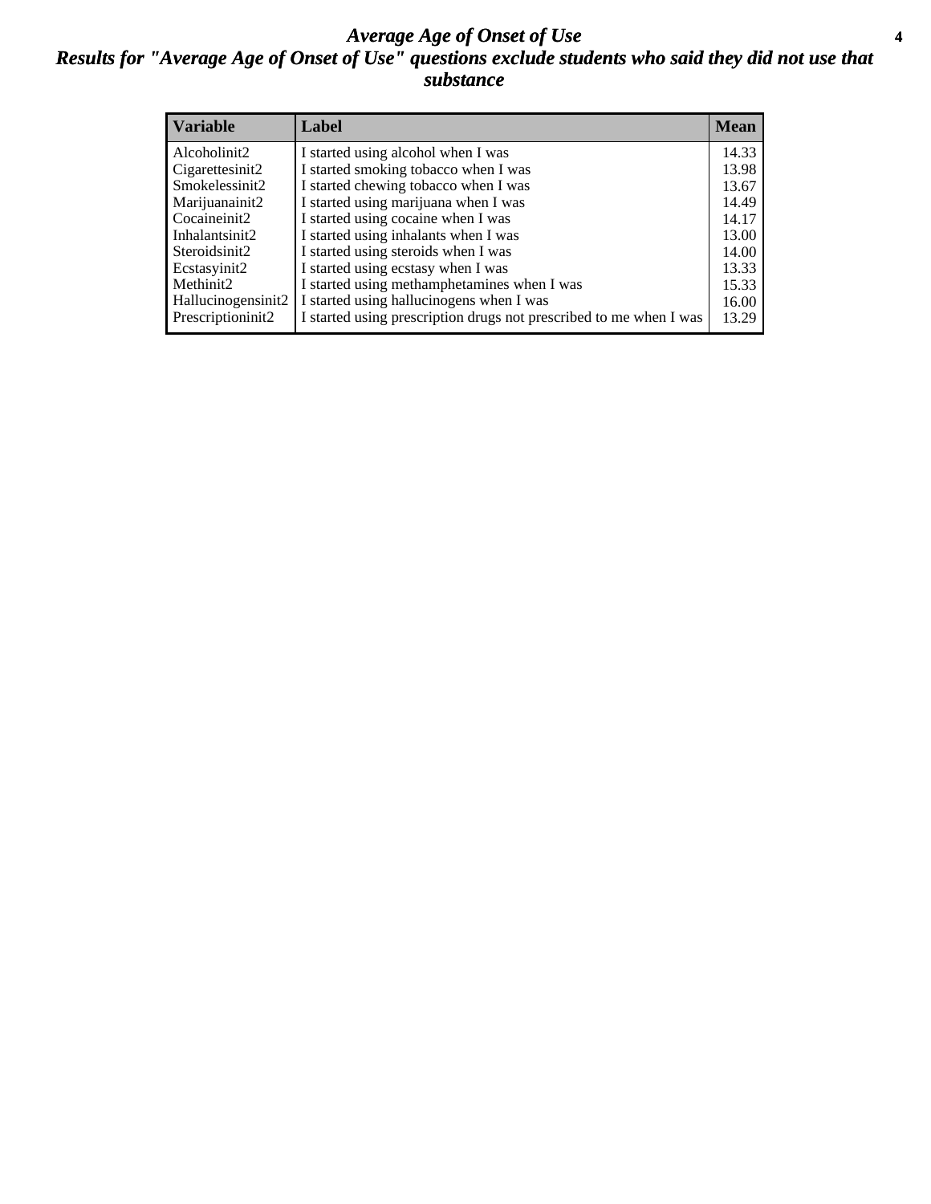# *Average Age of Onset of Use*

## *Results for "Average Age of Onset of Use" questions exclude students who said they did not use that substance*

| Variable | Label | Mean |
|---|---|---|
| Alcoholinit2 | I started using alcohol when I was | 14.33 |
| Cigarettesinit2 | I started smoking tobacco when I was | 13.98 |
| Smokelessinit2 | I started chewing tobacco when I was | 13.67 |
| Marijuanainit2 | I started using marijuana when I was | 14.49 |
| Cocaineinit2 | I started using cocaine when I was | 14.17 |
| Inhalantsinit2 | I started using inhalants when I was | 13.00 |
| Steroidsinit2 | I started using steroids when I was | 14.00 |
| Ecstasyinit2 | I started using ecstasy when I was | 13.33 |
| Methinit2 | I started using methamphetamines when I was | 15.33 |
| Hallucinogensinit2 | I started using hallucinogens when I was | 16.00 |
| Prescriptioninit2 | I started using prescription drugs not prescribed to me when I was | 13.29 |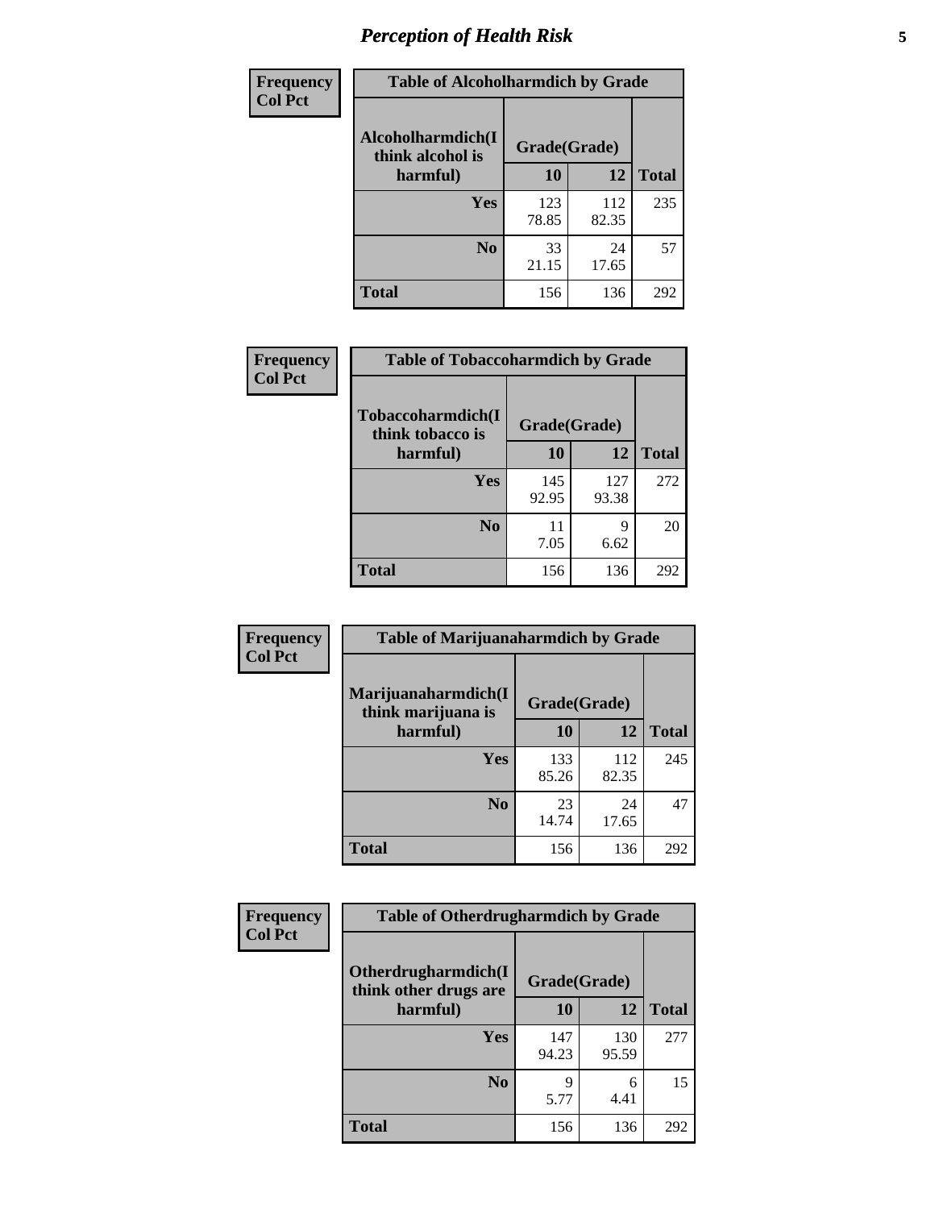# *Perception of Health Risk*

**Frequency**
**Col Pct**

**Table of Alcoholharmdich by Grade**

| Alcoholharmdich(I think alcohol is harmful) | Grade(Grade) | | Total |
|---|---|---|---|
| | 10 | 12 | |
| Yes | 123<br>78.85 | 112<br>82.35 | 235 |
| No | 33<br>21.15 | 24<br>17.65 | 57 |
| Total | 156 | 136 | 292 |

**Frequency**
**Col Pct**

**Table of Tobaccoharmdich by Grade**

| Tobaccoharmdich(I think tobacco is harmful) | Grade(Grade) | | Total |
|---|---|---|---|
| | 10 | 12 | |
| Yes | 145<br>92.95 | 127<br>93.38 | 272 |
| No | 11<br>7.05 | 9<br>6.62 | 20 |
| Total | 156 | 136 | 292 |

**Frequency**
**Col Pct**

**Table of Marijuanaharmdich by Grade**

| Marijuanaharmdich(I think marijuana is harmful) | Grade(Grade) | | Total |
|---|---|---|---|
| | 10 | 12 | |
| Yes | 133<br>85.26 | 112<br>82.35 | 245 |
| No | 23<br>14.74 | 24<br>17.65 | 47 |
| Total | 156 | 136 | 292 |

**Frequency**
**Col Pct**

**Table of Otherdrugharmdich by Grade**

| Otherdrugharmdich(I think other drugs are harmful) | Grade(Grade) | | Total |
|---|---|---|---|
| | 10 | 12 | |
| Yes | 147<br>94.23 | 130<br>95.59 | 277 |
| No | 9<br>5.77 | 6<br>4.41 | 15 |
| Total | 156 | 136 | 292 |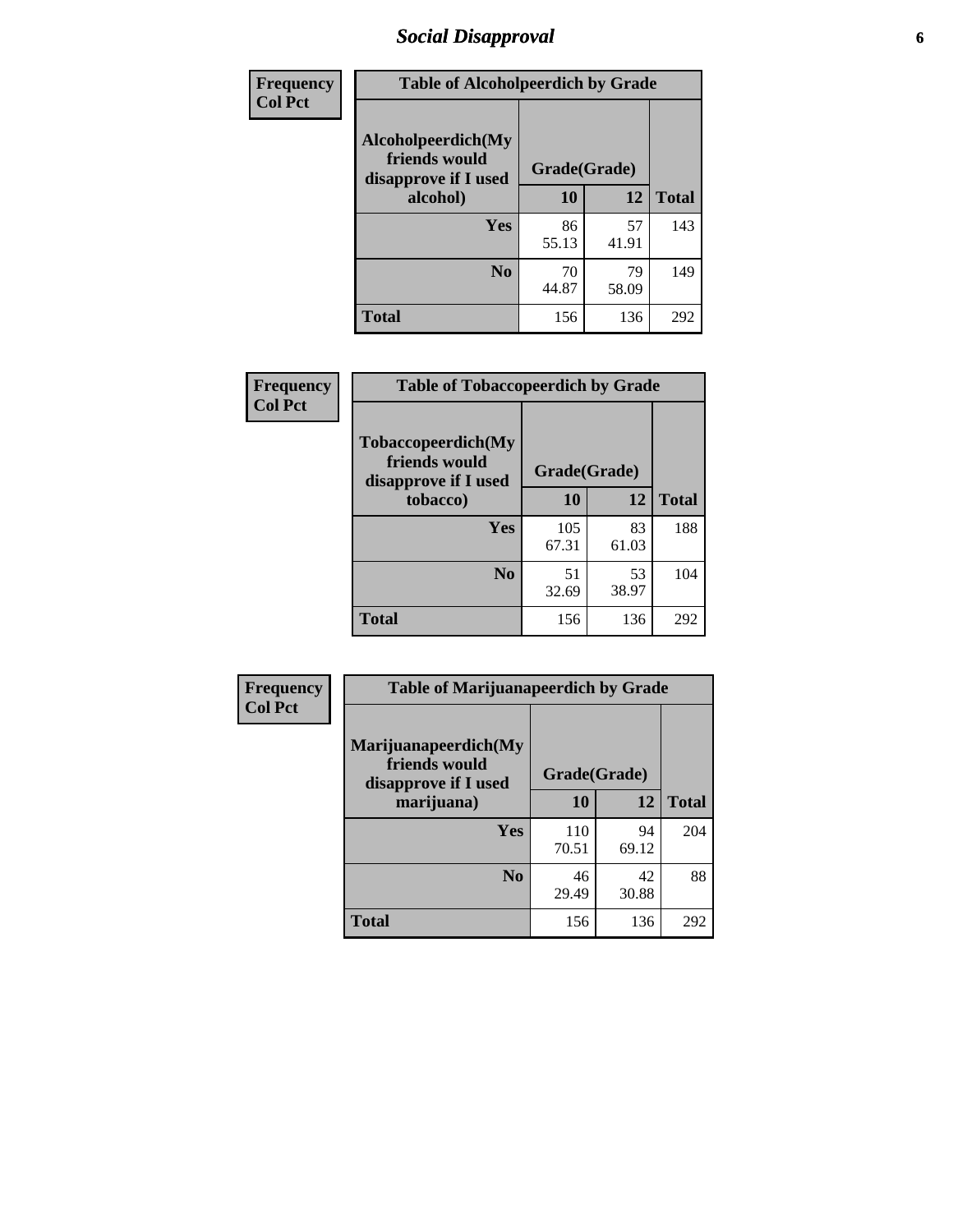| Frequency<br>Col Pct | Table of Alcoholpeerdich by Grade | | |
|---|---|---|---|
| Alcoholpeerdich(My friends would disapprove if I used alcohol) | Grade(Grade) | | |
| | 10 | 12 | Total |
| Yes | 86<br>55.13 | 57<br>41.91 | 143 |
| No | 70<br>44.87 | 79<br>58.09 | 149 |
| Total | 156 | 136 | 292 |

| Frequency<br>Col Pct | Table of Tobaccopeerdich by Grade | | |
|---|---|---|---|
| Tobaccopeerdich(My friends would disapprove if I used tobacco) | Grade(Grade) | | |
| | 10 | 12 | Total |
| Yes | 105<br>67.31 | 83<br>61.03 | 188 |
| No | 51<br>32.69 | 53<br>38.97 | 104 |
| Total | 156 | 136 | 292 |

| Frequency<br>Col Pct | Table of Marijuanapeerdich by Grade | | |
|---|---|---|---|
| Marijuanapeerdich(My friends would disapprove if I used marijuana) | Grade(Grade) | | |
| | 10 | 12 | Total |
| Yes | 110<br>70.51 | 94<br>69.12 | 204 |
| No | 46<br>29.49 | 42<br>30.88 | 88 |
| Total | 156 | 136 | 292 |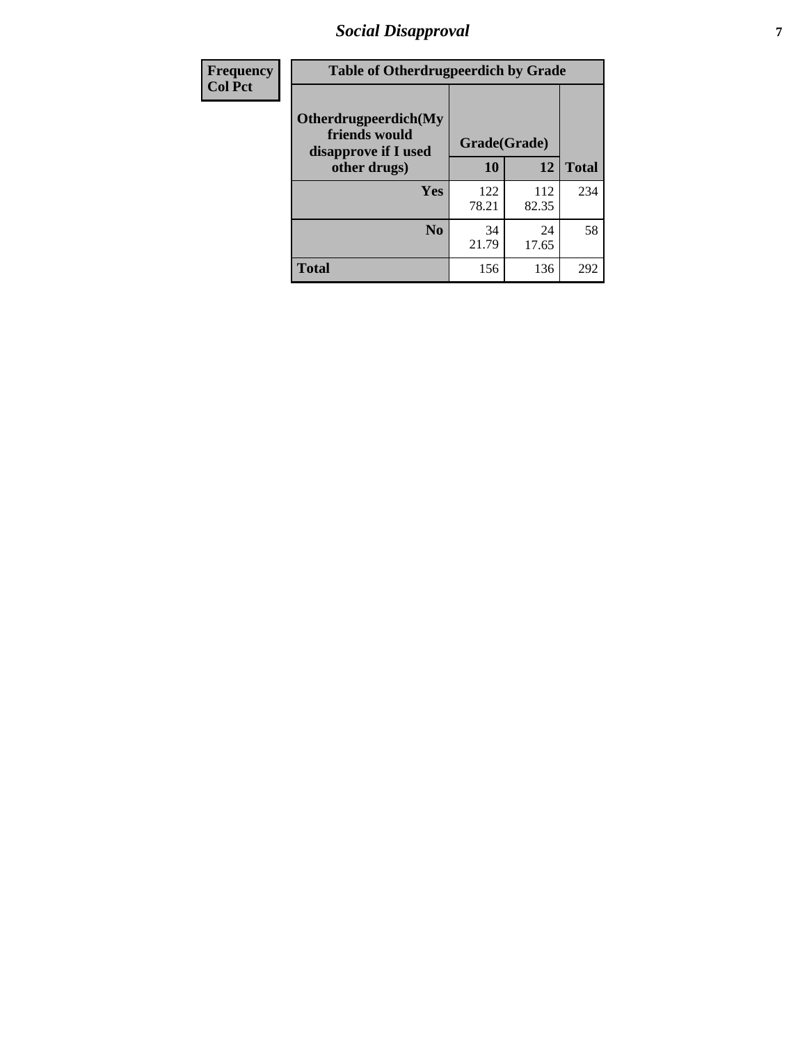| Frequency<br>Col Pct | Table of Otherdrugpeerdich by Grade | | |
|---|---|---|---|
| **Otherdrugpeerdich(My friends would disapprove if I used other drugs)** | **Grade(Grade)** | | |
| | **10** | **12** | **Total** |
| **Yes** | 122<br>78.21 | 112<br>82.35 | 234 |
| **No** | 34<br>21.79 | 24<br>17.65 | 58 |
| **Total** | 156 | 136 | 292 |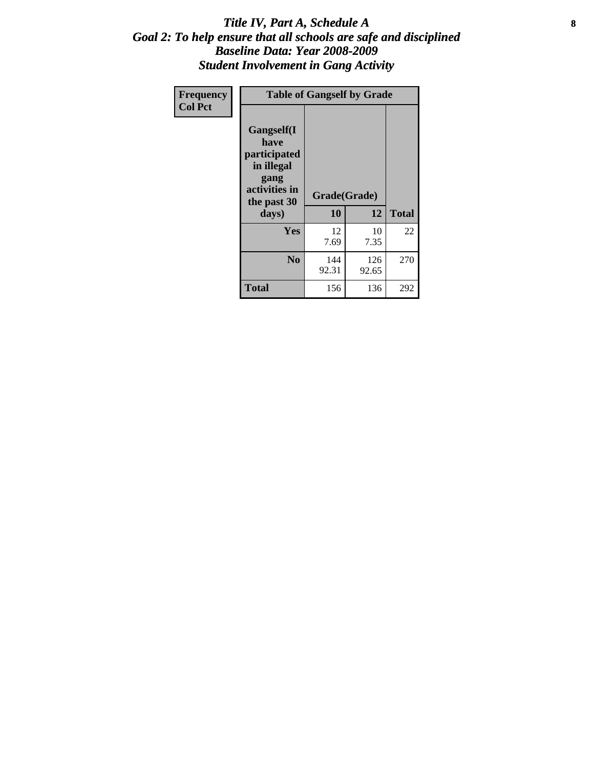# *Title IV, Part A, Schedule A*
## *Goal 2: To help ensure that all schools are safe and disciplined*
## *Baseline Data: Year 2008-2009*
## *Student Involvement in Gang Activity*

| Frequency<br>Col Pct | Table of Gangself by Grade | | |
|---|---|---|---|
| Gangself(I have participated in illegal gang activities in the past 30 days) | Grade(Grade) | | |
| | 10 | 12 | Total |
| Yes | 12<br>7.69 | 10<br>7.35 | 22 |
| No | 144<br>92.31 | 126<br>92.65 | 270 |
| Total | 156 | 136 | 292 |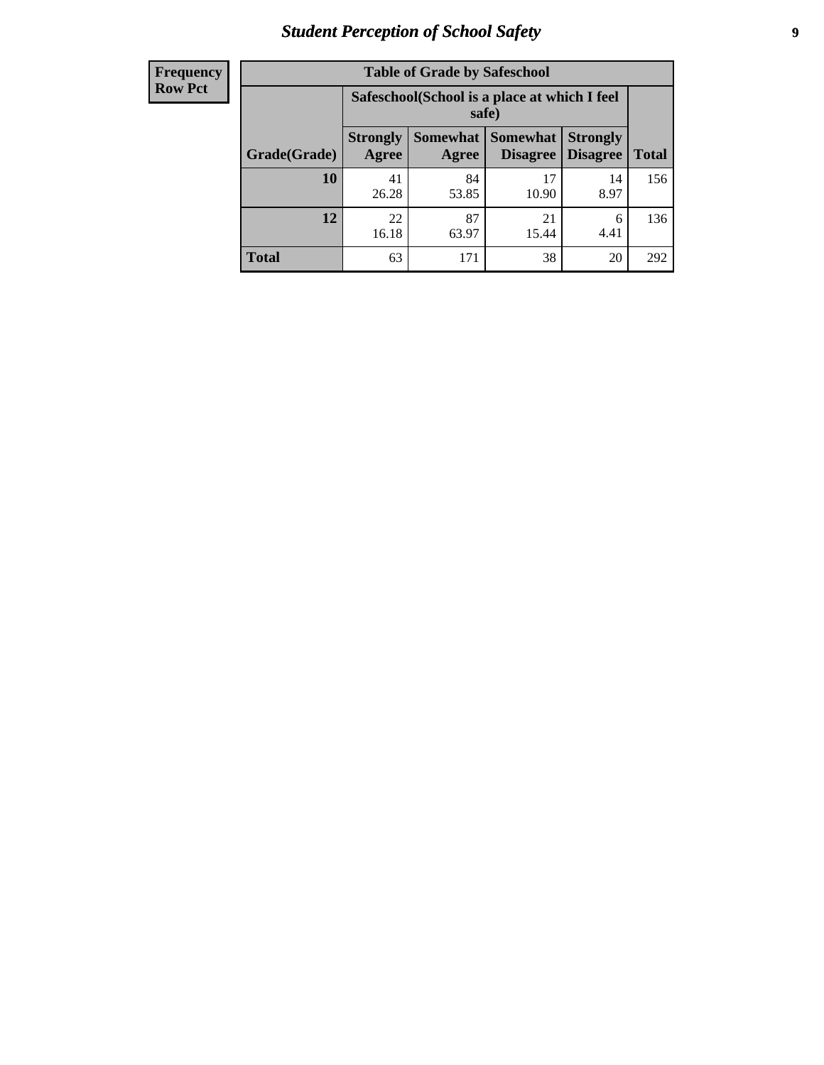| Frequency Row Pct |
|---|

**Table of Grade by Safeschool**

| Grade(Grade) | Safeschool(School is a place at which I feel safe) | | | | Total |
|---|---|---|---|---|---|
| | Strongly Agree | Somewhat Agree | Somewhat Disagree | Strongly Disagree | |
| 10 | 41<br>26.28 | 84<br>53.85 | 17<br>10.90 | 14<br>8.97 | 156 |
| 12 | 22<br>16.18 | 87<br>63.97 | 21<br>15.44 | 6<br>4.41 | 136 |
| Total | 63 | 171 | 38 | 20 | 292 |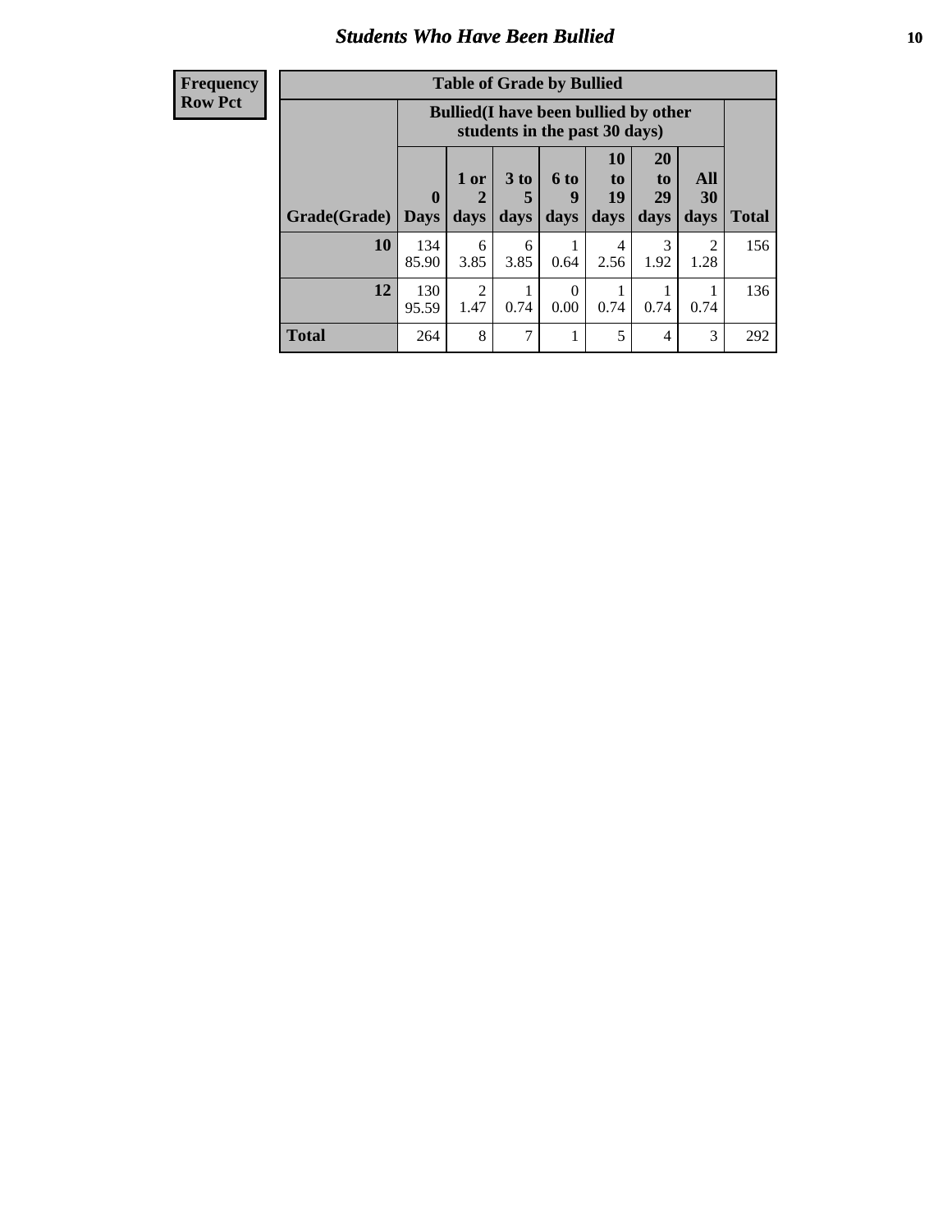## Students Who Have Been Bullied

**Frequency**
**Row Pct**

| Table of Grade by Bullied | | | | | | | | |
|---|---|---|---|---|---|---|---|---|
| | Bullied(I have been bullied by other students in the past 30 days) | | | | | | | |
| Grade(Grade) | 0 Days | 1 or 2 days | 3 to 5 days | 6 to 9 days | 10 to 19 days | 20 to 29 days | All 30 days | Total |
| 10 | 134 85.90 | 6 3.85 | 6 3.85 | 1 0.64 | 4 2.56 | 3 1.92 | 2 1.28 | 156 |
| 12 | 130 95.59 | 2 1.47 | 1 0.74 | 0 0.00 | 1 0.74 | 1 0.74 | 1 0.74 | 136 |
| Total | 264 | 8 | 7 | 1 | 5 | 4 | 3 | 292 |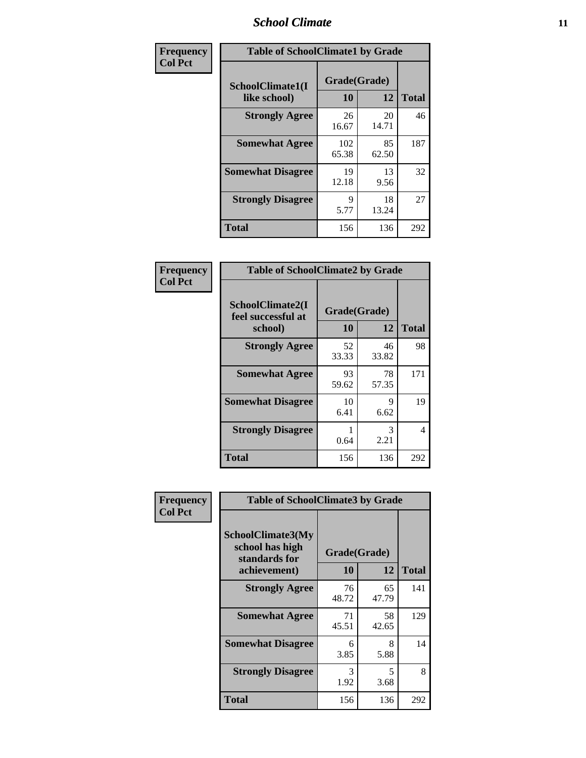| Frequency<br>Col Pct | Table of SchoolClimate1 by Grade | | |
|---|---|---|---|
| SchoolClimate1(I like school) | Grade(Grade) | | |
| | 10 | 12 | Total |
| Strongly Agree | 26<br>16.67 | 20<br>14.71 | 46 |
| Somewhat Agree | 102<br>65.38 | 85<br>62.50 | 187 |
| Somewhat Disagree | 19<br>12.18 | 13<br>9.56 | 32 |
| Strongly Disagree | 9<br>5.77 | 18<br>13.24 | 27 |
| Total | 156 | 136 | 292 |

| Frequency<br>Col Pct | Table of SchoolClimate2 by Grade | | |
|---|---|---|---|
| SchoolClimate2(I feel successful at school) | Grade(Grade) | | |
| | 10 | 12 | Total |
| Strongly Agree | 52<br>33.33 | 46<br>33.82 | 98 |
| Somewhat Agree | 93<br>59.62 | 78<br>57.35 | 171 |
| Somewhat Disagree | 10<br>6.41 | 9<br>6.62 | 19 |
| Strongly Disagree | 1<br>0.64 | 3<br>2.21 | 4 |
| Total | 156 | 136 | 292 |

| Frequency<br>Col Pct | Table of SchoolClimate3 by Grade | | |
|---|---|---|---|
| SchoolClimate3(My school has high standards for achievement) | Grade(Grade) | | |
| | 10 | 12 | Total |
| Strongly Agree | 76<br>48.72 | 65<br>47.79 | 141 |
| Somewhat Agree | 71<br>45.51 | 58<br>42.65 | 129 |
| Somewhat Disagree | 6<br>3.85 | 8<br>5.88 | 14 |
| Strongly Disagree | 3<br>1.92 | 5<br>3.68 | 8 |
| Total | 156 | 136 | 292 |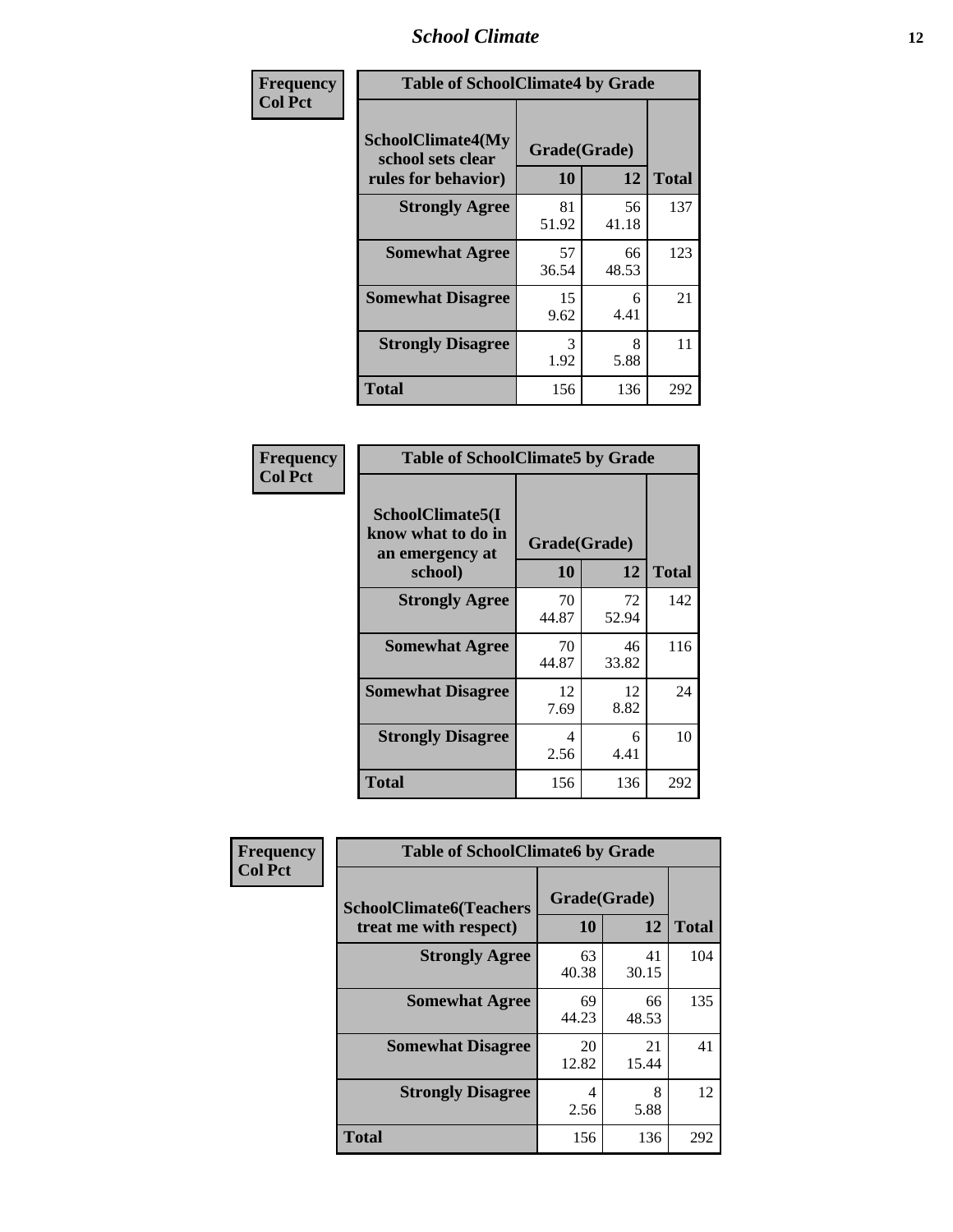| Frequency Col Pct | Table of SchoolClimate4 by Grade | | |
|---|---|---|---|
| SchoolClimate4(My school sets clear rules for behavior) | Grade(Grade) | | |
| | 10 | 12 | Total |
| Strongly Agree | 81<br>51.92 | 56<br>41.18 | 137 |
| Somewhat Agree | 57<br>36.54 | 66<br>48.53 | 123 |
| Somewhat Disagree | 15<br>9.62 | 6<br>4.41 | 21 |
| Strongly Disagree | 3<br>1.92 | 8<br>5.88 | 11 |
| Total | 156 | 136 | 292 |

| Frequency Col Pct | Table of SchoolClimate5 by Grade | | |
|---|---|---|---|
| SchoolClimate5(I know what to do in an emergency at school) | Grade(Grade) | | |
| | 10 | 12 | Total |
| Strongly Agree | 70<br>44.87 | 72<br>52.94 | 142 |
| Somewhat Agree | 70<br>44.87 | 46<br>33.82 | 116 |
| Somewhat Disagree | 12<br>7.69 | 12<br>8.82 | 24 |
| Strongly Disagree | 4<br>2.56 | 6<br>4.41 | 10 |
| Total | 156 | 136 | 292 |

| Frequency Col Pct | Table of SchoolClimate6 by Grade | | |
|---|---|---|---|
| SchoolClimate6(Teachers treat me with respect) | Grade(Grade) | | |
| | 10 | 12 | Total |
| Strongly Agree | 63<br>40.38 | 41<br>30.15 | 104 |
| Somewhat Agree | 69<br>44.23 | 66<br>48.53 | 135 |
| Somewhat Disagree | 20<br>12.82 | 21<br>15.44 | 41 |
| Strongly Disagree | 4<br>2.56 | 8<br>5.88 | 12 |
| Total | 156 | 136 | 292 |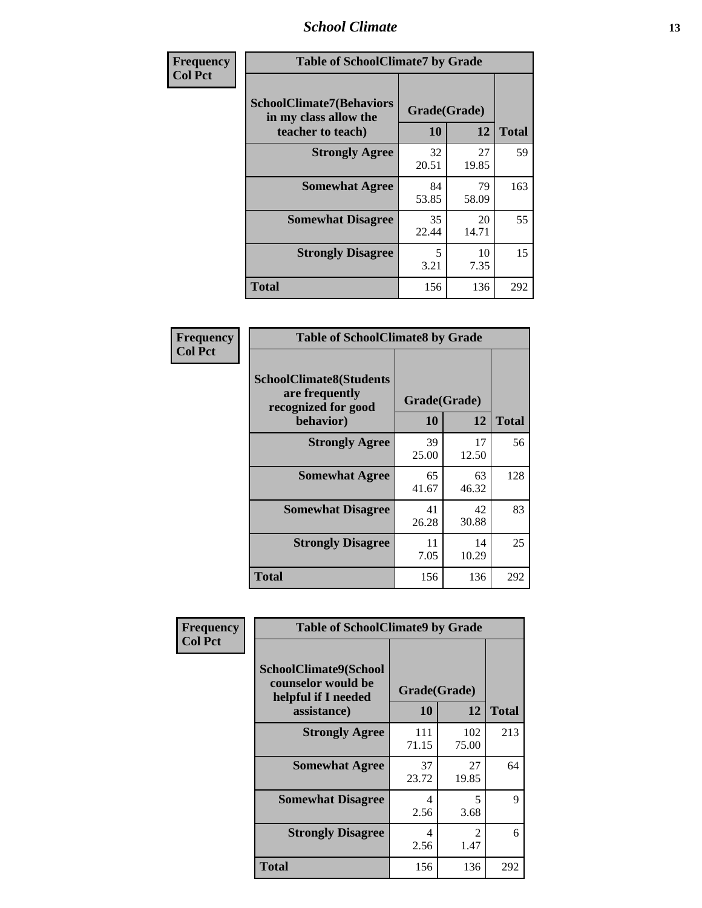| Frequency<br>Col Pct |
|---|

**Table of SchoolClimate7 by Grade**

| SchoolClimate7(Behaviors in my class allow the teacher to teach) | Grade(Grade) | | Total |
|---|---|---|---|
| | 10 | 12 | |
| Strongly Agree | 32<br>20.51 | 27<br>19.85 | 59 |
| Somewhat Agree | 84<br>53.85 | 79<br>58.09 | 163 |
| Somewhat Disagree | 35<br>22.44 | 20<br>14.71 | 55 |
| Strongly Disagree | 5<br>3.21 | 10<br>7.35 | 15 |
| Total | 156 | 136 | 292 |

| Frequency<br>Col Pct |
|---|

**Table of SchoolClimate8 by Grade**

| SchoolClimate8(Students are frequently recognized for good behavior) | Grade(Grade) | | Total |
|---|---|---|---|
| | 10 | 12 | |
| Strongly Agree | 39<br>25.00 | 17<br>12.50 | 56 |
| Somewhat Agree | 65<br>41.67 | 63<br>46.32 | 128 |
| Somewhat Disagree | 41<br>26.28 | 42<br>30.88 | 83 |
| Strongly Disagree | 11<br>7.05 | 14<br>10.29 | 25 |
| Total | 156 | 136 | 292 |

| Frequency<br>Col Pct |
|---|

**Table of SchoolClimate9 by Grade**

| SchoolClimate9(School counselor would be helpful if I needed assistance) | Grade(Grade) | | Total |
|---|---|---|---|
| | 10 | 12 | |
| Strongly Agree | 111<br>71.15 | 102<br>75.00 | 213 |
| Somewhat Agree | 37<br>23.72 | 27<br>19.85 | 64 |
| Somewhat Disagree | 4<br>2.56 | 5<br>3.68 | 9 |
| Strongly Disagree | 4<br>2.56 | 2<br>1.47 | 6 |
| Total | 156 | 136 | 292 |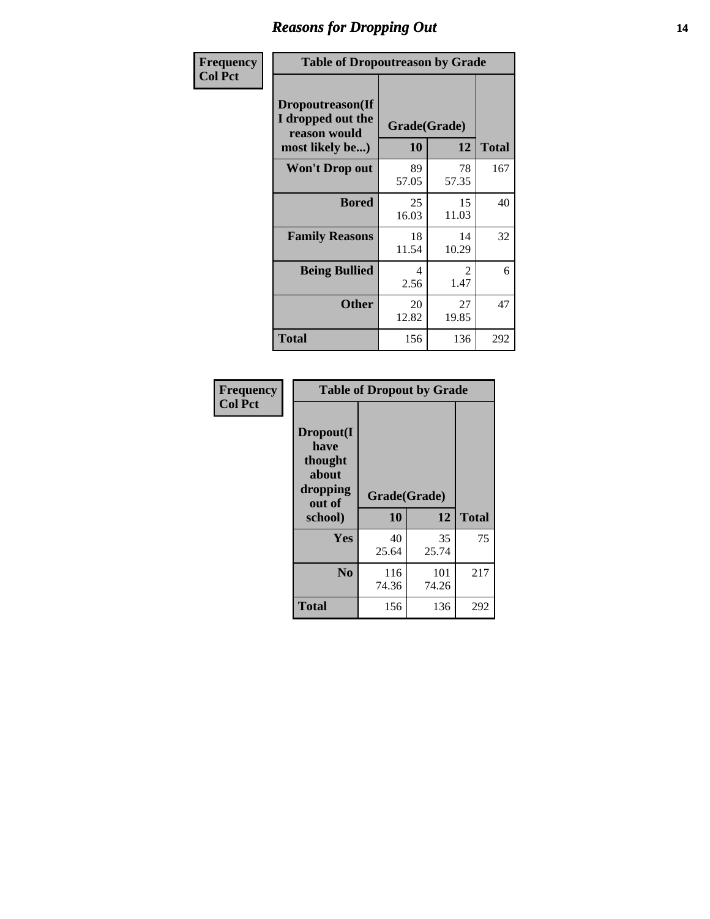# Reasons for Dropping Out

**Frequency**
**Col Pct**

| Table of Dropoutreason by Grade | | | |
|---|---|---|---|
| **Dropoutreason(If I dropped out the reason would most likely be...)** | **Grade(Grade)** | | |
| | **10** | **12** | **Total** |
| **Won't Drop out** | 89<br>57.05 | 78<br>57.35 | 167 |
| **Bored** | 25<br>16.03 | 15<br>11.03 | 40 |
| **Family Reasons** | 18<br>11.54 | 14<br>10.29 | 32 |
| **Being Bullied** | 4<br>2.56 | 2<br>1.47 | 6 |
| **Other** | 20<br>12.82 | 27<br>19.85 | 47 |
| **Total** | 156 | 136 | 292 |

**Frequency**
**Col Pct**

| Table of Dropout by Grade | | | |
|---|---|---|---|
| **Dropout(I have thought about dropping out of school)** | **Grade(Grade)** | | |
| | **10** | **12** | **Total** |
| **Yes** | 40<br>25.64 | 35<br>25.74 | 75 |
| **No** | 116<br>74.36 | 101<br>74.26 | 217 |
| **Total** | 156 | 136 | 292 |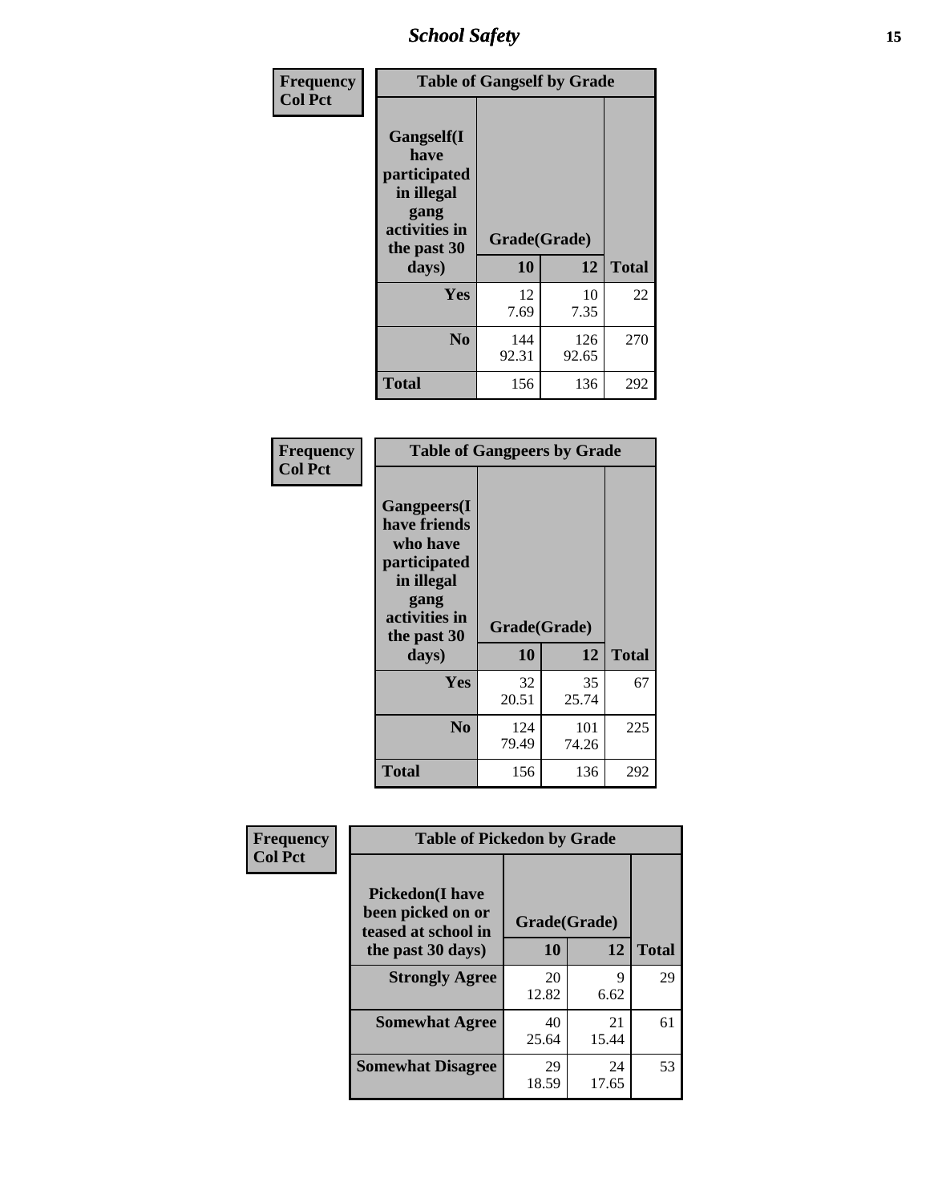| Frequency Col Pct | Table of Gangself by Grade | | |
|---|---|---|---|
| Gangself(I have participated in illegal gang activities in the past 30 days) | Grade(Grade) | | |
| | 10 | 12 | Total |
| Yes | 12<br>7.69 | 10<br>7.35 | 22 |
| No | 144<br>92.31 | 126<br>92.65 | 270 |
| Total | 156 | 136 | 292 |

| Frequency Col Pct | Table of Gangpeers by Grade | | |
|---|---|---|---|
| Gangpeers(I have friends who have participated in illegal gang activities in the past 30 days) | Grade(Grade) | | |
| | 10 | 12 | Total |
| Yes | 32<br>20.51 | 35<br>25.74 | 67 |
| No | 124<br>79.49 | 101<br>74.26 | 225 |
| Total | 156 | 136 | 292 |

| Frequency Col Pct | Table of Pickedon by Grade | | |
|---|---|---|---|
| Pickedon(I have been picked on or teased at school in the past 30 days) | Grade(Grade) | | |
| | 10 | 12 | Total |
| Strongly Agree | 20<br>12.82 | 9<br>6.62 | 29 |
| Somewhat Agree | 40<br>25.64 | 21<br>15.44 | 61 |
| Somewhat Disagree | 29<br>18.59 | 24<br>17.65 | 53 |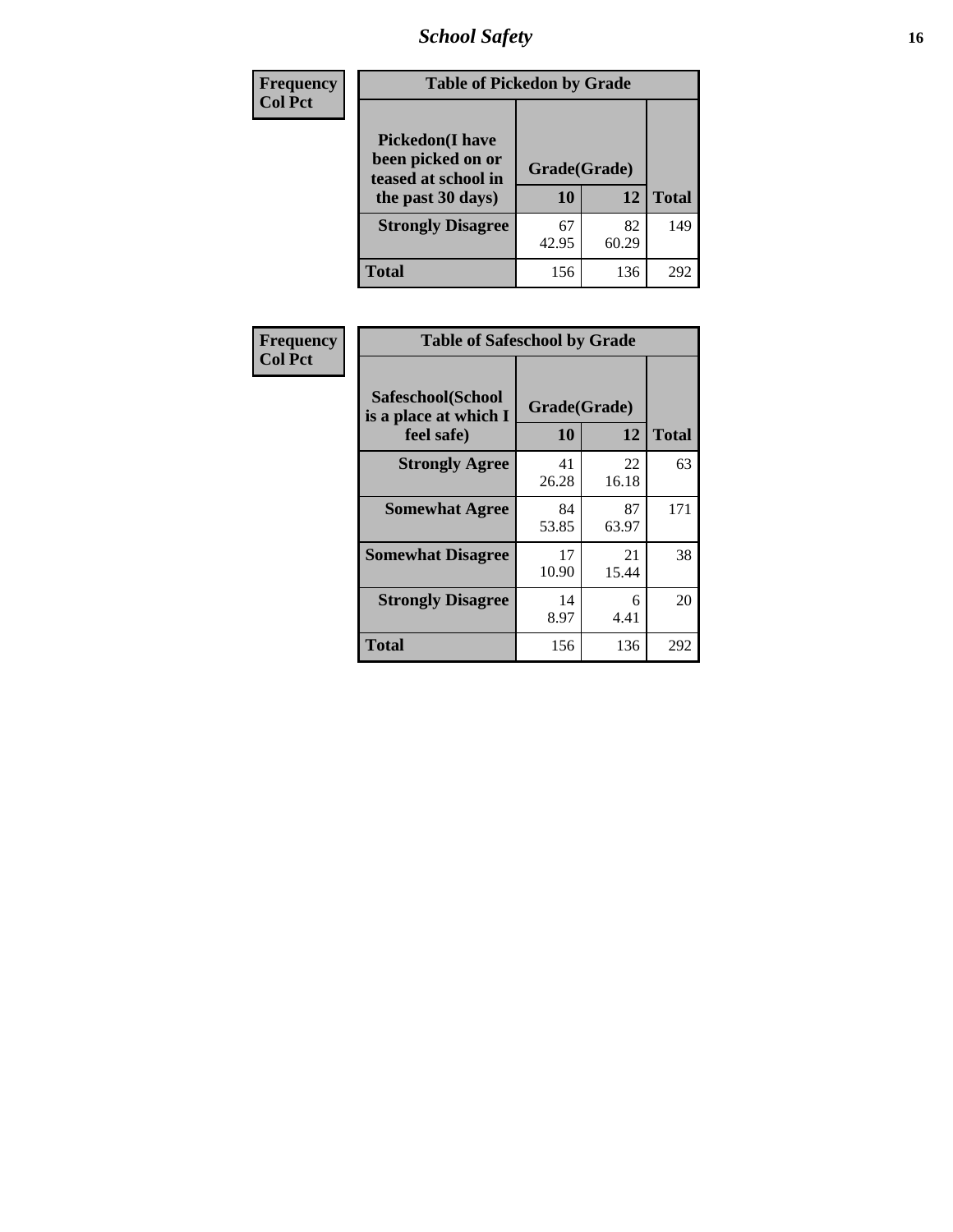# School Safety

| Frequency<br>Col Pct |
|---|

**Table of Pickedon by Grade**

| Pickedon(I have been picked on or teased at school in the past 30 days) | Grade(Grade) | | |
|---|---|---|---|
| | 10 | 12 | Total |
| Strongly Disagree | 67<br>42.95 | 82<br>60.29 | 149 |
| Total | 156 | 136 | 292 |

| Frequency<br>Col Pct |
|---|

**Table of Safeschool by Grade**

| Safeschool(School is a place at which I feel safe) | Grade(Grade) | | |
|---|---|---|---|
| | 10 | 12 | Total |
| Strongly Agree | 41<br>26.28 | 22<br>16.18 | 63 |
| Somewhat Agree | 84<br>53.85 | 87<br>63.97 | 171 |
| Somewhat Disagree | 17<br>10.90 | 21<br>15.44 | 38 |
| Strongly Disagree | 14<br>8.97 | 6<br>4.41 | 20 |
| Total | 156 | 136 | 292 |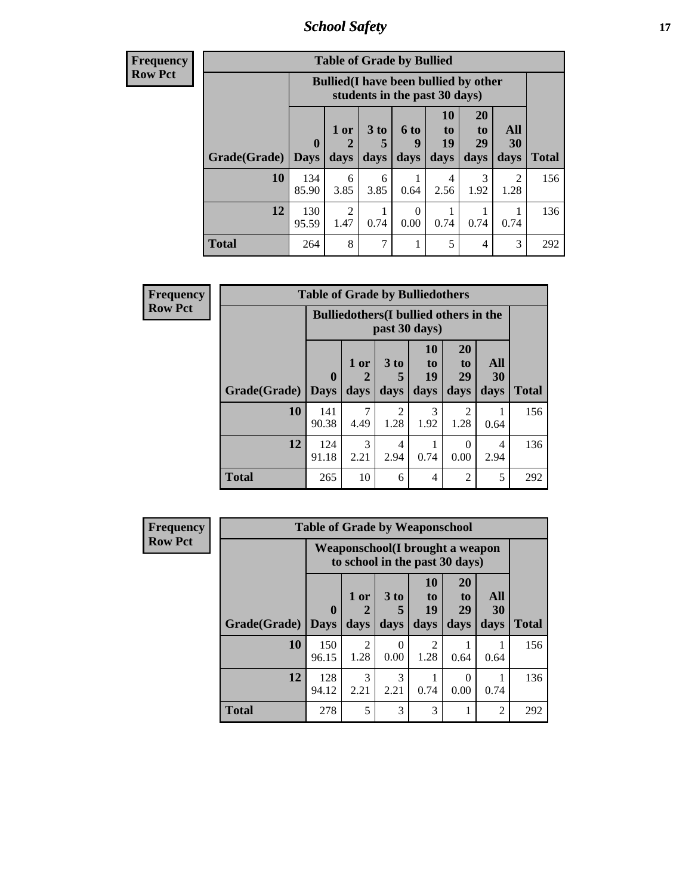**Frequency**
**Row Pct**

| Table of Grade by Bullied | | | | | | | | |
|---|---|---|---|---|---|---|---|---|
| | Bullied(I have been bullied by other students in the past 30 days) | | | | | | | |
| Grade(Grade) | 0 Days | 1 or 2 days | 3 to 5 days | 6 to 9 days | 10 to 19 days | 20 to 29 days | All 30 days | Total |
| **10** | 134<br>85.90 | 6<br>3.85 | 6<br>3.85 | 1<br>0.64 | 4<br>2.56 | 3<br>1.92 | 2<br>1.28 | 156 |
| **12** | 130<br>95.59 | 2<br>1.47 | 1<br>0.74 | 0<br>0.00 | 1<br>0.74 | 1<br>0.74 | 1<br>0.74 | 136 |
| **Total** | 264 | 8 | 7 | 1 | 5 | 4 | 3 | 292 |

**Frequency**
**Row Pct**

| Table of Grade by Bulliedothers | | | | | | | |
|---|---|---|---|---|---|---|---|
| | Bulliedothers(I bullied others in the past 30 days) | | | | | | |
| Grade(Grade) | 0 Days | 1 or 2 days | 3 to 5 days | 10 to 19 days | 20 to 29 days | All 30 days | Total |
| **10** | 141<br>90.38 | 7<br>4.49 | 2<br>1.28 | 3<br>1.92 | 2<br>1.28 | 1<br>0.64 | 156 |
| **12** | 124<br>91.18 | 3<br>2.21 | 4<br>2.94 | 1<br>0.74 | 0<br>0.00 | 4<br>2.94 | 136 |
| **Total** | 265 | 10 | 6 | 4 | 2 | 5 | 292 |

**Frequency**
**Row Pct**

| Table of Grade by Weaponschool | | | | | | | |
|---|---|---|---|---|---|---|---|
| | Weaponschool(I brought a weapon to school in the past 30 days) | | | | | | |
| Grade(Grade) | 0 Days | 1 or 2 days | 3 to 5 days | 10 to 19 days | 20 to 29 days | All 30 days | Total |
| **10** | 150<br>96.15 | 2<br>1.28 | 0<br>0.00 | 2<br>1.28 | 1<br>0.64 | 1<br>0.64 | 156 |
| **12** | 128<br>94.12 | 3<br>2.21 | 3<br>2.21 | 1<br>0.74 | 0<br>0.00 | 1<br>0.74 | 136 |
| **Total** | 278 | 5 | 3 | 3 | 1 | 2 | 292 |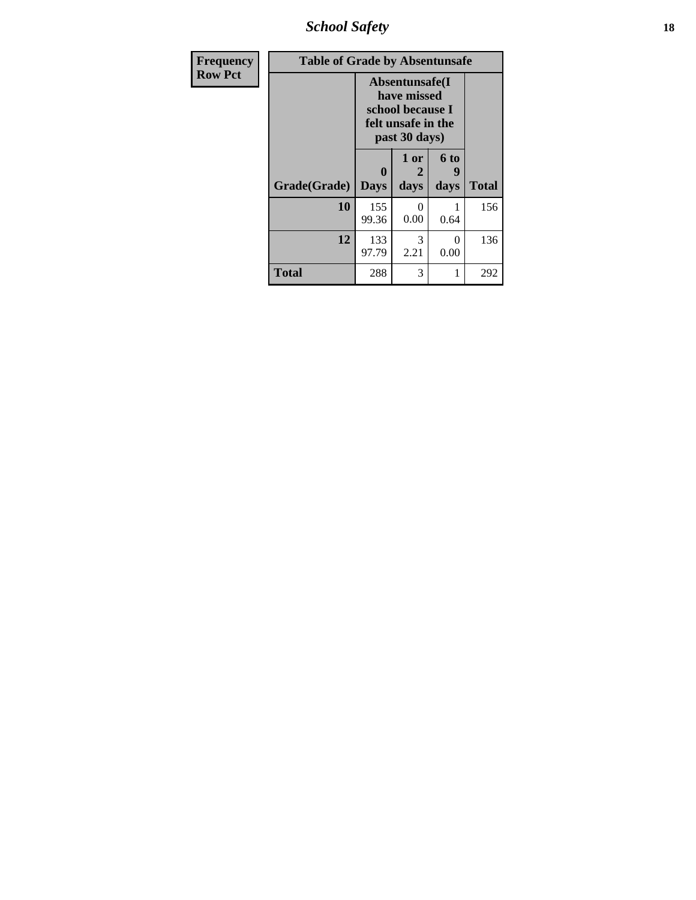| Frequency Row Pct |
|---|

**Table of Grade by Absentunsafe**

| Grade(Grade) | Absentunsafe(I have missed school because I felt unsafe in the past 30 days) 0 Days | 1 or 2 days | 6 to 9 days | Total |
|---|---|---|---|---|
| **10** | 155<br>99.36 | 0<br>0.00 | 1<br>0.64 | 156 |
| **12** | 133<br>97.79 | 3<br>2.21 | 0<br>0.00 | 136 |
| **Total** | 288 | 3 | 1 | 292 |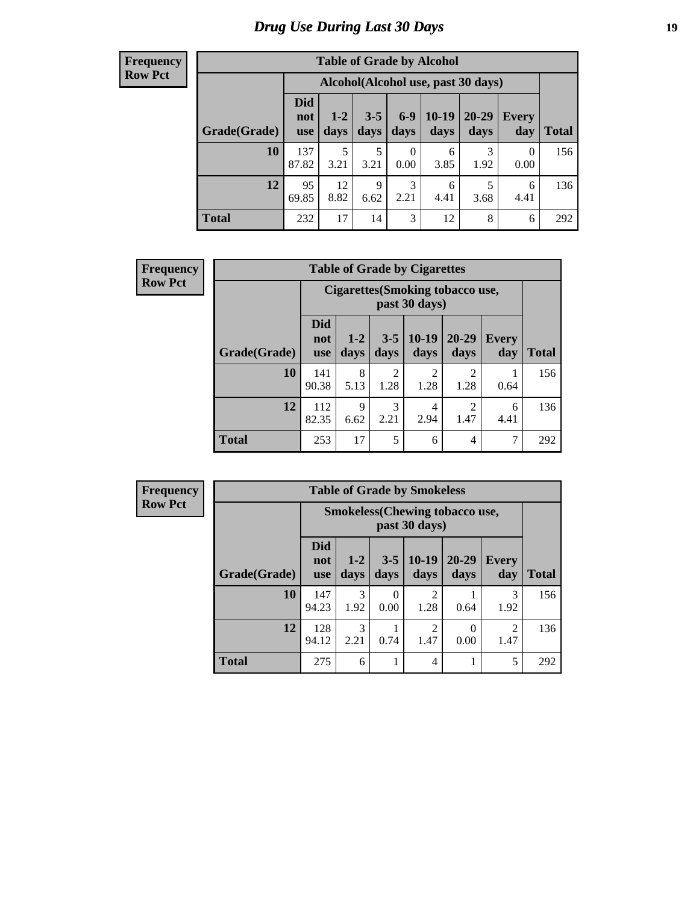# Drug Use During Last 30 Days

**Frequency**
**Row Pct**

**Table of Grade by Alcohol**

| Grade(Grade) | Alcohol(Alcohol use, past 30 days) | | | | | | | Total |
|---|---|---|---|---|---|---|---|---|
| | Did not use | 1-2 days | 3-5 days | 6-9 days | 10-19 days | 20-29 days | Every day | |
| **10** | 137<br>87.82 | 5<br>3.21 | 5<br>3.21 | 0<br>0.00 | 6<br>3.85 | 3<br>1.92 | 0<br>0.00 | 156 |
| **12** | 95<br>69.85 | 12<br>8.82 | 9<br>6.62 | 3<br>2.21 | 6<br>4.41 | 5<br>3.68 | 6<br>4.41 | 136 |
| **Total** | 232 | 17 | 14 | 3 | 12 | 8 | 6 | 292 |

**Frequency**
**Row Pct**

**Table of Grade by Cigarettes**

| Grade(Grade) | Cigarettes(Smoking tobacco use, past 30 days) | | | | | | Total |
|---|---|---|---|---|---|---|---|
| | Did not use | 1-2 days | 3-5 days | 10-19 days | 20-29 days | Every day | |
| **10** | 141<br>90.38 | 8<br>5.13 | 2<br>1.28 | 2<br>1.28 | 2<br>1.28 | 1<br>0.64 | 156 |
| **12** | 112<br>82.35 | 9<br>6.62 | 3<br>2.21 | 4<br>2.94 | 2<br>1.47 | 6<br>4.41 | 136 |
| **Total** | 253 | 17 | 5 | 6 | 4 | 7 | 292 |

**Frequency**
**Row Pct**

**Table of Grade by Smokeless**

| Grade(Grade) | Smokeless(Chewing tobacco use, past 30 days) | | | | | | Total |
|---|---|---|---|---|---|---|---|
| | Did not use | 1-2 days | 3-5 days | 10-19 days | 20-29 days | Every day | |
| **10** | 147<br>94.23 | 3<br>1.92 | 0<br>0.00 | 2<br>1.28 | 1<br>0.64 | 3<br>1.92 | 156 |
| **12** | 128<br>94.12 | 3<br>2.21 | 1<br>0.74 | 2<br>1.47 | 0<br>0.00 | 2<br>1.47 | 136 |
| **Total** | 275 | 6 | 1 | 4 | 1 | 5 | 292 |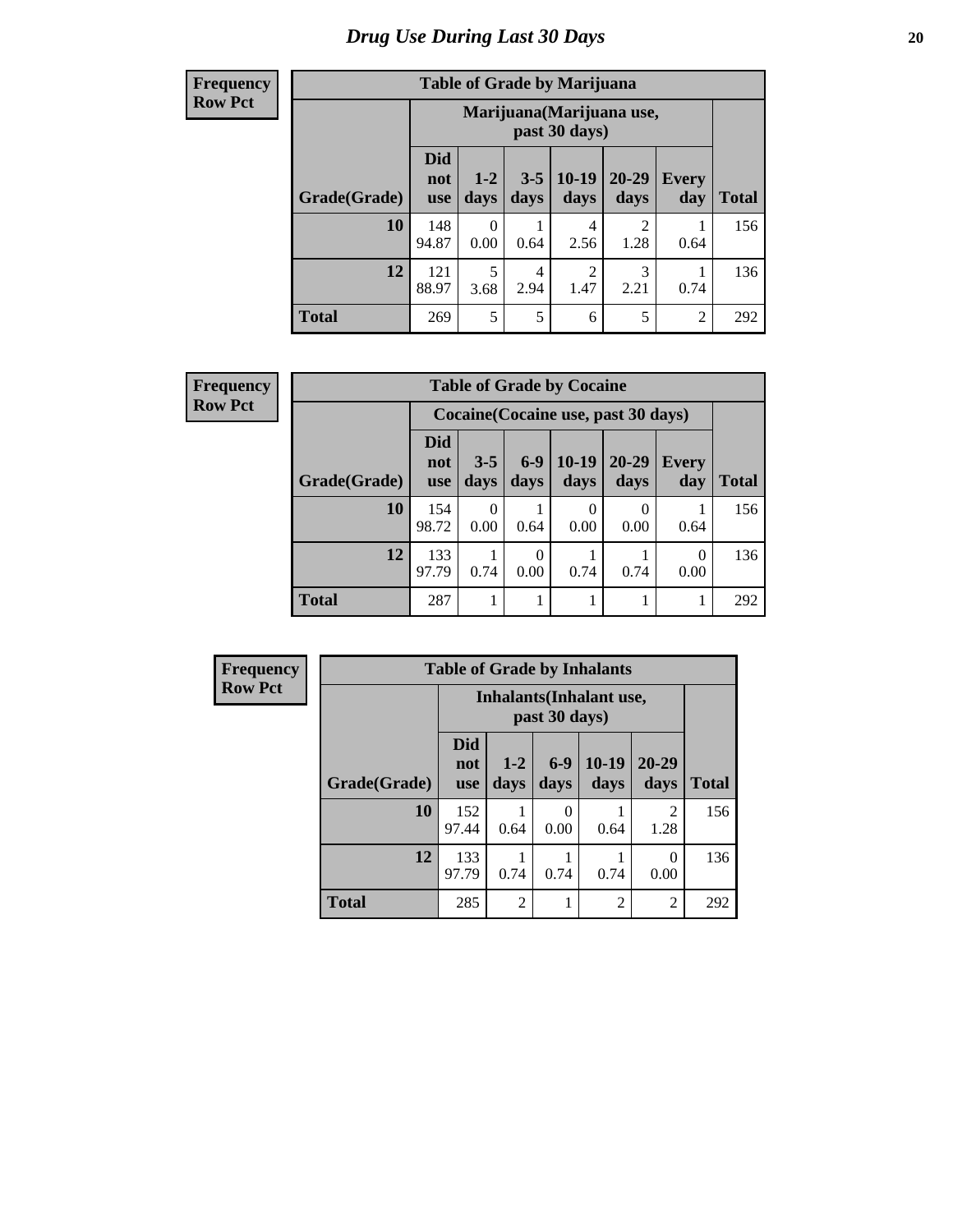# Drug Use During Last 30 Days

**Frequency**
**Row Pct**

| Table of Grade by Marijuana | | | | | | | |
|---|---|---|---|---|---|---|---|
| | Marijuana(Marijuana use, past 30 days) | | | | | | |
| Grade(Grade) | Did not use | 1-2 days | 3-5 days | 10-19 days | 20-29 days | Every day | Total |
| 10 | 148<br>94.87 | 0<br>0.00 | 1<br>0.64 | 4<br>2.56 | 2<br>1.28 | 1<br>0.64 | 156 |
| 12 | 121<br>88.97 | 5<br>3.68 | 4<br>2.94 | 2<br>1.47 | 3<br>2.21 | 1<br>0.74 | 136 |
| Total | 269 | 5 | 5 | 6 | 5 | 2 | 292 |

**Frequency**
**Row Pct**

| Table of Grade by Cocaine | | | | | | | |
|---|---|---|---|---|---|---|---|
| | Cocaine(Cocaine use, past 30 days) | | | | | | |
| Grade(Grade) | Did not use | 3-5 days | 6-9 days | 10-19 days | 20-29 days | Every day | Total |
| 10 | 154<br>98.72 | 0<br>0.00 | 1<br>0.64 | 0<br>0.00 | 0<br>0.00 | 1<br>0.64 | 156 |
| 12 | 133<br>97.79 | 1<br>0.74 | 0<br>0.00 | 1<br>0.74 | 1<br>0.74 | 0<br>0.00 | 136 |
| Total | 287 | 1 | 1 | 1 | 1 | 1 | 292 |

**Frequency**
**Row Pct**

| Table of Grade by Inhalants | | | | | | |
|---|---|---|---|---|---|---|
| | Inhalants(Inhalant use, past 30 days) | | | | | |
| Grade(Grade) | Did not use | 1-2 days | 6-9 days | 10-19 days | 20-29 days | Total |
| 10 | 152<br>97.44 | 1<br>0.64 | 0<br>0.00 | 1<br>0.64 | 2<br>1.28 | 156 |
| 12 | 133<br>97.79 | 1<br>0.74 | 1<br>0.74 | 1<br>0.74 | 0<br>0.00 | 136 |
| Total | 285 | 2 | 1 | 2 | 2 | 292 |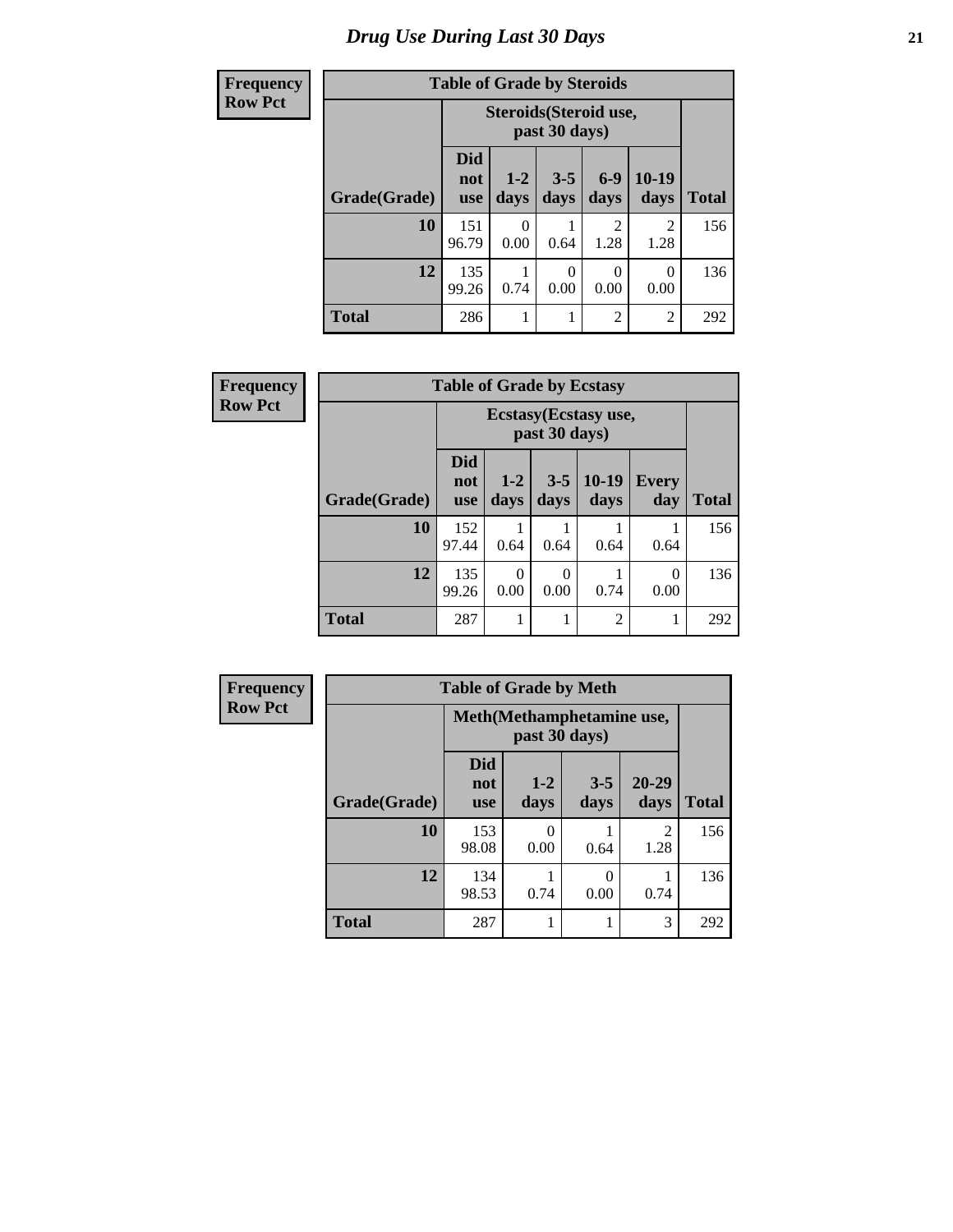# Drug Use During Last 30 Days

**Frequency**
**Row Pct**

| Table of Grade by Steroids | | | | | | |
|---|---|---|---|---|---|---|
| | Steroids(Steroid use, past 30 days) | | | | | |
| Grade(Grade) | Did not use | 1-2 days | 3-5 days | 6-9 days | 10-19 days | Total |
| **10** | 151<br>96.79 | 0<br>0.00 | 1<br>0.64 | 2<br>1.28 | 2<br>1.28 | 156 |
| **12** | 135<br>99.26 | 1<br>0.74 | 0<br>0.00 | 0<br>0.00 | 0<br>0.00 | 136 |
| **Total** | 286 | 1 | 1 | 2 | 2 | 292 |

**Frequency**
**Row Pct**

| Table of Grade by Ecstasy | | | | | | |
|---|---|---|---|---|---|---|
| | Ecstasy(Ecstasy use, past 30 days) | | | | | |
| Grade(Grade) | Did not use | 1-2 days | 3-5 days | 10-19 days | Every day | Total |
| **10** | 152<br>97.44 | 1<br>0.64 | 1<br>0.64 | 1<br>0.64 | 1<br>0.64 | 156 |
| **12** | 135<br>99.26 | 0<br>0.00 | 0<br>0.00 | 1<br>0.74 | 0<br>0.00 | 136 |
| **Total** | 287 | 1 | 1 | 2 | 1 | 292 |

**Frequency**
**Row Pct**

| Table of Grade by Meth | | | | | |
|---|---|---|---|---|---|
| | Meth(Methamphetamine use, past 30 days) | | | | |
| Grade(Grade) | Did not use | 1-2 days | 3-5 days | 20-29 days | Total |
| **10** | 153<br>98.08 | 0<br>0.00 | 1<br>0.64 | 2<br>1.28 | 156 |
| **12** | 134<br>98.53 | 1<br>0.74 | 0<br>0.00 | 1<br>0.74 | 136 |
| **Total** | 287 | 1 | 1 | 3 | 292 |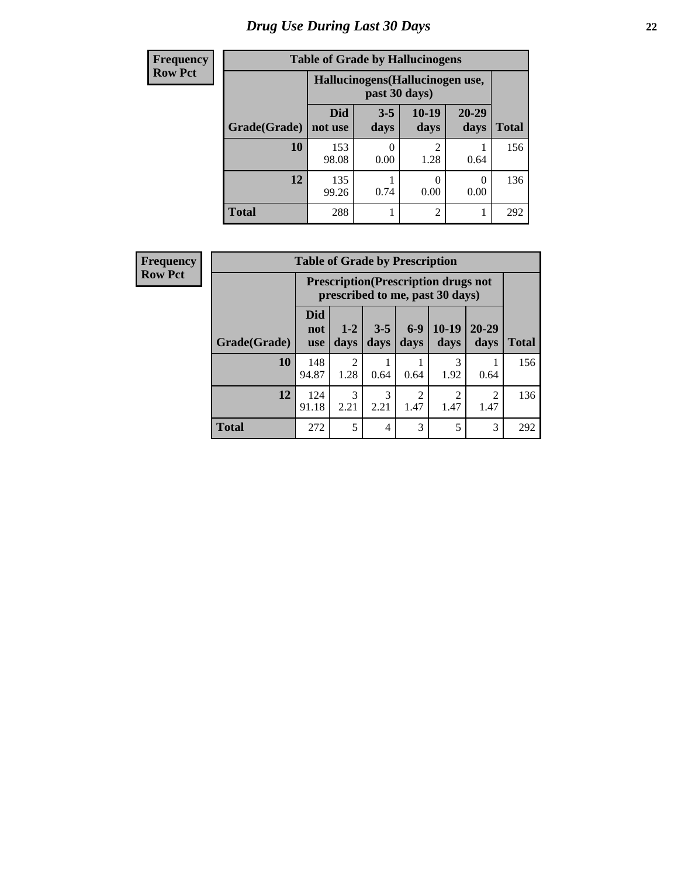# Drug Use During Last 30 Days

**Frequency**
**Row Pct**

| Table of Grade by Hallucinogens | | | | | |
|---|---|---|---|---|---|
| | Hallucinogens(Hallucinogen use, past 30 days) | | | | |
| Grade(Grade) | Did not use | 3-5 days | 10-19 days | 20-29 days | Total |
| 10 | 153<br>98.08 | 0<br>0.00 | 2<br>1.28 | 1<br>0.64 | 156 |
| 12 | 135<br>99.26 | 1<br>0.74 | 0<br>0.00 | 0<br>0.00 | 136 |
| Total | 288 | 1 | 2 | 1 | 292 |

**Frequency**
**Row Pct**

| Table of Grade by Prescription | | | | | | | |
|---|---|---|---|---|---|---|---|
| | Prescription(Prescription drugs not prescribed to me, past 30 days) | | | | | | |
| Grade(Grade) | Did not use | 1-2 days | 3-5 days | 6-9 days | 10-19 days | 20-29 days | Total |
| 10 | 148<br>94.87 | 2<br>1.28 | 1<br>0.64 | 1<br>0.64 | 3<br>1.92 | 1<br>0.64 | 156 |
| 12 | 124<br>91.18 | 3<br>2.21 | 3<br>2.21 | 2<br>1.47 | 2<br>1.47 | 2<br>1.47 | 136 |
| Total | 272 | 5 | 4 | 3 | 5 | 3 | 292 |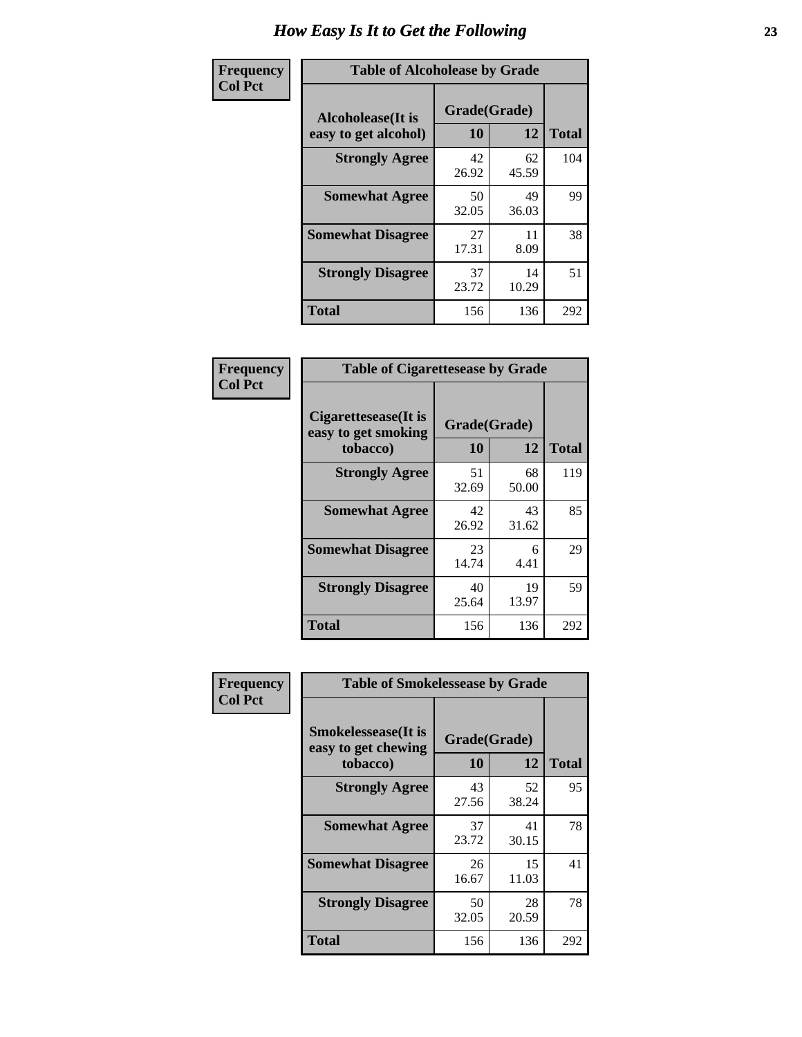# How Easy Is It to Get the Following

**Frequency**
**Col Pct**

| Table of Alcoholease by Grade | | | |
|---|---|---|---|
| Alcoholease(It is easy to get alcohol) | Grade(Grade) | | Total |
| | 10 | 12 | |
| **Strongly Agree** | 42<br>26.92 | 62<br>45.59 | 104 |
| **Somewhat Agree** | 50<br>32.05 | 49<br>36.03 | 99 |
| **Somewhat Disagree** | 27<br>17.31 | 11<br>8.09 | 38 |
| **Strongly Disagree** | 37<br>23.72 | 14<br>10.29 | 51 |
| **Total** | 156 | 136 | 292 |

**Frequency**
**Col Pct**

| Table of Cigarettesease by Grade | | | |
|---|---|---|---|
| Cigarettesease(It is easy to get smoking tobacco) | Grade(Grade) | | Total |
| | 10 | 12 | |
| **Strongly Agree** | 51<br>32.69 | 68<br>50.00 | 119 |
| **Somewhat Agree** | 42<br>26.92 | 43<br>31.62 | 85 |
| **Somewhat Disagree** | 23<br>14.74 | 6<br>4.41 | 29 |
| **Strongly Disagree** | 40<br>25.64 | 19<br>13.97 | 59 |
| **Total** | 156 | 136 | 292 |

**Frequency**
**Col Pct**

| Table of Smokelessease by Grade | | | |
|---|---|---|---|
| Smokelessease(It is easy to get chewing tobacco) | Grade(Grade) | | Total |
| | 10 | 12 | |
| **Strongly Agree** | 43<br>27.56 | 52<br>38.24 | 95 |
| **Somewhat Agree** | 37<br>23.72 | 41<br>30.15 | 78 |
| **Somewhat Disagree** | 26<br>16.67 | 15<br>11.03 | 41 |
| **Strongly Disagree** | 50<br>32.05 | 28<br>20.59 | 78 |
| **Total** | 156 | 136 | 292 |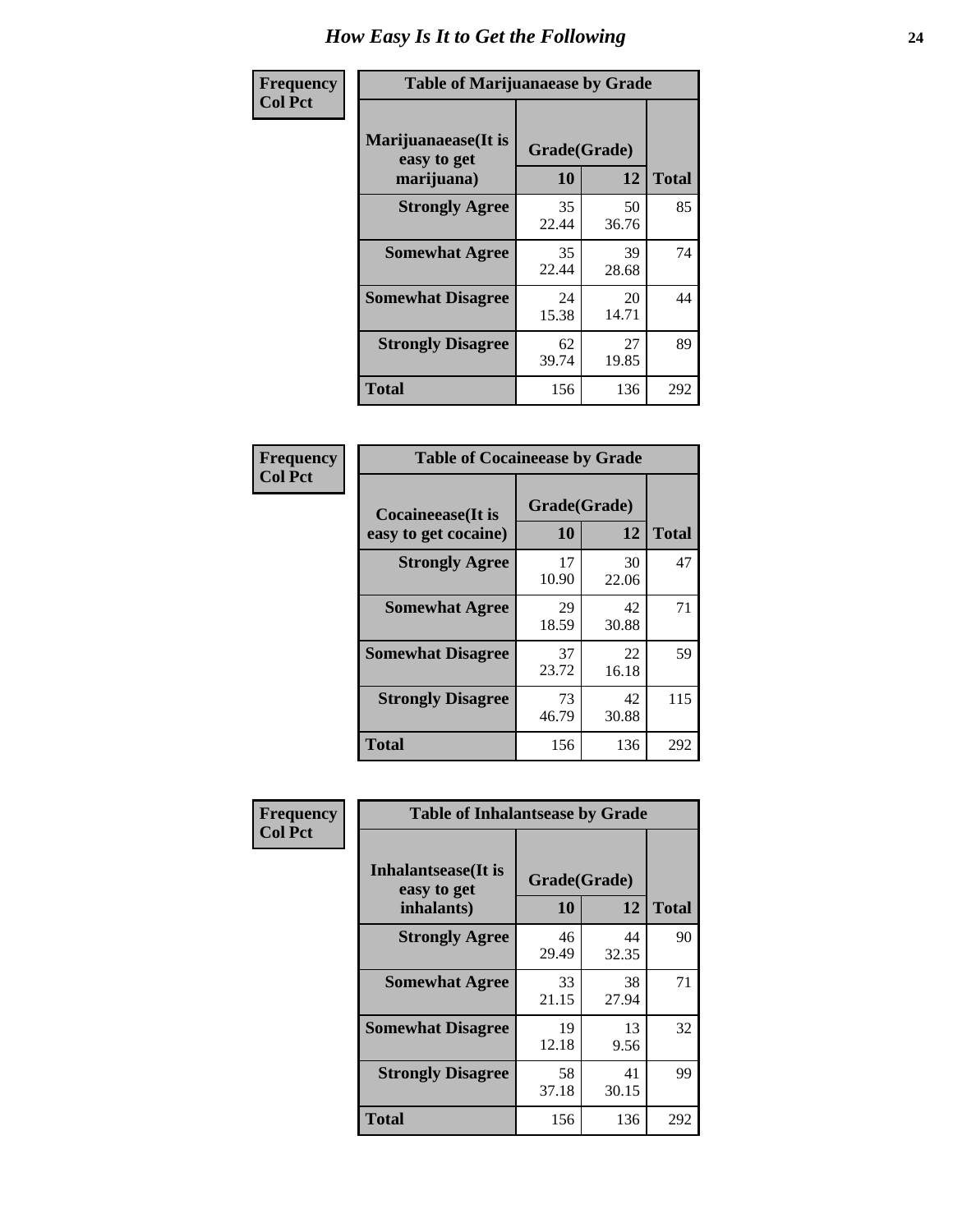# How Easy Is It to Get the Following

**Frequency**
**Col Pct**

**Table of Marijuanaease by Grade**

| Marijuanaease(It is easy to get marijuana) | Grade(Grade) | | Total |
|---|---|---|---|
| | 10 | 12 | |
| **Strongly Agree** | 35<br>22.44 | 50<br>36.76 | 85 |
| **Somewhat Agree** | 35<br>22.44 | 39<br>28.68 | 74 |
| **Somewhat Disagree** | 24<br>15.38 | 20<br>14.71 | 44 |
| **Strongly Disagree** | 62<br>39.74 | 27<br>19.85 | 89 |
| **Total** | 156 | 136 | 292 |

**Frequency**
**Col Pct**

**Table of Cocaineease by Grade**

| Cocaineease(It is easy to get cocaine) | Grade(Grade) | | Total |
|---|---|---|---|
| | 10 | 12 | |
| **Strongly Agree** | 17<br>10.90 | 30<br>22.06 | 47 |
| **Somewhat Agree** | 29<br>18.59 | 42<br>30.88 | 71 |
| **Somewhat Disagree** | 37<br>23.72 | 22<br>16.18 | 59 |
| **Strongly Disagree** | 73<br>46.79 | 42<br>30.88 | 115 |
| **Total** | 156 | 136 | 292 |

**Frequency**
**Col Pct**

**Table of Inhalantsease by Grade**

| Inhalantsease(It is easy to get inhalants) | Grade(Grade) | | Total |
|---|---|---|---|
| | 10 | 12 | |
| **Strongly Agree** | 46<br>29.49 | 44<br>32.35 | 90 |
| **Somewhat Agree** | 33<br>21.15 | 38<br>27.94 | 71 |
| **Somewhat Disagree** | 19<br>12.18 | 13<br>9.56 | 32 |
| **Strongly Disagree** | 58<br>37.18 | 41<br>30.15 | 99 |
| **Total** | 156 | 136 | 292 |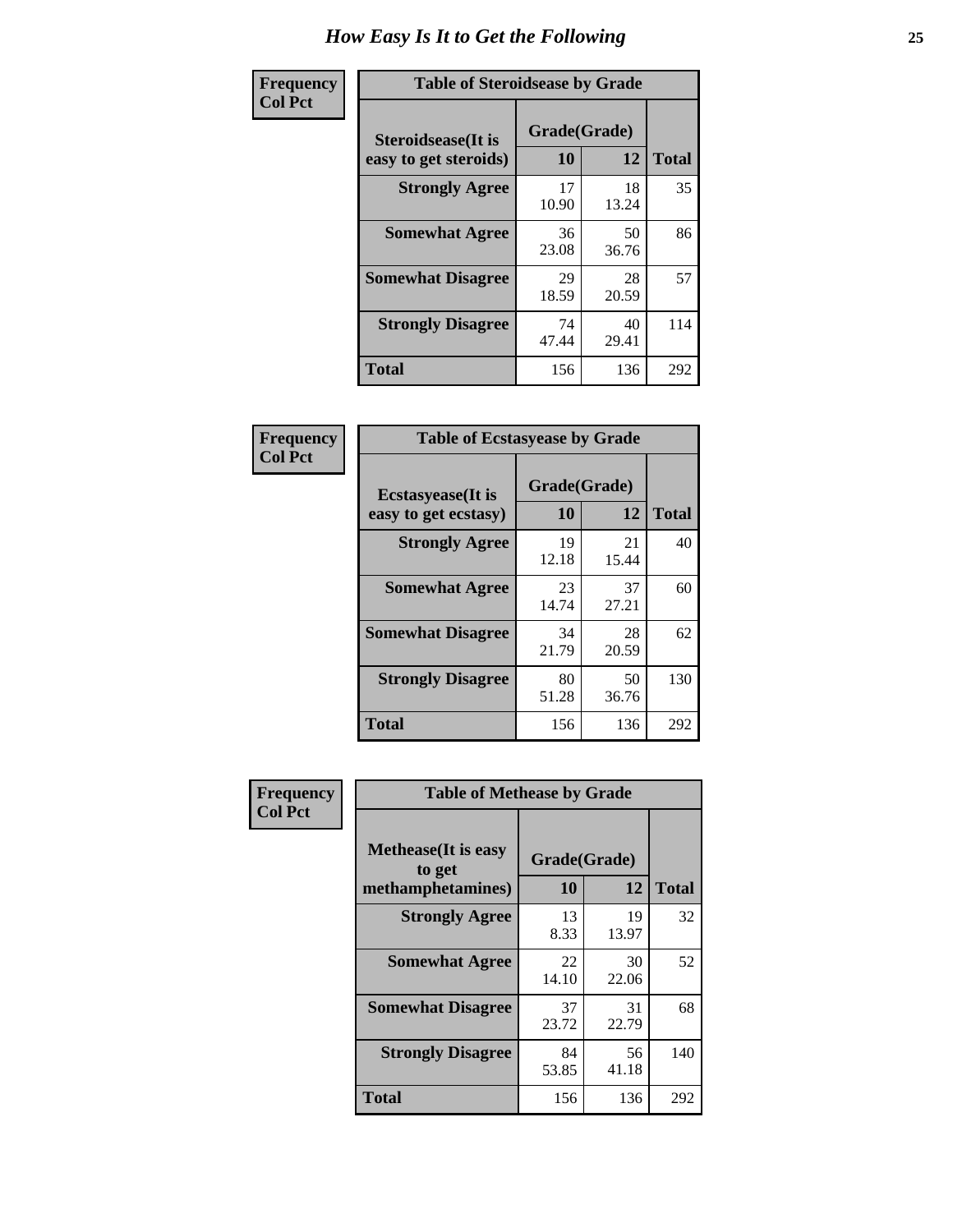# How Easy Is It to Get the Following

**Frequency**
**Col Pct**

**Table of Steroidsease by Grade**

| Steroidsease(It is easy to get steroids) | Grade(Grade) | | Total |
|---|---|---|---|
| | 10 | 12 | |
| **Strongly Agree** | 17<br>10.90 | 18<br>13.24 | 35 |
| **Somewhat Agree** | 36<br>23.08 | 50<br>36.76 | 86 |
| **Somewhat Disagree** | 29<br>18.59 | 28<br>20.59 | 57 |
| **Strongly Disagree** | 74<br>47.44 | 40<br>29.41 | 114 |
| **Total** | 156 | 136 | 292 |

**Frequency**
**Col Pct**

**Table of Ecstasyease by Grade**

| Ecstasyease(It is easy to get ecstasy) | Grade(Grade) | | Total |
|---|---|---|---|
| | 10 | 12 | |
| **Strongly Agree** | 19<br>12.18 | 21<br>15.44 | 40 |
| **Somewhat Agree** | 23<br>14.74 | 37<br>27.21 | 60 |
| **Somewhat Disagree** | 34<br>21.79 | 28<br>20.59 | 62 |
| **Strongly Disagree** | 80<br>51.28 | 50<br>36.76 | 130 |
| **Total** | 156 | 136 | 292 |

**Frequency**
**Col Pct**

**Table of Methease by Grade**

| Methease(It is easy to get methamphetamines) | Grade(Grade) | | Total |
|---|---|---|---|
| | 10 | 12 | |
| **Strongly Agree** | 13<br>8.33 | 19<br>13.97 | 32 |
| **Somewhat Agree** | 22<br>14.10 | 30<br>22.06 | 52 |
| **Somewhat Disagree** | 37<br>23.72 | 31<br>22.79 | 68 |
| **Strongly Disagree** | 84<br>53.85 | 56<br>41.18 | 140 |
| **Total** | 156 | 136 | 292 |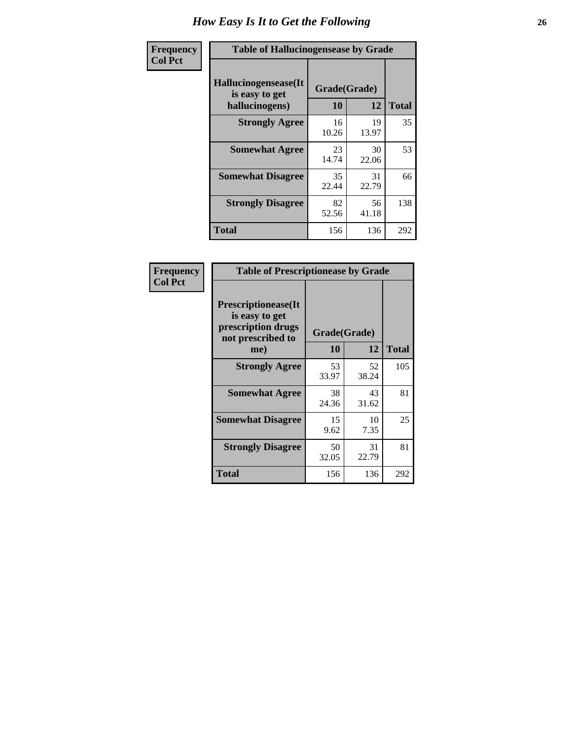## How Easy Is It to Get the Following

**Frequency**
**Col Pct**

**Table of Hallucinogensease by Grade**

| Hallucinogensease(It is easy to get hallucinogens) | Grade(Grade) 10 | 12 | Total |
|---|---|---|---|
| **Strongly Agree** | 16<br>10.26 | 19<br>13.97 | 35 |
| **Somewhat Agree** | 23<br>14.74 | 30<br>22.06 | 53 |
| **Somewhat Disagree** | 35<br>22.44 | 31<br>22.79 | 66 |
| **Strongly Disagree** | 82<br>52.56 | 56<br>41.18 | 138 |
| **Total** | 156 | 136 | 292 |

**Frequency**
**Col Pct**

**Table of Prescriptionease by Grade**

| Prescriptionease(It is easy to get prescription drugs not prescribed to me) | Grade(Grade) 10 | 12 | Total |
|---|---|---|---|
| **Strongly Agree** | 53<br>33.97 | 52<br>38.24 | 105 |
| **Somewhat Agree** | 38<br>24.36 | 43<br>31.62 | 81 |
| **Somewhat Disagree** | 15<br>9.62 | 10<br>7.35 | 25 |
| **Strongly Disagree** | 50<br>32.05 | 31<br>22.79 | 81 |
| **Total** | 156 | 136 | 292 |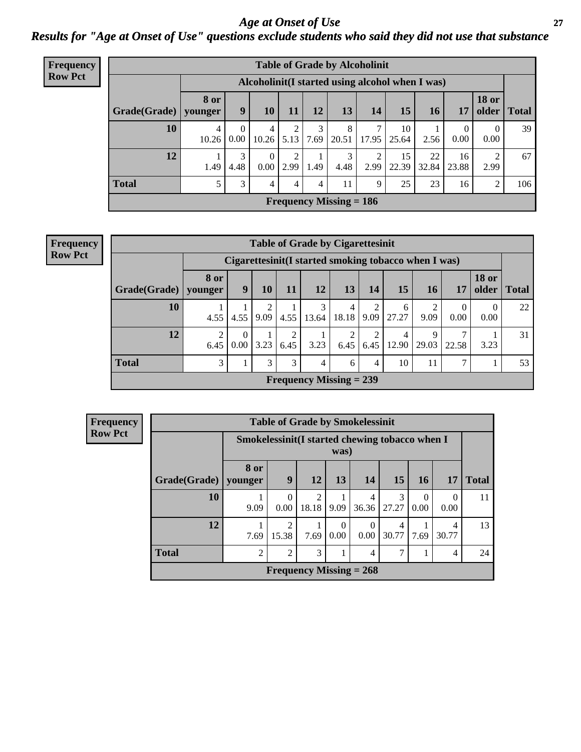# *Age at Onset of Use*

## *Results for "Age at Onset of Use" questions exclude students who said they did not use that substance*

**Frequency**
**Row Pct**

| Table of Grade by Alcoholinit | | | | | | | | | | | | |
|---|---|---|---|---|---|---|---|---|---|---|---|---|
| | Alcoholinit(I started using alcohol when I was) | | | | | | | | | | | |
| **Grade(Grade)** | **8 or younger** | **9** | **10** | **11** | **12** | **13** | **14** | **15** | **16** | **17** | **18 or older** | **Total** |
| **10** | 4<br>10.26 | 0<br>0.00 | 4<br>10.26 | 2<br>5.13 | 3<br>7.69 | 8<br>20.51 | 7<br>17.95 | 10<br>25.64 | 1<br>2.56 | 0<br>0.00 | 0<br>0.00 | 39 |
| **12** | 1<br>1.49 | 3<br>4.48 | 0<br>0.00 | 2<br>2.99 | 1<br>1.49 | 3<br>4.48 | 2<br>2.99 | 15<br>22.39 | 22<br>32.84 | 16<br>23.88 | 2<br>2.99 | 67 |
| **Total** | 5 | 3 | 4 | 4 | 4 | 11 | 9 | 25 | 23 | 16 | 2 | 106 |
| **Frequency Missing = 186** | | | | | | | | | | | | |

**Frequency**
**Row Pct**

| Table of Grade by Cigarettesinit | | | | | | | | | | | | |
|---|---|---|---|---|---|---|---|---|---|---|---|---|
| | Cigarettesinit(I started smoking tobacco when I was) | | | | | | | | | | | |
| **Grade(Grade)** | **8 or younger** | **9** | **10** | **11** | **12** | **13** | **14** | **15** | **16** | **17** | **18 or older** | **Total** |
| **10** | 1<br>4.55 | 1<br>4.55 | 2<br>9.09 | 1<br>4.55 | 3<br>13.64 | 4<br>18.18 | 2<br>9.09 | 6<br>27.27 | 2<br>9.09 | 0<br>0.00 | 0<br>0.00 | 22 |
| **12** | 2<br>6.45 | 0<br>0.00 | 1<br>3.23 | 2<br>6.45 | 1<br>3.23 | 2<br>6.45 | 2<br>6.45 | 4<br>12.90 | 9<br>29.03 | 7<br>22.58 | 1<br>3.23 | 31 |
| **Total** | 3 | 1 | 3 | 3 | 4 | 6 | 4 | 10 | 11 | 7 | 1 | 53 |
| **Frequency Missing = 239** | | | | | | | | | | | | |

**Frequency**
**Row Pct**

| Table of Grade by Smokelessinit | | | | | | | | | |
|---|---|---|---|---|---|---|---|---|---|
| | Smokelessinit(I started chewing tobacco when I was) | | | | | | | | |
| **Grade(Grade)** | **8 or younger** | **9** | **12** | **13** | **14** | **15** | **16** | **17** | **Total** |
| **10** | 1<br>9.09 | 0<br>0.00 | 2<br>18.18 | 1<br>9.09 | 4<br>36.36 | 3<br>27.27 | 0<br>0.00 | 0<br>0.00 | 11 |
| **12** | 1<br>7.69 | 2<br>15.38 | 1<br>7.69 | 0<br>0.00 | 0<br>0.00 | 4<br>30.77 | 1<br>7.69 | 4<br>30.77 | 13 |
| **Total** | 2 | 2 | 3 | 1 | 4 | 7 | 1 | 4 | 24 |
| **Frequency Missing = 268** | | | | | | | | | |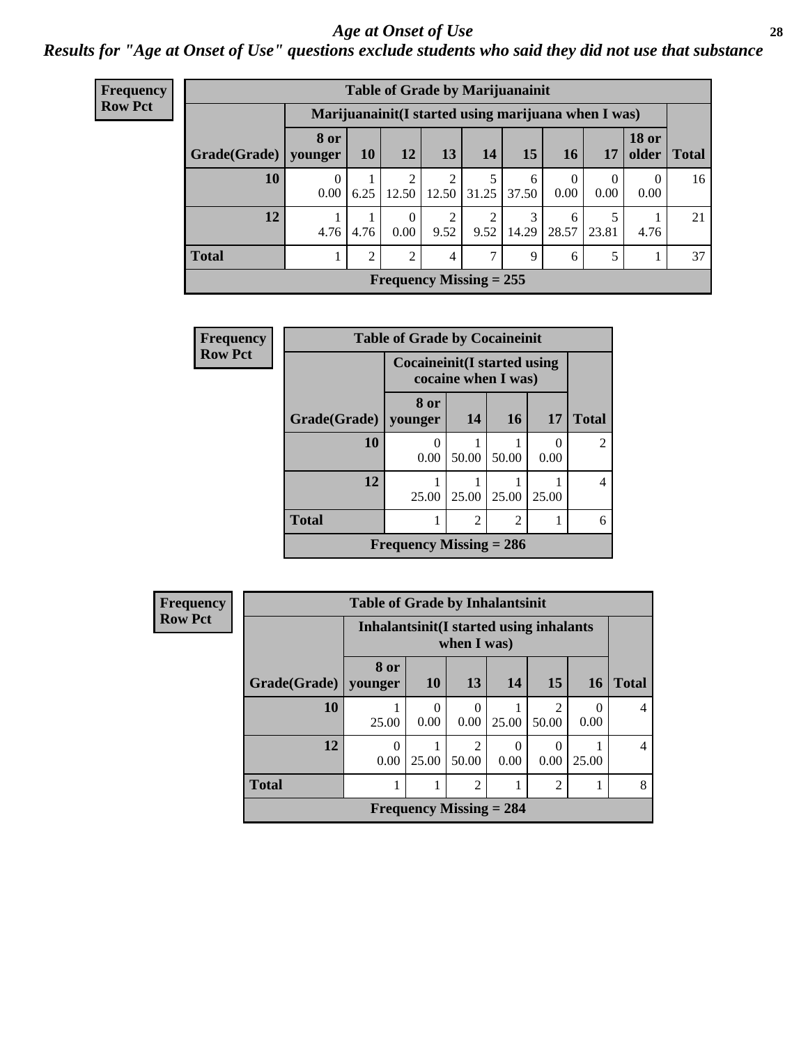# *Age at Onset of Use*

## *Results for "Age at Onset of Use" questions exclude students who said they did not use that substance*

**Frequency**
**Row Pct**

**Table of Grade by Marijuanainit**

| Grade(Grade) | Marijuanainit(I started using marijuana when I was) | | | | | | | | | Total |
|---|---|---|---|---|---|---|---|---|---|---|
| | 8 or younger | 10 | 12 | 13 | 14 | 15 | 16 | 17 | 18 or older | |
| 10 | 0<br>0.00 | 1<br>6.25 | 2<br>12.50 | 2<br>12.50 | 5<br>31.25 | 6<br>37.50 | 0<br>0.00 | 0<br>0.00 | 0<br>0.00 | 16 |
| 12 | 1<br>4.76 | 1<br>4.76 | 0<br>0.00 | 2<br>9.52 | 2<br>9.52 | 3<br>14.29 | 6<br>28.57 | 5<br>23.81 | 1<br>4.76 | 21 |
| Total | 1 | 2 | 2 | 4 | 7 | 9 | 6 | 5 | 1 | 37 |
| Frequency Missing = 255 | | | | | | | | | | |

**Frequency**
**Row Pct**

**Table of Grade by Cocaineinit**

| Grade(Grade) | Cocaineinit(I started using cocaine when I was) | | | | Total |
|---|---|---|---|---|---|
| | 8 or younger | 14 | 16 | 17 | |
| 10 | 0<br>0.00 | 1<br>50.00 | 1<br>50.00 | 0<br>0.00 | 2 |
| 12 | 1<br>25.00 | 1<br>25.00 | 1<br>25.00 | 1<br>25.00 | 4 |
| Total | 1 | 2 | 2 | 1 | 6 |
| Frequency Missing = 286 | | | | | |

**Frequency**
**Row Pct**

**Table of Grade by Inhalantsinit**

| Grade(Grade) | Inhalantsinit(I started using inhalants when I was) | | | | | | Total |
|---|---|---|---|---|---|---|---|
| | 8 or younger | 10 | 13 | 14 | 15 | 16 | |
| 10 | 1<br>25.00 | 0<br>0.00 | 0<br>0.00 | 1<br>25.00 | 2<br>50.00 | 0<br>0.00 | 4 |
| 12 | 0<br>0.00 | 1<br>25.00 | 2<br>50.00 | 0<br>0.00 | 0<br>0.00 | 1<br>25.00 | 4 |
| Total | 1 | 1 | 2 | 1 | 2 | 1 | 8 |
| Frequency Missing = 284 | | | | | | | |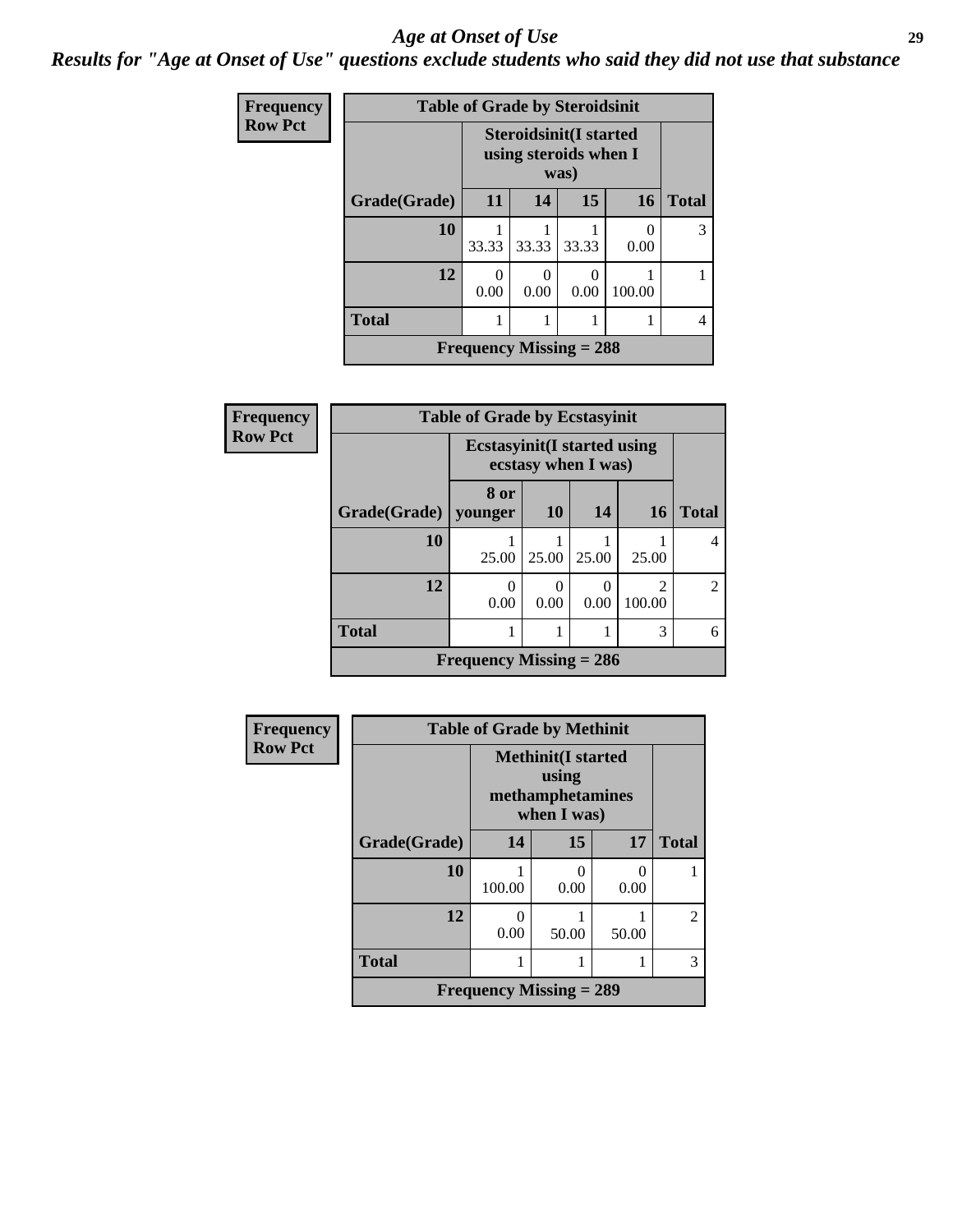# *Age at Onset of Use*

***Results for "Age at Onset of Use" questions exclude students who said they did not use that substance***

**Frequency**
**Row Pct**

**Table of Grade by Steroidsinit**

| Grade(Grade) | Steroidsinit(I started using steroids when I was) 11 | 14 | 15 | 16 | Total |
|---|---|---|---|---|---|
| **10** | 1<br>33.33 | 1<br>33.33 | 1<br>33.33 | 0<br>0.00 | 3 |
| **12** | 0<br>0.00 | 0<br>0.00 | 0<br>0.00 | 1<br>100.00 | 1 |
| **Total** | 1 | 1 | 1 | 1 | 4 |

**Frequency Missing = 288**

**Frequency**
**Row Pct**

**Table of Grade by Ecstasyinit**

| Grade(Grade) | Ecstasyinit(I started using ecstasy when I was) 8 or younger | 10 | 14 | 16 | Total |
|---|---|---|---|---|---|
| **10** | 1<br>25.00 | 1<br>25.00 | 1<br>25.00 | 1<br>25.00 | 4 |
| **12** | 0<br>0.00 | 0<br>0.00 | 0<br>0.00 | 2<br>100.00 | 2 |
| **Total** | 1 | 1 | 1 | 3 | 6 |

**Frequency Missing = 286**

**Frequency**
**Row Pct**

**Table of Grade by Methinit**

| Grade(Grade) | Methinit(I started using methamphetamines when I was) 14 | 15 | 17 | Total |
|---|---|---|---|---|
| **10** | 1<br>100.00 | 0<br>0.00 | 0<br>0.00 | 1 |
| **12** | 0<br>0.00 | 1<br>50.00 | 1<br>50.00 | 2 |
| **Total** | 1 | 1 | 1 | 3 |

**Frequency Missing = 289**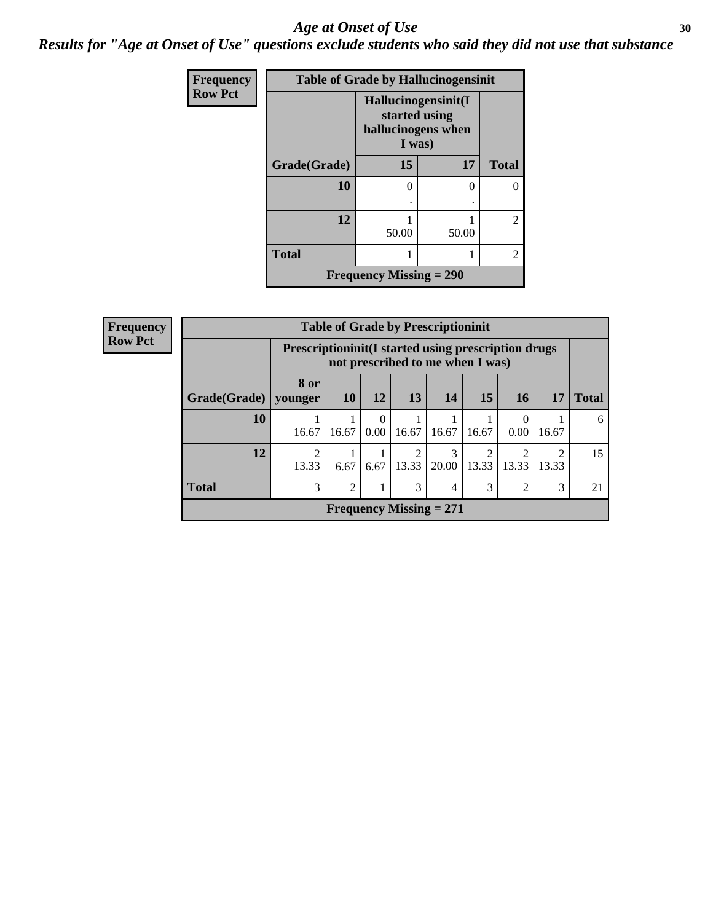# *Age at Onset of Use*

## *Results for "Age at Onset of Use" questions exclude students who said they did not use that substance*

**Frequency**
**Row Pct**

**Table of Grade by Hallucinogensinit**

| | Hallucinogensinit(I started using hallucinogens when I was) | | |
|---|---|---|---|
| **Grade(Grade)** | **15** | **17** | **Total** |
| **10** | 0<br>. | 0<br>. | 0 |
| **12** | 1<br>50.00 | 1<br>50.00 | 2 |
| **Total** | 1 | 1 | 2 |

**Frequency Missing = 290**

**Frequency**
**Row Pct**

**Table of Grade by Prescriptioninit**

| | Prescriptioninit(I started using prescription drugs not prescribed to me when I was) | | | | | | | | |
|---|---|---|---|---|---|---|---|---|---|
| **Grade(Grade)** | **8 or younger** | **10** | **12** | **13** | **14** | **15** | **16** | **17** | **Total** |
| **10** | 1<br>16.67 | 1<br>16.67 | 0<br>0.00 | 1<br>16.67 | 1<br>16.67 | 1<br>16.67 | 0<br>0.00 | 1<br>16.67 | 6 |
| **12** | 2<br>13.33 | 1<br>6.67 | 1<br>6.67 | 2<br>13.33 | 3<br>20.00 | 2<br>13.33 | 2<br>13.33 | 2<br>13.33 | 15 |
| **Total** | 3 | 2 | 1 | 3 | 4 | 3 | 2 | 3 | 21 |

**Frequency Missing = 271**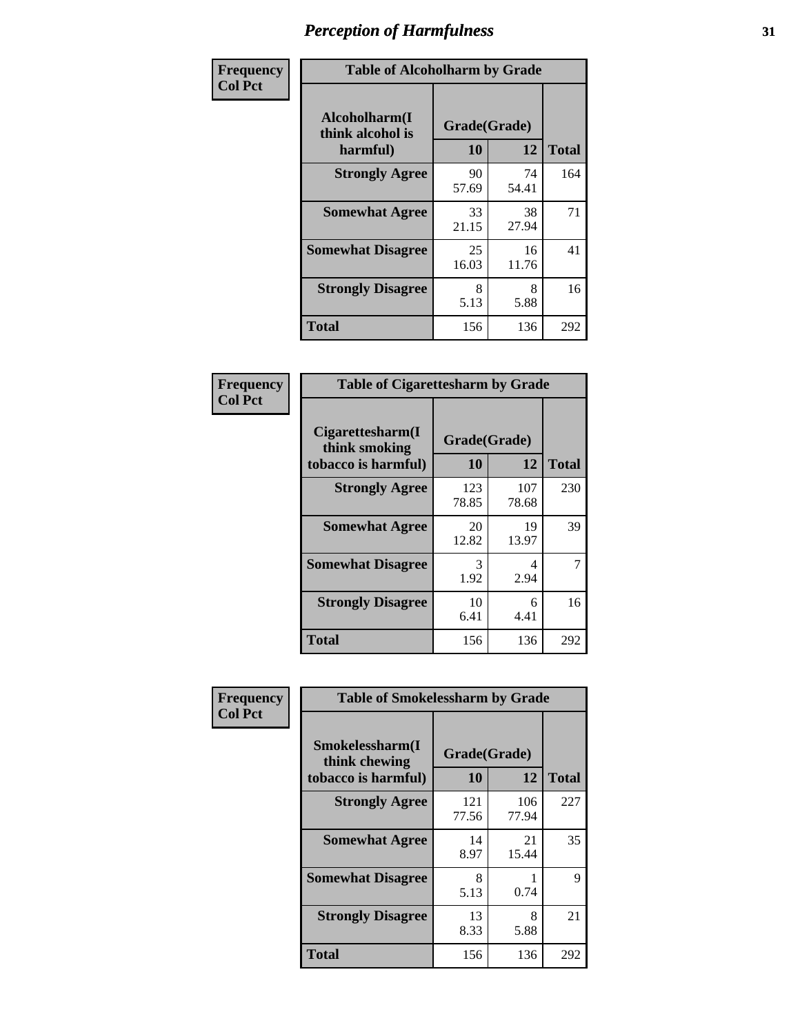# Perception of Harmfulness

| Frequency Col Pct | Table of Alcoholharm by Grade | | |
|---|---|---|---|
| Alcoholharm(I think alcohol is harmful) | Grade(Grade) | | |
| | 10 | 12 | Total |
| Strongly Agree | 90<br>57.69 | 74<br>54.41 | 164 |
| Somewhat Agree | 33<br>21.15 | 38<br>27.94 | 71 |
| Somewhat Disagree | 25<br>16.03 | 16<br>11.76 | 41 |
| Strongly Disagree | 8<br>5.13 | 8<br>5.88 | 16 |
| Total | 156 | 136 | 292 |

| Frequency Col Pct | Table of Cigarettesharm by Grade | | |
|---|---|---|---|
| Cigarettesharm(I think smoking tobacco is harmful) | Grade(Grade) | | |
| | 10 | 12 | Total |
| Strongly Agree | 123<br>78.85 | 107<br>78.68 | 230 |
| Somewhat Agree | 20<br>12.82 | 19<br>13.97 | 39 |
| Somewhat Disagree | 3<br>1.92 | 4<br>2.94 | 7 |
| Strongly Disagree | 10<br>6.41 | 6<br>4.41 | 16 |
| Total | 156 | 136 | 292 |

| Frequency Col Pct | Table of Smokelessharm by Grade | | |
|---|---|---|---|
| Smokelessharm(I think chewing tobacco is harmful) | Grade(Grade) | | |
| | 10 | 12 | Total |
| Strongly Agree | 121<br>77.56 | 106<br>77.94 | 227 |
| Somewhat Agree | 14<br>8.97 | 21<br>15.44 | 35 |
| Somewhat Disagree | 8<br>5.13 | 1<br>0.74 | 9 |
| Strongly Disagree | 13<br>8.33 | 8<br>5.88 | 21 |
| Total | 156 | 136 | 292 |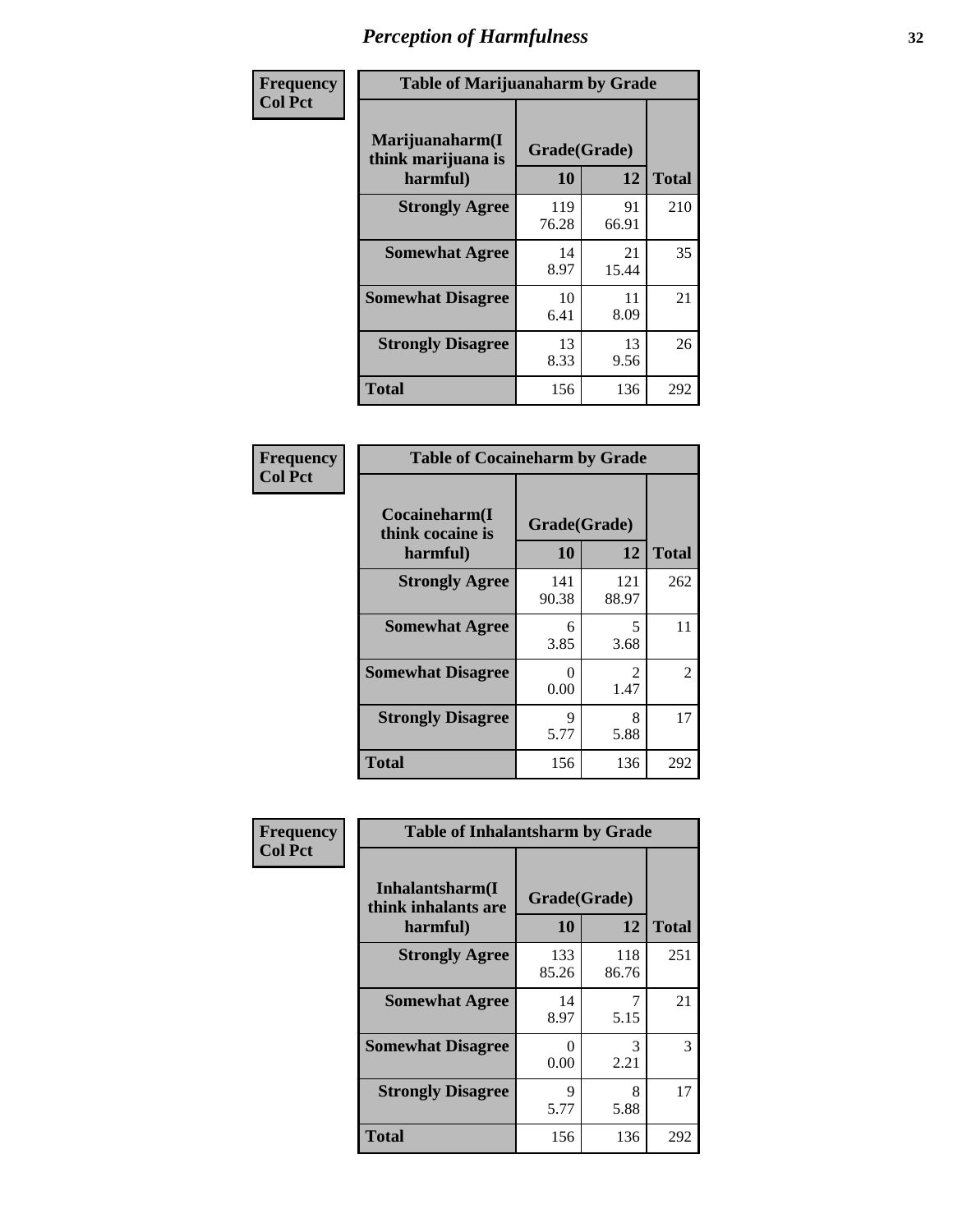# Perception of Harmfulness

| Frequency<br>Col Pct | Table of Marijuanaharm by Grade | | |
|---|---|---|---|
| Marijuanaharm(I think marijuana is harmful) | Grade(Grade) | | |
| | 10 | 12 | Total |
| Strongly Agree | 119<br>76.28 | 91<br>66.91 | 210 |
| Somewhat Agree | 14<br>8.97 | 21<br>15.44 | 35 |
| Somewhat Disagree | 10<br>6.41 | 11<br>8.09 | 21 |
| Strongly Disagree | 13<br>8.33 | 13<br>9.56 | 26 |
| Total | 156 | 136 | 292 |

| Frequency<br>Col Pct | Table of Cocaineharm by Grade | | |
|---|---|---|---|
| Cocaineharm(I think cocaine is harmful) | Grade(Grade) | | |
| | 10 | 12 | Total |
| Strongly Agree | 141<br>90.38 | 121<br>88.97 | 262 |
| Somewhat Agree | 6<br>3.85 | 5<br>3.68 | 11 |
| Somewhat Disagree | 0<br>0.00 | 2<br>1.47 | 2 |
| Strongly Disagree | 9<br>5.77 | 8<br>5.88 | 17 |
| Total | 156 | 136 | 292 |

| Frequency<br>Col Pct | Table of Inhalantsharm by Grade | | |
|---|---|---|---|
| Inhalantsharm(I think inhalants are harmful) | Grade(Grade) | | |
| | 10 | 12 | Total |
| Strongly Agree | 133<br>85.26 | 118<br>86.76 | 251 |
| Somewhat Agree | 14<br>8.97 | 7<br>5.15 | 21 |
| Somewhat Disagree | 0<br>0.00 | 3<br>2.21 | 3 |
| Strongly Disagree | 9<br>5.77 | 8<br>5.88 | 17 |
| Total | 156 | 136 | 292 |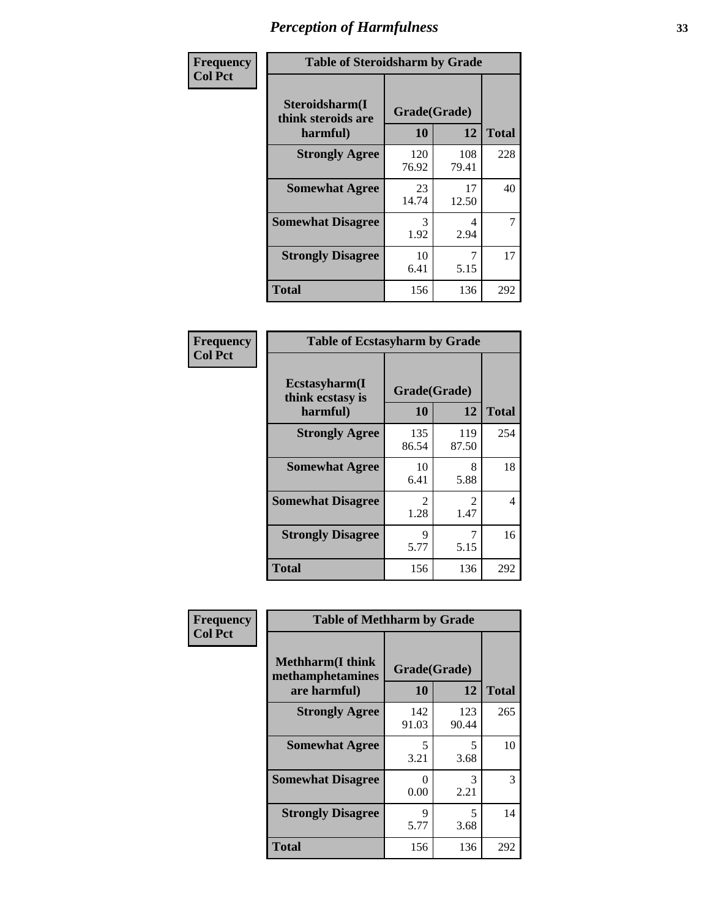# Perception of Harmfulness

**Frequency Col Pct**

| Table of Steroidsharm by Grade | | | |
|---|---|---|---|
| **Steroidsharm(I think steroids are harmful)** | **Grade(Grade)** | | **Total** |
| | **10** | **12** | |
| **Strongly Agree** | 120<br>76.92 | 108<br>79.41 | 228 |
| **Somewhat Agree** | 23<br>14.74 | 17<br>12.50 | 40 |
| **Somewhat Disagree** | 3<br>1.92 | 4<br>2.94 | 7 |
| **Strongly Disagree** | 10<br>6.41 | 7<br>5.15 | 17 |
| **Total** | 156 | 136 | 292 |

**Frequency Col Pct**

| Table of Ecstasyharm by Grade | | | |
|---|---|---|---|
| **Ecstasyharm(I think ecstasy is harmful)** | **Grade(Grade)** | | **Total** |
| | **10** | **12** | |
| **Strongly Agree** | 135<br>86.54 | 119<br>87.50 | 254 |
| **Somewhat Agree** | 10<br>6.41 | 8<br>5.88 | 18 |
| **Somewhat Disagree** | 2<br>1.28 | 2<br>1.47 | 4 |
| **Strongly Disagree** | 9<br>5.77 | 7<br>5.15 | 16 |
| **Total** | 156 | 136 | 292 |

**Frequency Col Pct**

| Table of Methharm by Grade | | | |
|---|---|---|---|
| **Methharm(I think methamphetamines are harmful)** | **Grade(Grade)** | | **Total** |
| | **10** | **12** | |
| **Strongly Agree** | 142<br>91.03 | 123<br>90.44 | 265 |
| **Somewhat Agree** | 5<br>3.21 | 5<br>3.68 | 10 |
| **Somewhat Disagree** | 0<br>0.00 | 3<br>2.21 | 3 |
| **Strongly Disagree** | 9<br>5.77 | 5<br>3.68 | 14 |
| **Total** | 156 | 136 | 292 |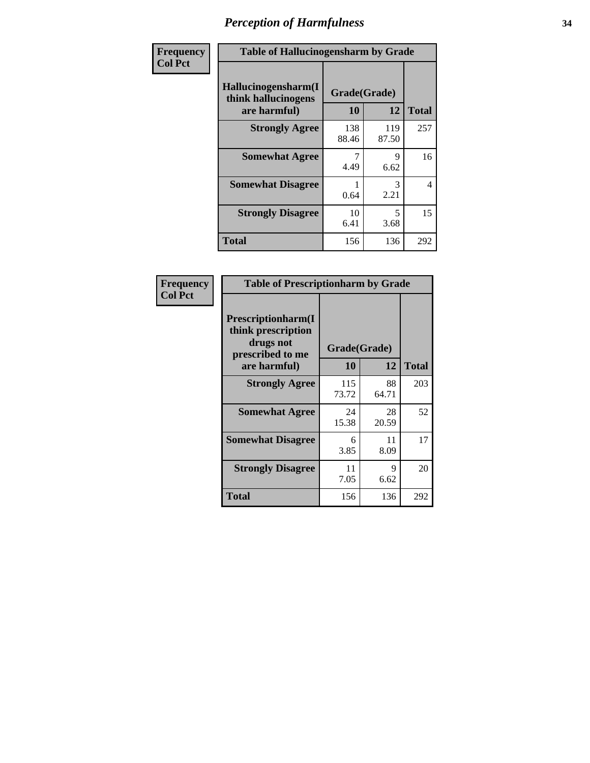# Perception of Harmfulness

| Frequency<br>Col Pct | Table of Hallucinogensharm by Grade | | |
|---|---|---|---|
| Hallucinogensharm(I think hallucinogens are harmful) | Grade(Grade) | | |
| | 10 | 12 | Total |
| Strongly Agree | 138<br>88.46 | 119<br>87.50 | 257 |
| Somewhat Agree | 7<br>4.49 | 9<br>6.62 | 16 |
| Somewhat Disagree | 1<br>0.64 | 3<br>2.21 | 4 |
| Strongly Disagree | 10<br>6.41 | 5<br>3.68 | 15 |
| Total | 156 | 136 | 292 |

| Frequency<br>Col Pct | Table of Prescriptionharm by Grade | | |
|---|---|---|---|
| Prescriptionharm(I think prescription drugs not prescribed to me are harmful) | Grade(Grade) | | |
| | 10 | 12 | Total |
| Strongly Agree | 115<br>73.72 | 88<br>64.71 | 203 |
| Somewhat Agree | 24<br>15.38 | 28<br>20.59 | 52 |
| Somewhat Disagree | 6<br>3.85 | 11<br>8.09 | 17 |
| Strongly Disagree | 11<br>7.05 | 9<br>6.62 | 20 |
| Total | 156 | 136 | 292 |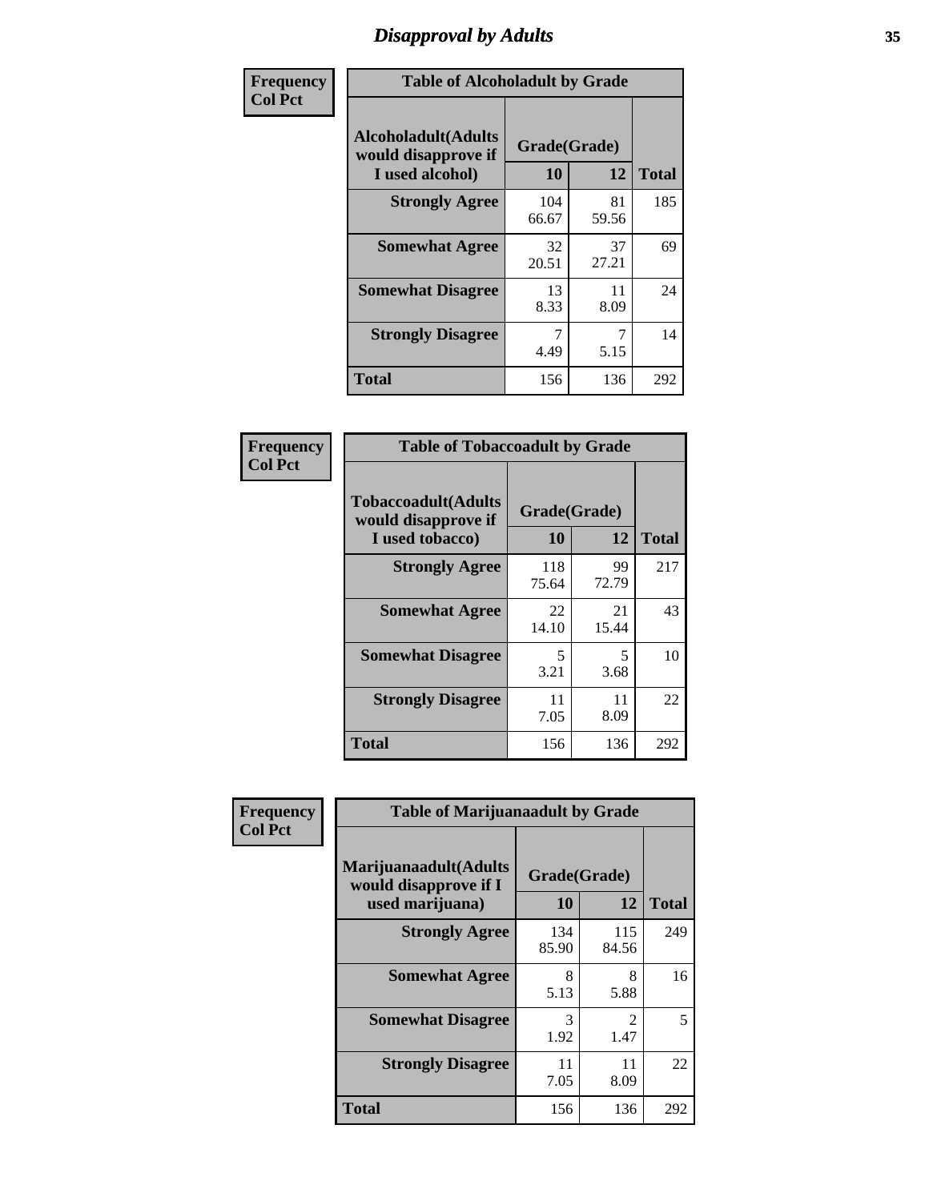# Disapproval by Adults

**Frequency / Col Pct**

| Table of Alcoholadult by Grade | | | |
|---|---|---|---|
| Alcoholadult(Adults would disapprove if I used alcohol) | Grade(Grade) | | Total |
| | 10 | 12 | |
| **Strongly Agree** | 104<br>66.67 | 81<br>59.56 | 185 |
| **Somewhat Agree** | 32<br>20.51 | 37<br>27.21 | 69 |
| **Somewhat Disagree** | 13<br>8.33 | 11<br>8.09 | 24 |
| **Strongly Disagree** | 7<br>4.49 | 7<br>5.15 | 14 |
| **Total** | 156 | 136 | 292 |

**Frequency / Col Pct**

| Table of Tobaccoadult by Grade | | | |
|---|---|---|---|
| Tobaccoadult(Adults would disapprove if I used tobacco) | Grade(Grade) | | Total |
| | 10 | 12 | |
| **Strongly Agree** | 118<br>75.64 | 99<br>72.79 | 217 |
| **Somewhat Agree** | 22<br>14.10 | 21<br>15.44 | 43 |
| **Somewhat Disagree** | 5<br>3.21 | 5<br>3.68 | 10 |
| **Strongly Disagree** | 11<br>7.05 | 11<br>8.09 | 22 |
| **Total** | 156 | 136 | 292 |

**Frequency / Col Pct**

| Table of Marijuanaadult by Grade | | | |
|---|---|---|---|
| Marijuanaadult(Adults would disapprove if I used marijuana) | Grade(Grade) | | Total |
| | 10 | 12 | |
| **Strongly Agree** | 134<br>85.90 | 115<br>84.56 | 249 |
| **Somewhat Agree** | 8<br>5.13 | 8<br>5.88 | 16 |
| **Somewhat Disagree** | 3<br>1.92 | 2<br>1.47 | 5 |
| **Strongly Disagree** | 11<br>7.05 | 11<br>8.09 | 22 |
| **Total** | 156 | 136 | 292 |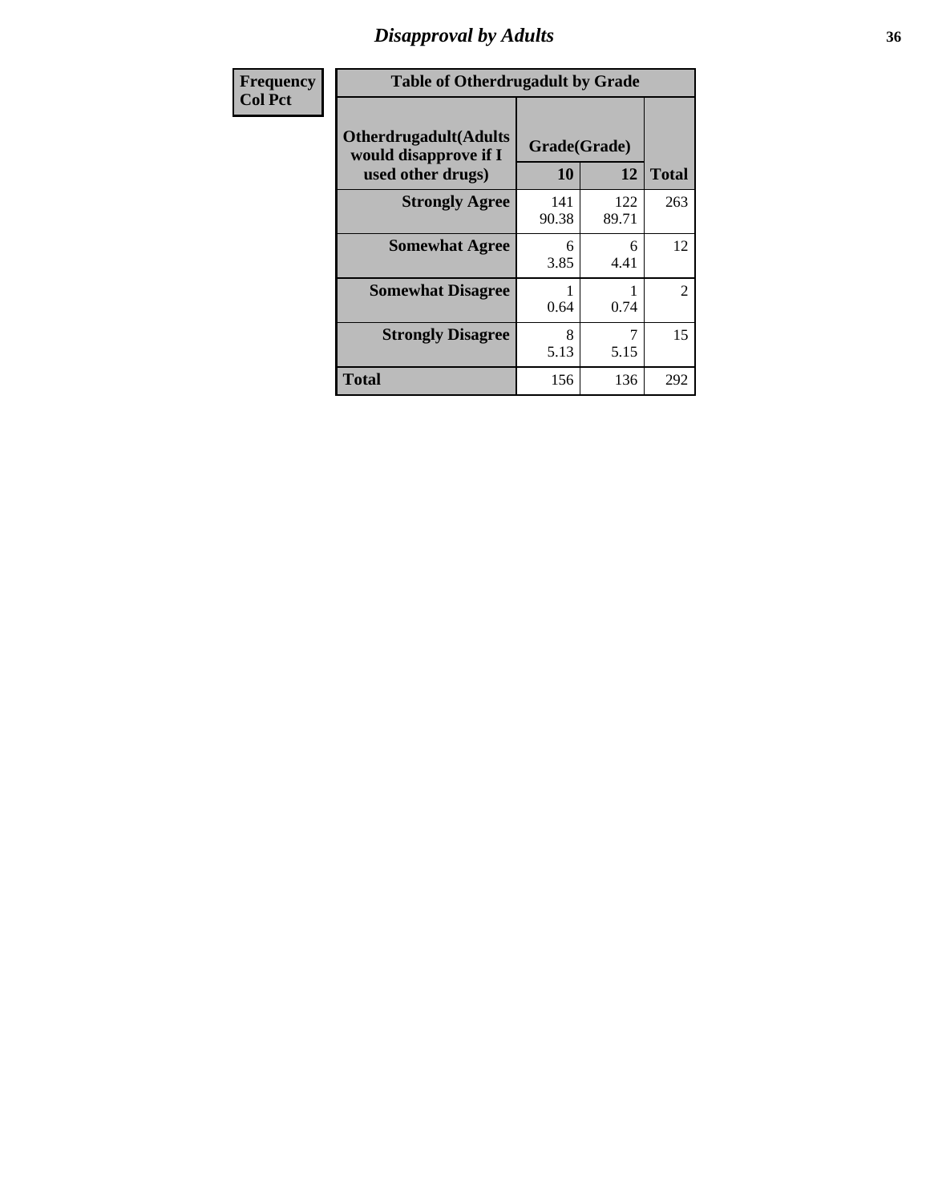# Disapproval by Adults

| Frequency<br>Col Pct | | | |
|---|---|---|---|

**Table of Otherdrugadult by Grade**

| Otherdrugadult(Adults would disapprove if I used other drugs) | Grade(Grade) 10 | 12 | Total |
|---|---|---|---|
| **Strongly Agree** | 141<br>90.38 | 122<br>89.71 | 263 |
| **Somewhat Agree** | 6<br>3.85 | 6<br>4.41 | 12 |
| **Somewhat Disagree** | 1<br>0.64 | 1<br>0.74 | 2 |
| **Strongly Disagree** | 8<br>5.13 | 7<br>5.15 | 15 |
| **Total** | 156 | 136 | 292 |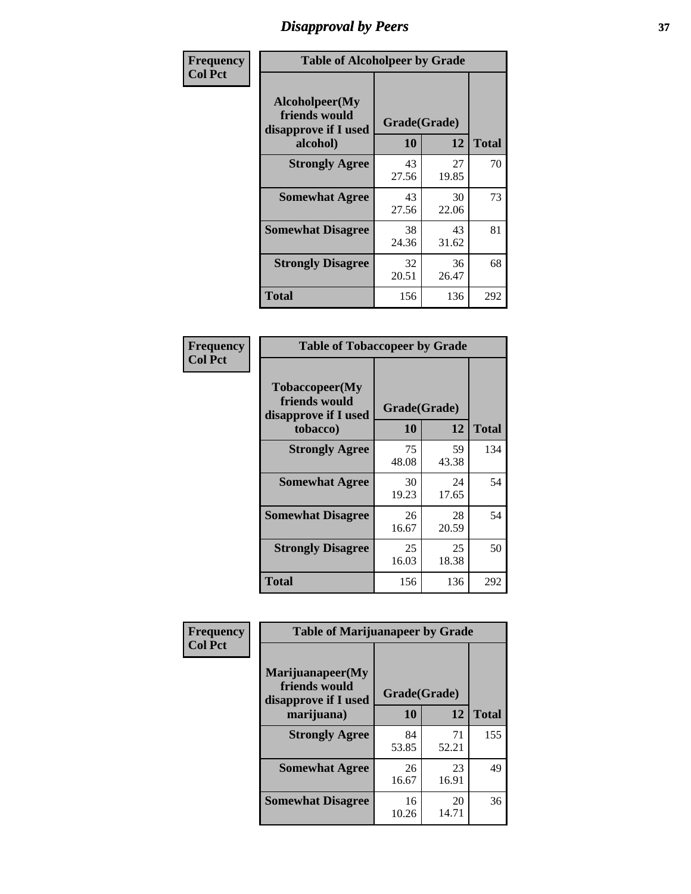# Disapproval by Peers

Frequency
Col Pct

| Table of Alcoholpeer by Grade | | | |
|---|---|---|---|
| Alcoholpeer(My friends would disapprove if I used alcohol) | Grade(Grade) | | |
| | 10 | 12 | Total |
| Strongly Agree | 43<br>27.56 | 27<br>19.85 | 70 |
| Somewhat Agree | 43<br>27.56 | 30<br>22.06 | 73 |
| Somewhat Disagree | 38<br>24.36 | 43<br>31.62 | 81 |
| Strongly Disagree | 32<br>20.51 | 36<br>26.47 | 68 |
| Total | 156 | 136 | 292 |

Frequency
Col Pct

| Table of Tobaccopeer by Grade | | | |
|---|---|---|---|
| Tobaccopeer(My friends would disapprove if I used tobacco) | Grade(Grade) | | |
| | 10 | 12 | Total |
| Strongly Agree | 75<br>48.08 | 59<br>43.38 | 134 |
| Somewhat Agree | 30<br>19.23 | 24<br>17.65 | 54 |
| Somewhat Disagree | 26<br>16.67 | 28<br>20.59 | 54 |
| Strongly Disagree | 25<br>16.03 | 25<br>18.38 | 50 |
| Total | 156 | 136 | 292 |

Frequency
Col Pct

| Table of Marijuanapeer by Grade | | | |
|---|---|---|---|
| Marijuanapeer(My friends would disapprove if I used marijuana) | Grade(Grade) | | |
| | 10 | 12 | Total |
| Strongly Agree | 84<br>53.85 | 71<br>52.21 | 155 |
| Somewhat Agree | 26<br>16.67 | 23<br>16.91 | 49 |
| Somewhat Disagree | 16<br>10.26 | 20<br>14.71 | 36 |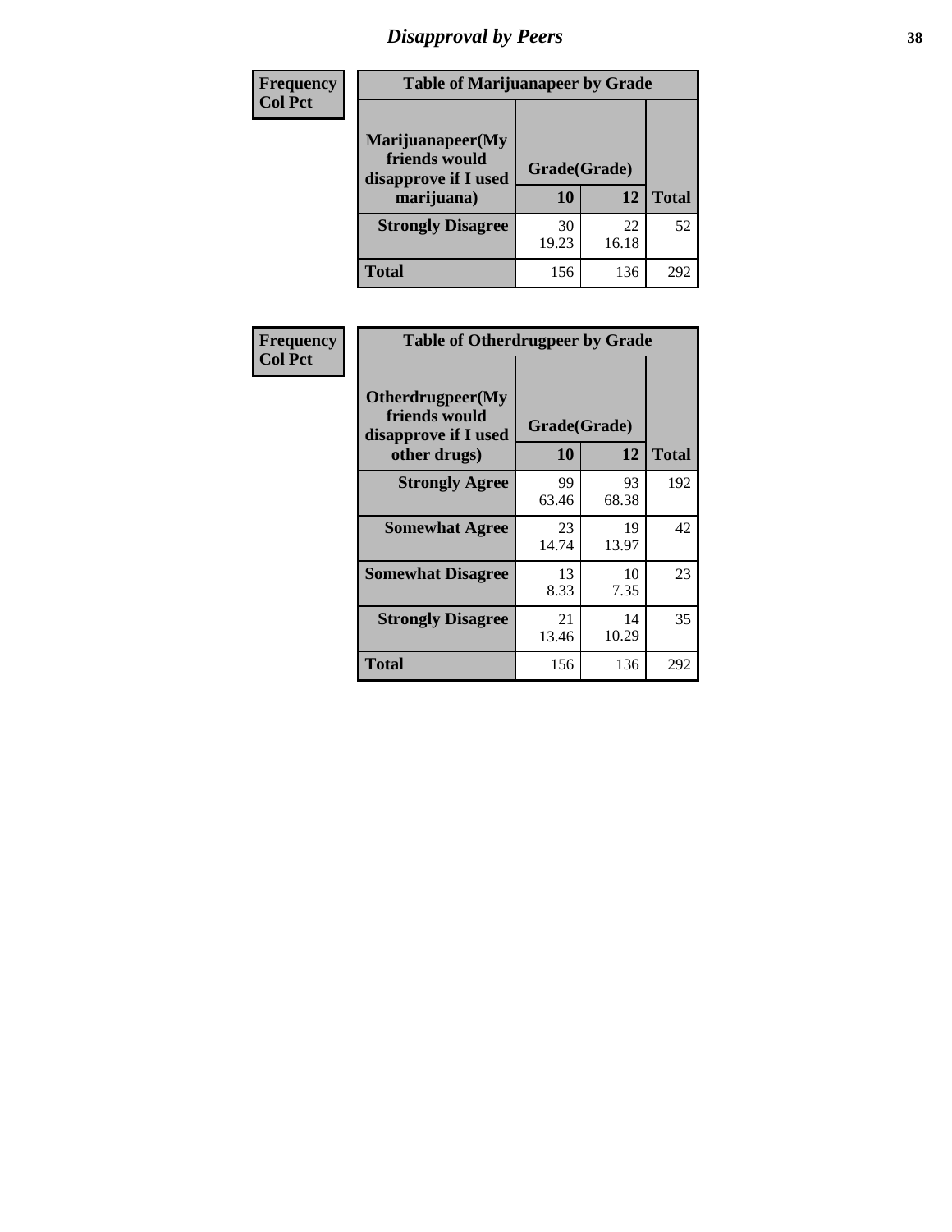# Disapproval by Peers

**Frequency**
**Col Pct**

| Table of Marijuanapeer by Grade | | | |
|---|---|---|---|
| Marijuanapeer(My friends would disapprove if I used marijuana) | Grade(Grade) | | |
| | 10 | 12 | Total |
| **Strongly Disagree** | 30<br>19.23 | 22<br>16.18 | 52 |
| **Total** | 156 | 136 | 292 |

**Frequency**
**Col Pct**

| Table of Otherdrugpeer by Grade | | | |
|---|---|---|---|
| Otherdrugpeer(My friends would disapprove if I used other drugs) | Grade(Grade) | | |
| | 10 | 12 | Total |
| **Strongly Agree** | 99<br>63.46 | 93<br>68.38 | 192 |
| **Somewhat Agree** | 23<br>14.74 | 19<br>13.97 | 42 |
| **Somewhat Disagree** | 13<br>8.33 | 10<br>7.35 | 23 |
| **Strongly Disagree** | 21<br>13.46 | 14<br>10.29 | 35 |
| **Total** | 156 | 136 | 292 |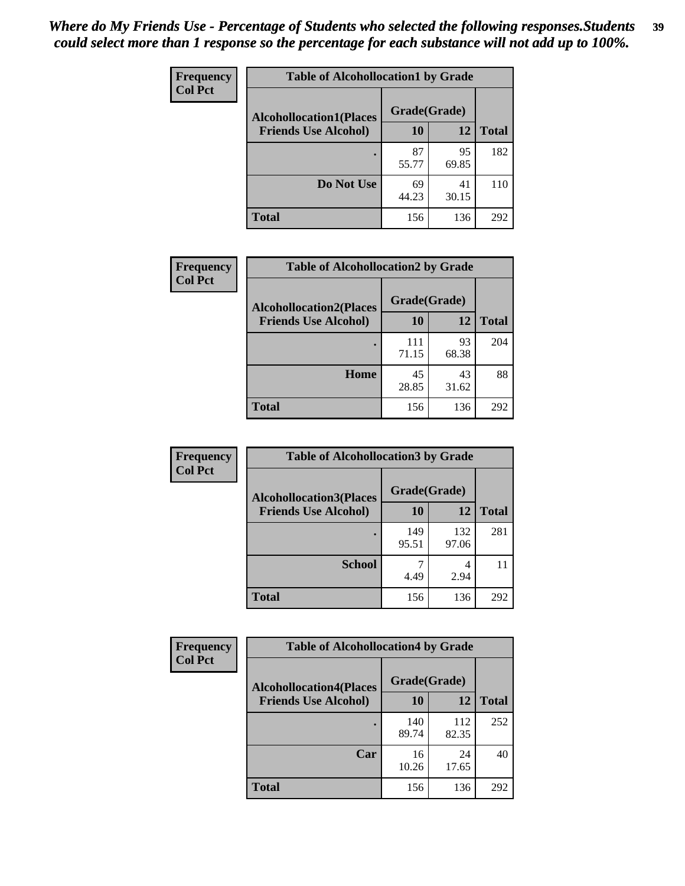*Where do My Friends Use - Percentage of Students who selected the following responses.Students could select more than 1 response so the percentage for each substance will not add up to 100%.*

**Frequency**
**Col Pct**

| Table of Alcohollocation1 by Grade | | | |
|---|---|---|---|
| **Alcohollocation1(Places Friends Use Alcohol)** | **Grade(Grade)** | | **Total** |
| | **10** | **12** | |
| **.** | 87<br>55.77 | 95<br>69.85 | 182 |
| **Do Not Use** | 69<br>44.23 | 41<br>30.15 | 110 |
| **Total** | 156 | 136 | 292 |

**Frequency**
**Col Pct**

| Table of Alcohollocation2 by Grade | | | |
|---|---|---|---|
| **Alcohollocation2(Places Friends Use Alcohol)** | **Grade(Grade)** | | **Total** |
| | **10** | **12** | |
| **.** | 111<br>71.15 | 93<br>68.38 | 204 |
| **Home** | 45<br>28.85 | 43<br>31.62 | 88 |
| **Total** | 156 | 136 | 292 |

**Frequency**
**Col Pct**

| Table of Alcohollocation3 by Grade | | | |
|---|---|---|---|
| **Alcohollocation3(Places Friends Use Alcohol)** | **Grade(Grade)** | | **Total** |
| | **10** | **12** | |
| **.** | 149<br>95.51 | 132<br>97.06 | 281 |
| **School** | 7<br>4.49 | 4<br>2.94 | 11 |
| **Total** | 156 | 136 | 292 |

**Frequency**
**Col Pct**

| Table of Alcohollocation4 by Grade | | | |
|---|---|---|---|
| **Alcohollocation4(Places Friends Use Alcohol)** | **Grade(Grade)** | | **Total** |
| | **10** | **12** | |
| **.** | 140<br>89.74 | 112<br>82.35 | 252 |
| **Car** | 16<br>10.26 | 24<br>17.65 | 40 |
| **Total** | 156 | 136 | 292 |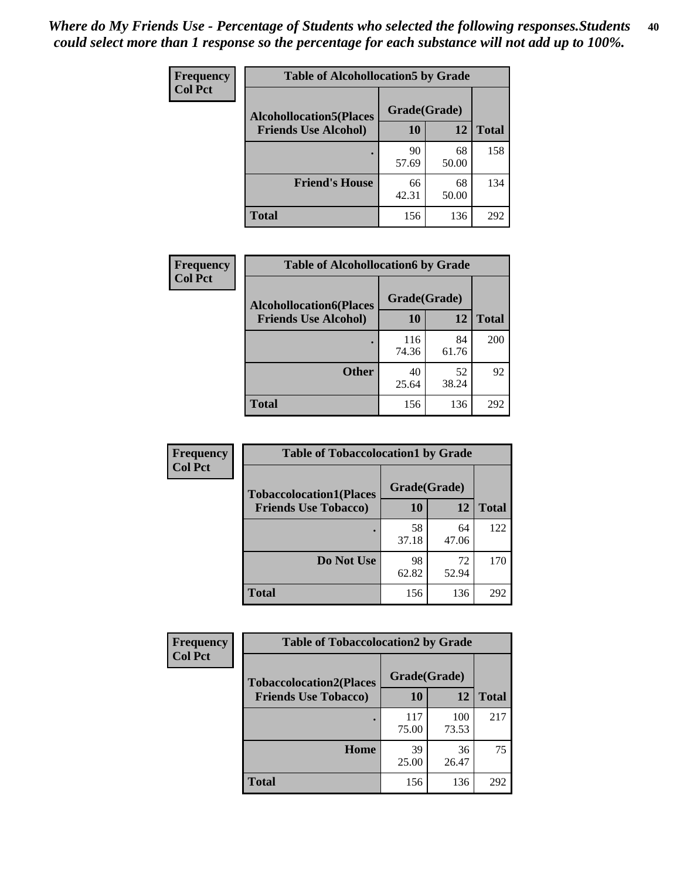*Where do My Friends Use - Percentage of Students who selected the following responses.Students could select more than 1 response so the percentage for each substance will not add up to 100%.*

**Frequency**
**Col Pct**

| Table of Alcohollocation5 by Grade | | | |
|---|---|---|---|
| **Alcohollocation5(Places Friends Use Alcohol)** | **Grade(Grade)** | | |
| | **10** | **12** | **Total** |
| . | 90<br>57.69 | 68<br>50.00 | 158 |
| **Friend's House** | 66<br>42.31 | 68<br>50.00 | 134 |
| **Total** | 156 | 136 | 292 |

**Frequency**
**Col Pct**

| Table of Alcohollocation6 by Grade | | | |
|---|---|---|---|
| **Alcohollocation6(Places Friends Use Alcohol)** | **Grade(Grade)** | | |
| | **10** | **12** | **Total** |
| . | 116<br>74.36 | 84<br>61.76 | 200 |
| **Other** | 40<br>25.64 | 52<br>38.24 | 92 |
| **Total** | 156 | 136 | 292 |

**Frequency**
**Col Pct**

| Table of Tobaccolocation1 by Grade | | | |
|---|---|---|---|
| **Tobaccolocation1(Places Friends Use Tobacco)** | **Grade(Grade)** | | |
| | **10** | **12** | **Total** |
| . | 58<br>37.18 | 64<br>47.06 | 122 |
| **Do Not Use** | 98<br>62.82 | 72<br>52.94 | 170 |
| **Total** | 156 | 136 | 292 |

**Frequency**
**Col Pct**

| Table of Tobaccolocation2 by Grade | | | |
|---|---|---|---|
| **Tobaccolocation2(Places Friends Use Tobacco)** | **Grade(Grade)** | | |
| | **10** | **12** | **Total** |
| . | 117<br>75.00 | 100<br>73.53 | 217 |
| **Home** | 39<br>25.00 | 36<br>26.47 | 75 |
| **Total** | 156 | 136 | 292 |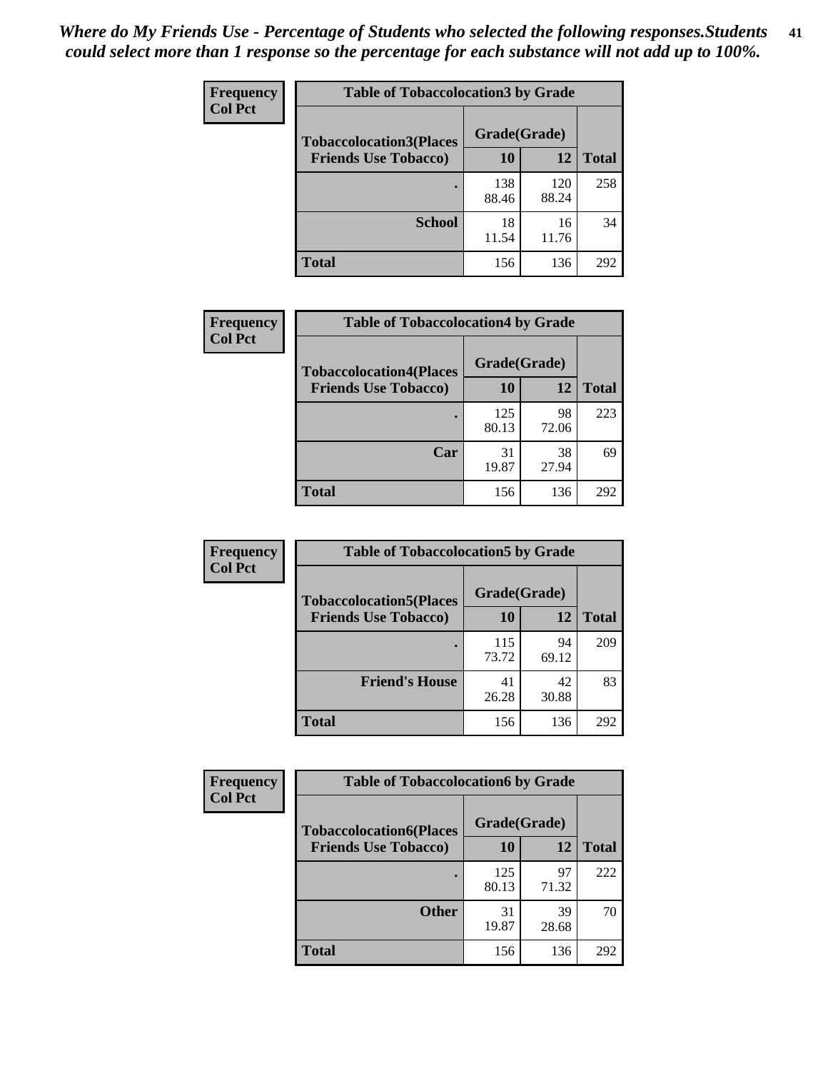*Where do My Friends Use - Percentage of Students who selected the following responses.Students could select more than 1 response so the percentage for each substance will not add up to 100%.*

**Frequency**
**Col Pct**

| Table of Tobaccolocation3 by Grade | | | |
|---|---|---|---|
| **Tobaccolocation3(Places Friends Use Tobacco)** | **Grade(Grade)** | | **Total** |
| | **10** | **12** | |
| **.** | 138<br>88.46 | 120<br>88.24 | 258 |
| **School** | 18<br>11.54 | 16<br>11.76 | 34 |
| **Total** | 156 | 136 | 292 |

**Frequency**
**Col Pct**

| Table of Tobaccolocation4 by Grade | | | |
|---|---|---|---|
| **Tobaccolocation4(Places Friends Use Tobacco)** | **Grade(Grade)** | | **Total** |
| | **10** | **12** | |
| **.** | 125<br>80.13 | 98<br>72.06 | 223 |
| **Car** | 31<br>19.87 | 38<br>27.94 | 69 |
| **Total** | 156 | 136 | 292 |

**Frequency**
**Col Pct**

| Table of Tobaccolocation5 by Grade | | | |
|---|---|---|---|
| **Tobaccolocation5(Places Friends Use Tobacco)** | **Grade(Grade)** | | **Total** |
| | **10** | **12** | |
| **.** | 115<br>73.72 | 94<br>69.12 | 209 |
| **Friend's House** | 41<br>26.28 | 42<br>30.88 | 83 |
| **Total** | 156 | 136 | 292 |

**Frequency**
**Col Pct**

| Table of Tobaccolocation6 by Grade | | | |
|---|---|---|---|
| **Tobaccolocation6(Places Friends Use Tobacco)** | **Grade(Grade)** | | **Total** |
| | **10** | **12** | |
| **.** | 125<br>80.13 | 97<br>71.32 | 222 |
| **Other** | 31<br>19.87 | 39<br>28.68 | 70 |
| **Total** | 156 | 136 | 292 |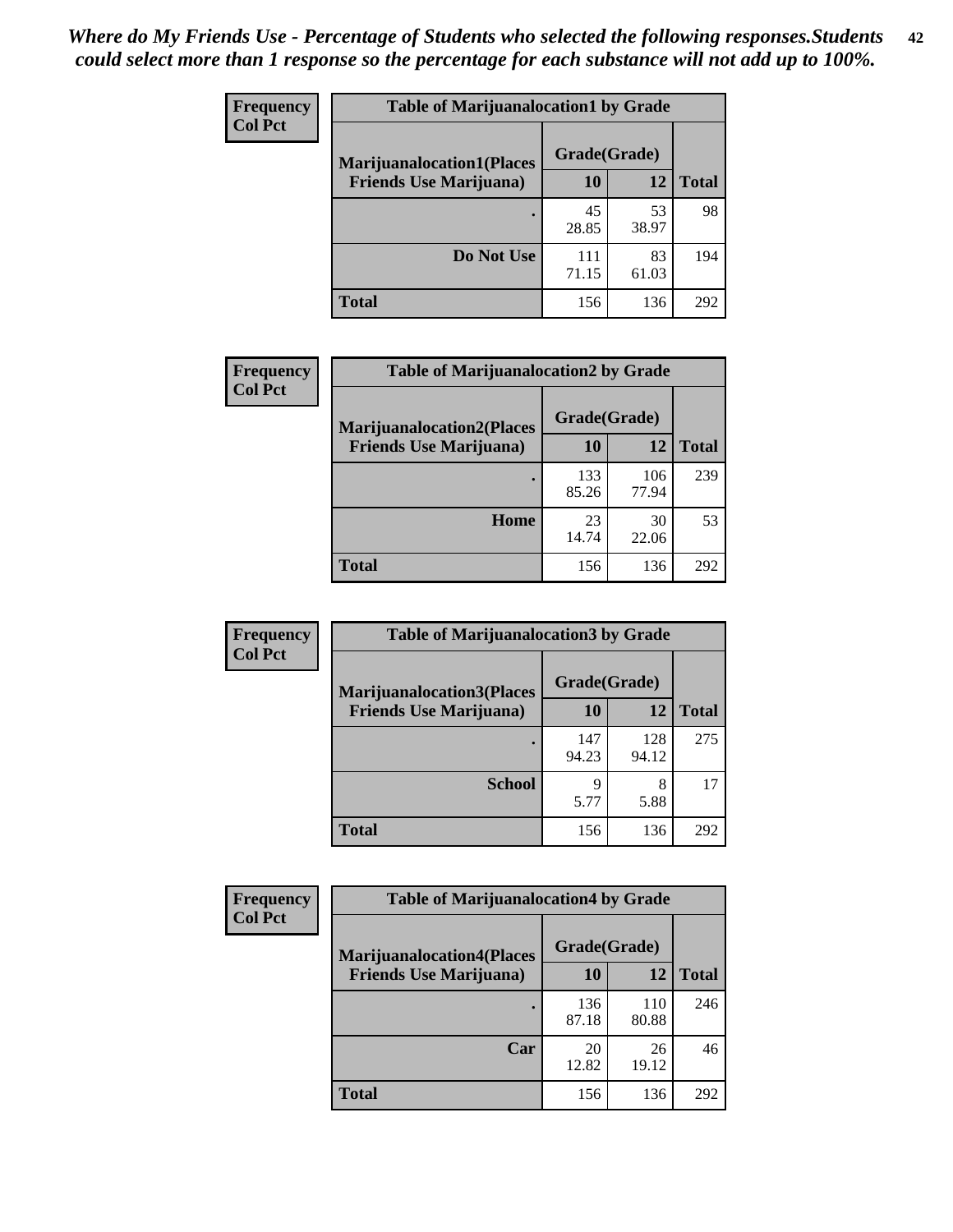*Where do My Friends Use - Percentage of Students who selected the following responses.Students could select more than 1 response so the percentage for each substance will not add up to 100%.*

**Frequency**
**Col Pct**

| Table of Marijuanalocation1 by Grade | | | |
|---|---|---|---|
| Marijuanalocation1(Places Friends Use Marijuana) | Grade(Grade) | | |
| | 10 | 12 | Total |
| . | 45<br>28.85 | 53<br>38.97 | 98 |
| Do Not Use | 111<br>71.15 | 83<br>61.03 | 194 |
| Total | 156 | 136 | 292 |

**Frequency**
**Col Pct**

| Table of Marijuanalocation2 by Grade | | | |
|---|---|---|---|
| Marijuanalocation2(Places Friends Use Marijuana) | Grade(Grade) | | |
| | 10 | 12 | Total |
| . | 133<br>85.26 | 106<br>77.94 | 239 |
| Home | 23<br>14.74 | 30<br>22.06 | 53 |
| Total | 156 | 136 | 292 |

**Frequency**
**Col Pct**

| Table of Marijuanalocation3 by Grade | | | |
|---|---|---|---|
| Marijuanalocation3(Places Friends Use Marijuana) | Grade(Grade) | | |
| | 10 | 12 | Total |
| . | 147<br>94.23 | 128<br>94.12 | 275 |
| School | 9<br>5.77 | 8<br>5.88 | 17 |
| Total | 156 | 136 | 292 |

**Frequency**
**Col Pct**

| Table of Marijuanalocation4 by Grade | | | |
|---|---|---|---|
| Marijuanalocation4(Places Friends Use Marijuana) | Grade(Grade) | | |
| | 10 | 12 | Total |
| . | 136<br>87.18 | 110<br>80.88 | 246 |
| Car | 20<br>12.82 | 26<br>19.12 | 46 |
| Total | 156 | 136 | 292 |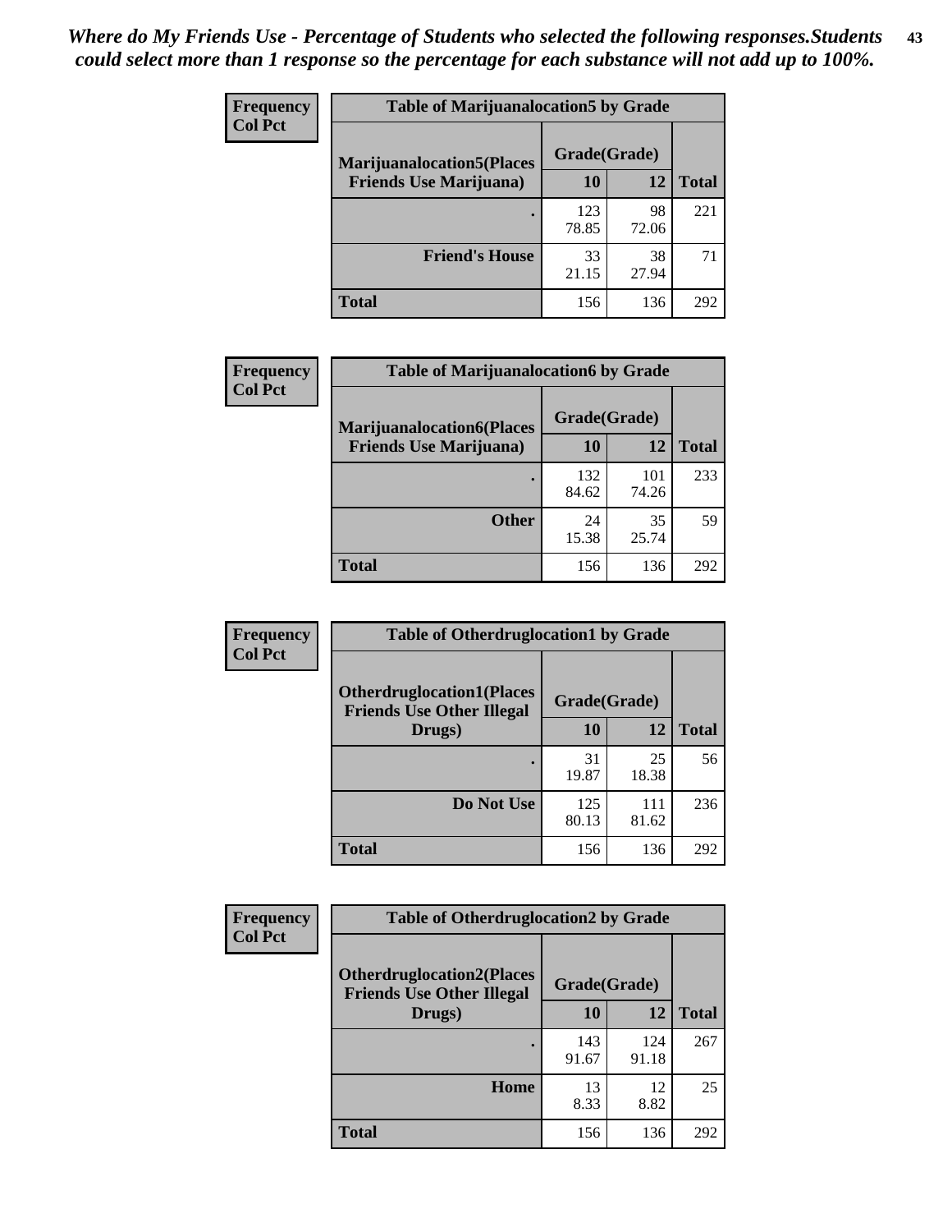*Where do My Friends Use - Percentage of Students who selected the following responses.Students could select more than 1 response so the percentage for each substance will not add up to 100%.*

**Frequency**
**Col Pct**

| Table of Marijuanalocation5 by Grade | | | |
|---|---|---|---|
| **Marijuanalocation5(Places Friends Use Marijuana)** | **Grade(Grade)** | | **Total** |
| | **10** | **12** | |
| . | 123<br>78.85 | 98<br>72.06 | 221 |
| **Friend's House** | 33<br>21.15 | 38<br>27.94 | 71 |
| **Total** | 156 | 136 | 292 |

**Frequency**
**Col Pct**

| Table of Marijuanalocation6 by Grade | | | |
|---|---|---|---|
| **Marijuanalocation6(Places Friends Use Marijuana)** | **Grade(Grade)** | | **Total** |
| | **10** | **12** | |
| . | 132<br>84.62 | 101<br>74.26 | 233 |
| **Other** | 24<br>15.38 | 35<br>25.74 | 59 |
| **Total** | 156 | 136 | 292 |

**Frequency**
**Col Pct**

| Table of Otherdruglocation1 by Grade | | | |
|---|---|---|---|
| **Otherdruglocation1(Places Friends Use Other Illegal Drugs)** | **Grade(Grade)** | | **Total** |
| | **10** | **12** | |
| . | 31<br>19.87 | 25<br>18.38 | 56 |
| **Do Not Use** | 125<br>80.13 | 111<br>81.62 | 236 |
| **Total** | 156 | 136 | 292 |

**Frequency**
**Col Pct**

| Table of Otherdruglocation2 by Grade | | | |
|---|---|---|---|
| **Otherdruglocation2(Places Friends Use Other Illegal Drugs)** | **Grade(Grade)** | | **Total** |
| | **10** | **12** | |
| . | 143<br>91.67 | 124<br>91.18 | 267 |
| **Home** | 13<br>8.33 | 12<br>8.82 | 25 |
| **Total** | 156 | 136 | 292 |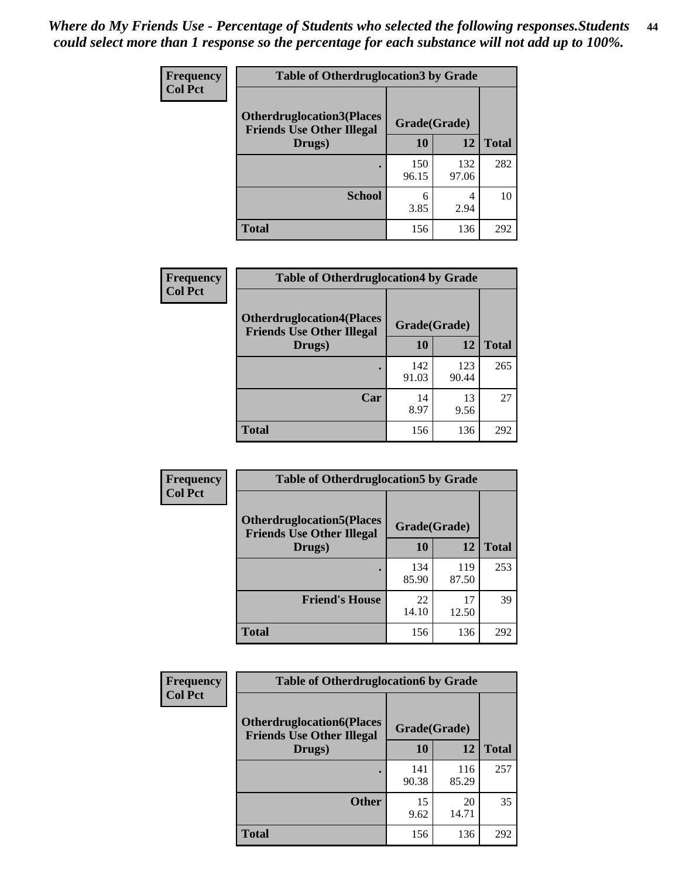*Where do My Friends Use - Percentage of Students who selected the following responses.Students could select more than 1 response so the percentage for each substance will not add up to 100%.*

**Frequency**
**Col Pct**

| Table of Otherdruglocation3 by Grade | | | |
|---|---|---|---|
| Otherdruglocation3(Places Friends Use Other Illegal Drugs) | Grade(Grade) | | |
| | 10 | 12 | Total |
| . | 150<br>96.15 | 132<br>97.06 | 282 |
| School | 6<br>3.85 | 4<br>2.94 | 10 |
| Total | 156 | 136 | 292 |

**Frequency**
**Col Pct**

| Table of Otherdruglocation4 by Grade | | | |
|---|---|---|---|
| Otherdruglocation4(Places Friends Use Other Illegal Drugs) | Grade(Grade) | | |
| | 10 | 12 | Total |
| . | 142<br>91.03 | 123<br>90.44 | 265 |
| Car | 14<br>8.97 | 13<br>9.56 | 27 |
| Total | 156 | 136 | 292 |

**Frequency**
**Col Pct**

| Table of Otherdruglocation5 by Grade | | | |
|---|---|---|---|
| Otherdruglocation5(Places Friends Use Other Illegal Drugs) | Grade(Grade) | | |
| | 10 | 12 | Total |
| . | 134<br>85.90 | 119<br>87.50 | 253 |
| Friend's House | 22<br>14.10 | 17<br>12.50 | 39 |
| Total | 156 | 136 | 292 |

**Frequency**
**Col Pct**

| Table of Otherdruglocation6 by Grade | | | |
|---|---|---|---|
| Otherdruglocation6(Places Friends Use Other Illegal Drugs) | Grade(Grade) | | |
| | 10 | 12 | Total |
| . | 141<br>90.38 | 116<br>85.29 | 257 |
| Other | 15<br>9.62 | 20<br>14.71 | 35 |
| Total | 156 | 136 | 292 |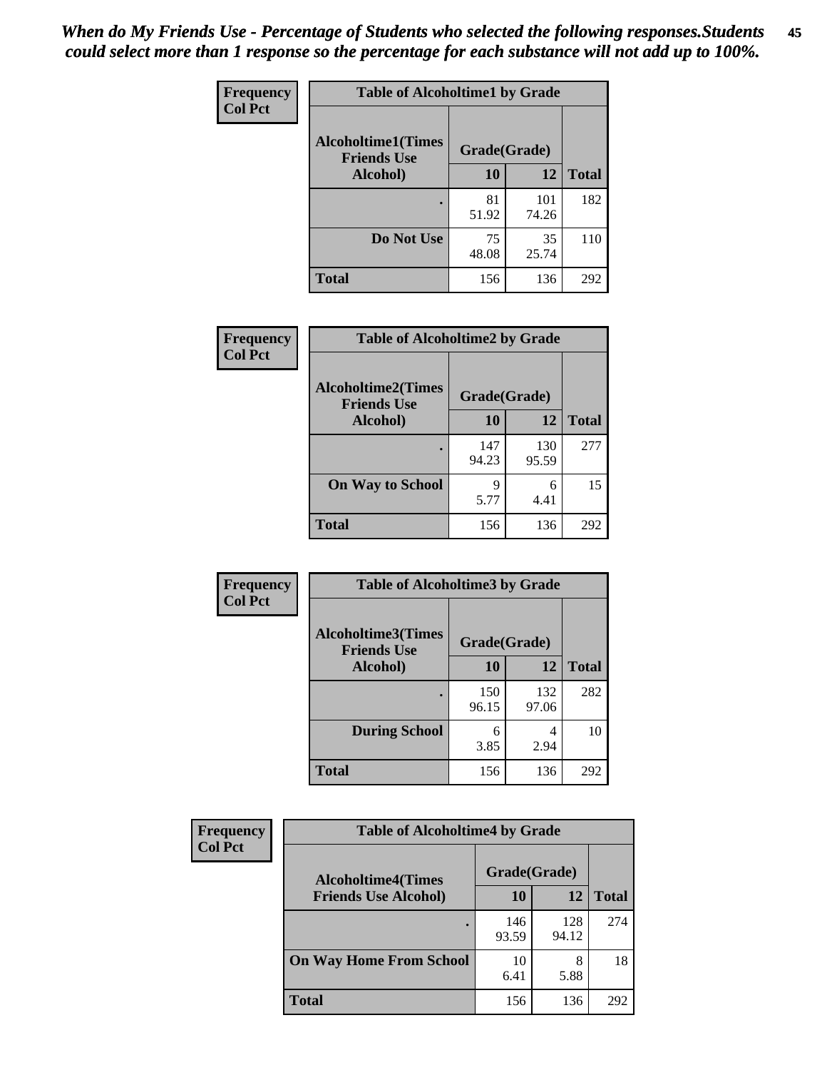*When do My Friends Use - Percentage of Students who selected the following responses.Students could select more than 1 response so the percentage for each substance will not add up to 100%.*

**Frequency**
**Col Pct**

**Table of Alcoholtime1 by Grade**

| Alcoholtime1(Times Friends Use Alcohol) | Grade(Grade) | | Total |
|---|---|---|---|
| | 10 | 12 | |
| . | 81<br>51.92 | 101<br>74.26 | 182 |
| Do Not Use | 75<br>48.08 | 35<br>25.74 | 110 |
| Total | 156 | 136 | 292 |

**Frequency**
**Col Pct**

**Table of Alcoholtime2 by Grade**

| Alcoholtime2(Times Friends Use Alcohol) | Grade(Grade) | | Total |
|---|---|---|---|
| | 10 | 12 | |
| . | 147<br>94.23 | 130<br>95.59 | 277 |
| On Way to School | 9<br>5.77 | 6<br>4.41 | 15 |
| Total | 156 | 136 | 292 |

**Frequency**
**Col Pct**

**Table of Alcoholtime3 by Grade**

| Alcoholtime3(Times Friends Use Alcohol) | Grade(Grade) | | Total |
|---|---|---|---|
| | 10 | 12 | |
| . | 150<br>96.15 | 132<br>97.06 | 282 |
| During School | 6<br>3.85 | 4<br>2.94 | 10 |
| Total | 156 | 136 | 292 |

**Frequency**
**Col Pct**

**Table of Alcoholtime4 by Grade**

| Alcoholtime4(Times Friends Use Alcohol) | Grade(Grade) | | Total |
|---|---|---|---|
| | 10 | 12 | |
| . | 146<br>93.59 | 128<br>94.12 | 274 |
| On Way Home From School | 10<br>6.41 | 8<br>5.88 | 18 |
| Total | 156 | 136 | 292 |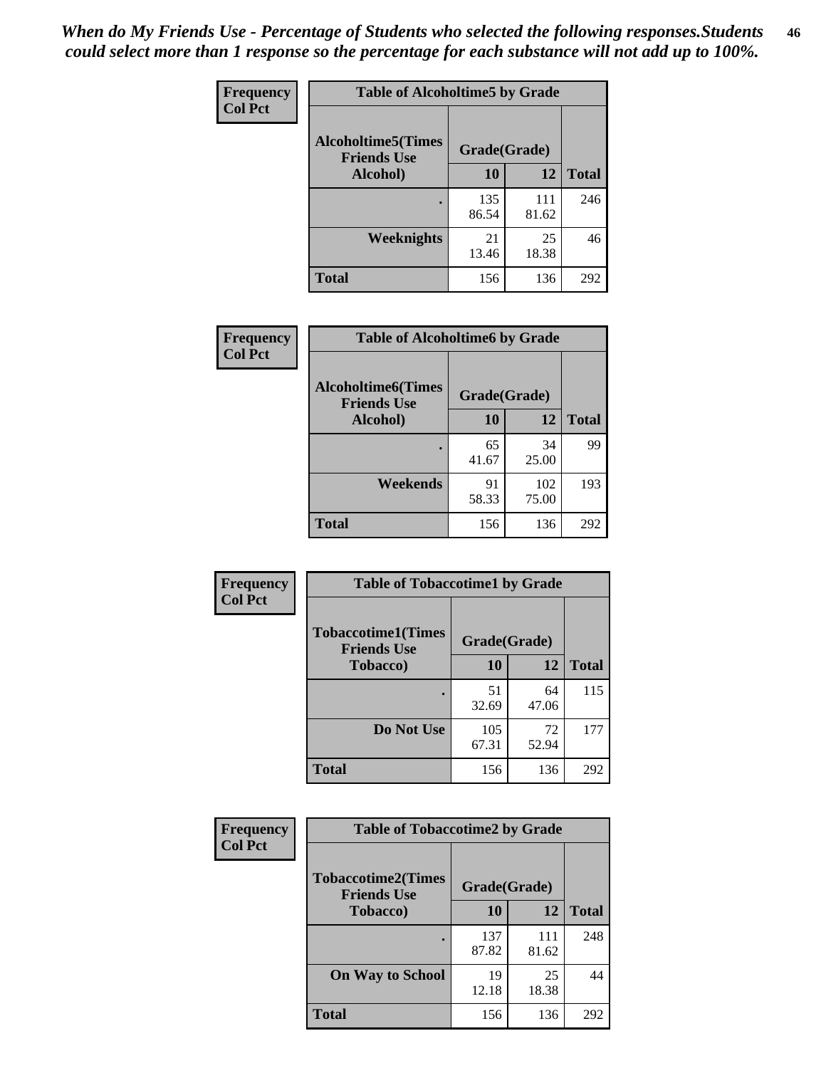*When do My Friends Use - Percentage of Students who selected the following responses.Students could select more than 1 response so the percentage for each substance will not add up to 100%.*

**Frequency**
**Col Pct**

| Table of Alcoholtime5 by Grade | | | |
|---|---|---|---|
| **Alcoholtime5(Times Friends Use Alcohol)** | **Grade(Grade)** | | |
| | **10** | **12** | **Total** |
| **.** | 135<br>86.54 | 111<br>81.62 | 246 |
| **Weeknights** | 21<br>13.46 | 25<br>18.38 | 46 |
| **Total** | 156 | 136 | 292 |

**Frequency**
**Col Pct**

| Table of Alcoholtime6 by Grade | | | |
|---|---|---|---|
| **Alcoholtime6(Times Friends Use Alcohol)** | **Grade(Grade)** | | |
| | **10** | **12** | **Total** |
| **.** | 65<br>41.67 | 34<br>25.00 | 99 |
| **Weekends** | 91<br>58.33 | 102<br>75.00 | 193 |
| **Total** | 156 | 136 | 292 |

**Frequency**
**Col Pct**

| Table of Tobaccotime1 by Grade | | | |
|---|---|---|---|
| **Tobaccotime1(Times Friends Use Tobacco)** | **Grade(Grade)** | | |
| | **10** | **12** | **Total** |
| **.** | 51<br>32.69 | 64<br>47.06 | 115 |
| **Do Not Use** | 105<br>67.31 | 72<br>52.94 | 177 |
| **Total** | 156 | 136 | 292 |

**Frequency**
**Col Pct**

| Table of Tobaccotime2 by Grade | | | |
|---|---|---|---|
| **Tobaccotime2(Times Friends Use Tobacco)** | **Grade(Grade)** | | |
| | **10** | **12** | **Total** |
| **.** | 137<br>87.82 | 111<br>81.62 | 248 |
| **On Way to School** | 19<br>12.18 | 25<br>18.38 | 44 |
| **Total** | 156 | 136 | 292 |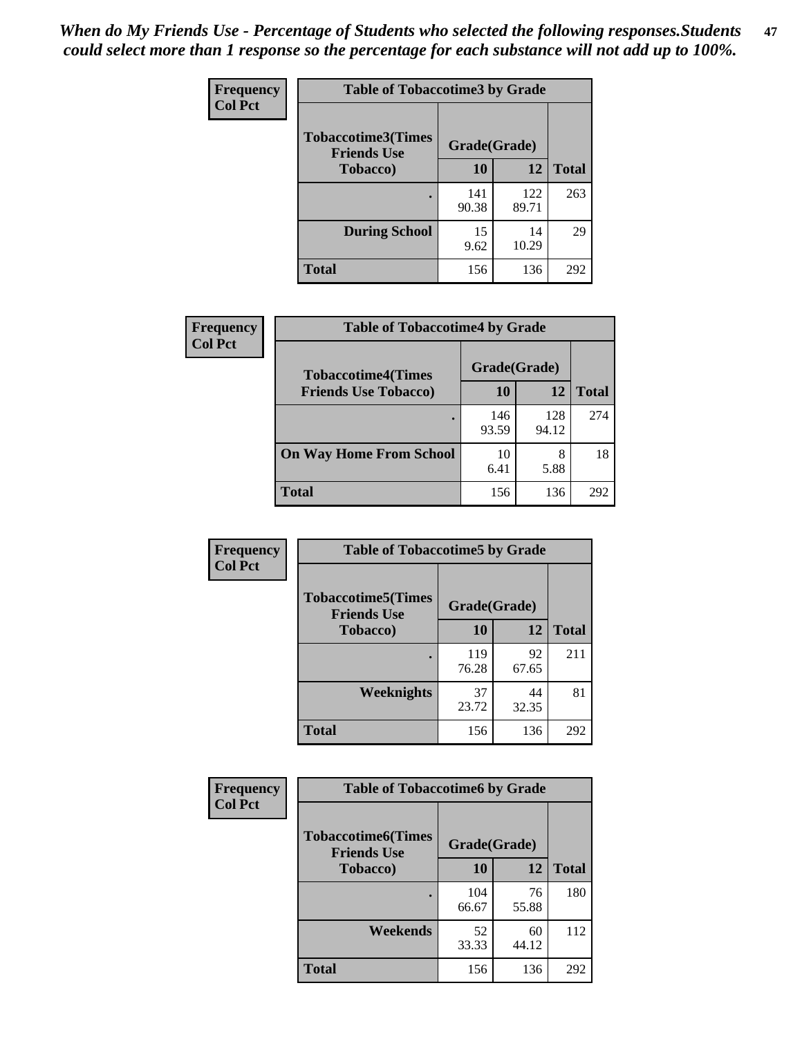*When do My Friends Use - Percentage of Students who selected the following responses.Students could select more than 1 response so the percentage for each substance will not add up to 100%.*

**Frequency**
**Col Pct**

| Table of Tobaccotime3 by Grade | | | |
|---|---|---|---|
| **Tobaccotime3(Times Friends Use Tobacco)** | **Grade(Grade)** | | **Total** |
| | **10** | **12** | |
| **.** | 141<br>90.38 | 122<br>89.71 | 263 |
| **During School** | 15<br>9.62 | 14<br>10.29 | 29 |
| **Total** | 156 | 136 | 292 |

**Frequency**
**Col Pct**

| Table of Tobaccotime4 by Grade | | | |
|---|---|---|---|
| **Tobaccotime4(Times Friends Use Tobacco)** | **Grade(Grade)** | | **Total** |
| | **10** | **12** | |
| **.** | 146<br>93.59 | 128<br>94.12 | 274 |
| **On Way Home From School** | 10<br>6.41 | 8<br>5.88 | 18 |
| **Total** | 156 | 136 | 292 |

**Frequency**
**Col Pct**

| Table of Tobaccotime5 by Grade | | | |
|---|---|---|---|
| **Tobaccotime5(Times Friends Use Tobacco)** | **Grade(Grade)** | | **Total** |
| | **10** | **12** | |
| **.** | 119<br>76.28 | 92<br>67.65 | 211 |
| **Weeknights** | 37<br>23.72 | 44<br>32.35 | 81 |
| **Total** | 156 | 136 | 292 |

**Frequency**
**Col Pct**

| Table of Tobaccotime6 by Grade | | | |
|---|---|---|---|
| **Tobaccotime6(Times Friends Use Tobacco)** | **Grade(Grade)** | | **Total** |
| | **10** | **12** | |
| **.** | 104<br>66.67 | 76<br>55.88 | 180 |
| **Weekends** | 52<br>33.33 | 60<br>44.12 | 112 |
| **Total** | 156 | 136 | 292 |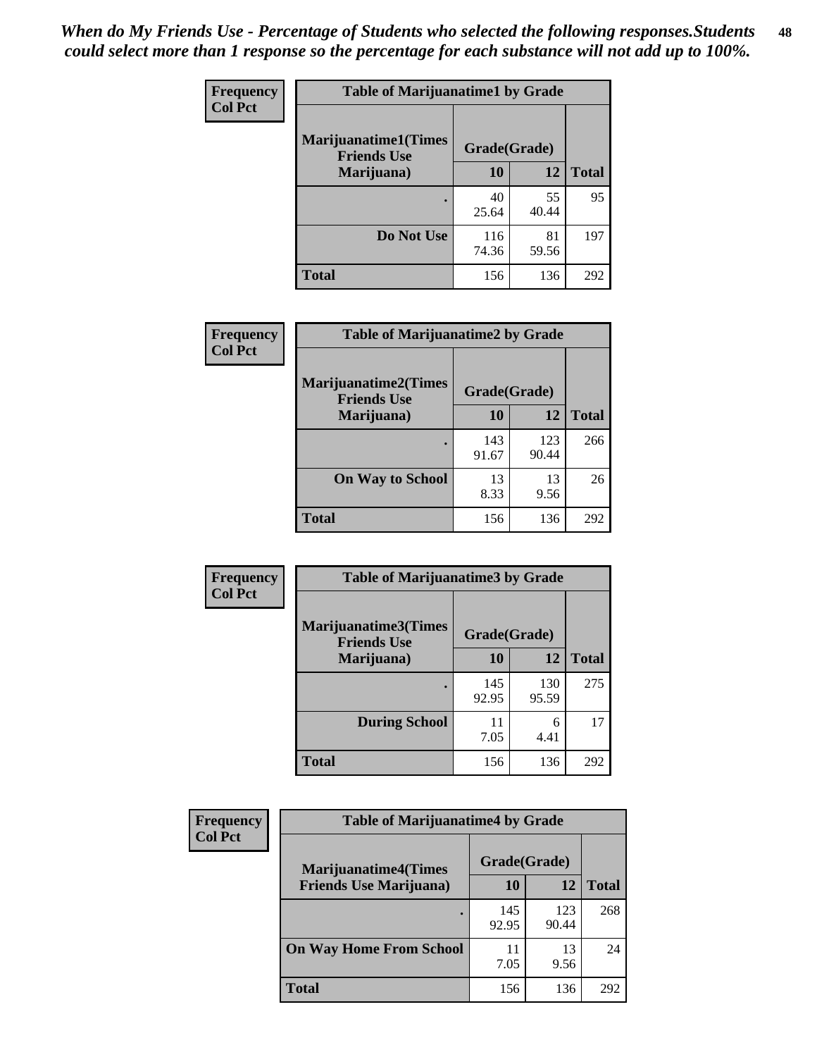*When do My Friends Use - Percentage of Students who selected the following responses.Students could select more than 1 response so the percentage for each substance will not add up to 100%.*

**Frequency**
**Col Pct**

| Table of Marijuanatime1 by Grade | | | |
|---|---|---|---|
| **Marijuanatime1(Times Friends Use Marijuana)** | **Grade(Grade)** | | |
| | **10** | **12** | **Total** |
| **.** | 40<br>25.64 | 55<br>40.44 | 95 |
| **Do Not Use** | 116<br>74.36 | 81<br>59.56 | 197 |
| **Total** | 156 | 136 | 292 |

**Frequency**
**Col Pct**

| Table of Marijuanatime2 by Grade | | | |
|---|---|---|---|
| **Marijuanatime2(Times Friends Use Marijuana)** | **Grade(Grade)** | | |
| | **10** | **12** | **Total** |
| **.** | 143<br>91.67 | 123<br>90.44 | 266 |
| **On Way to School** | 13<br>8.33 | 13<br>9.56 | 26 |
| **Total** | 156 | 136 | 292 |

**Frequency**
**Col Pct**

| Table of Marijuanatime3 by Grade | | | |
|---|---|---|---|
| **Marijuanatime3(Times Friends Use Marijuana)** | **Grade(Grade)** | | |
| | **10** | **12** | **Total** |
| **.** | 145<br>92.95 | 130<br>95.59 | 275 |
| **During School** | 11<br>7.05 | 6<br>4.41 | 17 |
| **Total** | 156 | 136 | 292 |

**Frequency**
**Col Pct**

| Table of Marijuanatime4 by Grade | | | |
|---|---|---|---|
| **Marijuanatime4(Times Friends Use Marijuana)** | **Grade(Grade)** | | |
| | **10** | **12** | **Total** |
| **.** | 145<br>92.95 | 123<br>90.44 | 268 |
| **On Way Home From School** | 11<br>7.05 | 13<br>9.56 | 24 |
| **Total** | 156 | 136 | 292 |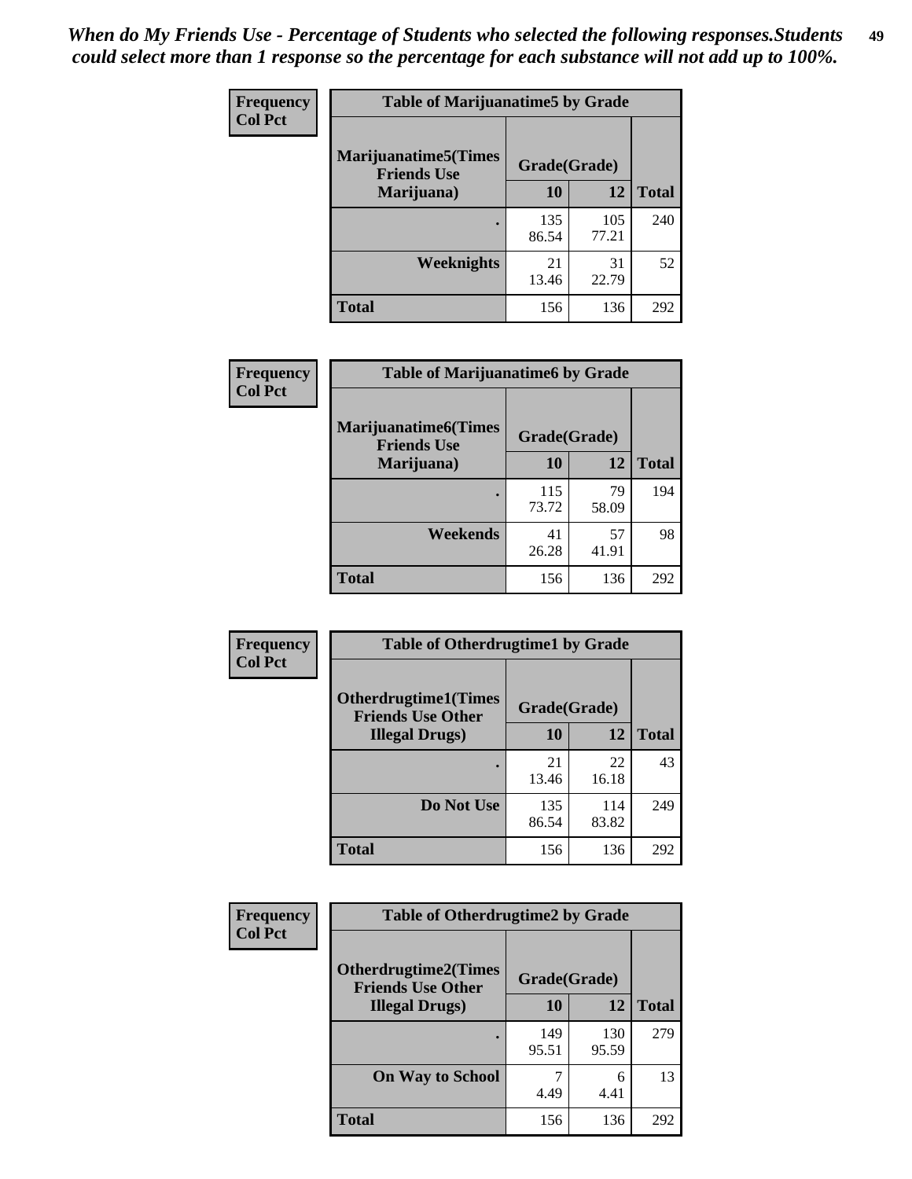*When do My Friends Use - Percentage of Students who selected the following responses.Students could select more than 1 response so the percentage for each substance will not add up to 100%.*

**Frequency**
**Col Pct**

| Table of Marijuanatime5 by Grade | | | |
|---|---|---|---|
| **Marijuanatime5(Times Friends Use Marijuana)** | **Grade(Grade)** | | **Total** |
| | **10** | **12** | |
| **.** | 135<br>86.54 | 105<br>77.21 | 240 |
| **Weeknights** | 21<br>13.46 | 31<br>22.79 | 52 |
| **Total** | 156 | 136 | 292 |

**Frequency**
**Col Pct**

| Table of Marijuanatime6 by Grade | | | |
|---|---|---|---|
| **Marijuanatime6(Times Friends Use Marijuana)** | **Grade(Grade)** | | **Total** |
| | **10** | **12** | |
| **.** | 115<br>73.72 | 79<br>58.09 | 194 |
| **Weekends** | 41<br>26.28 | 57<br>41.91 | 98 |
| **Total** | 156 | 136 | 292 |

**Frequency**
**Col Pct**

| Table of Otherdrugtime1 by Grade | | | |
|---|---|---|---|
| **Otherdrugtime1(Times Friends Use Other Illegal Drugs)** | **Grade(Grade)** | | **Total** |
| | **10** | **12** | |
| **.** | 21<br>13.46 | 22<br>16.18 | 43 |
| **Do Not Use** | 135<br>86.54 | 114<br>83.82 | 249 |
| **Total** | 156 | 136 | 292 |

**Frequency**
**Col Pct**

| Table of Otherdrugtime2 by Grade | | | |
|---|---|---|---|
| **Otherdrugtime2(Times Friends Use Other Illegal Drugs)** | **Grade(Grade)** | | **Total** |
| | **10** | **12** | |
| **.** | 149<br>95.51 | 130<br>95.59 | 279 |
| **On Way to School** | 7<br>4.49 | 6<br>4.41 | 13 |
| **Total** | 156 | 136 | 292 |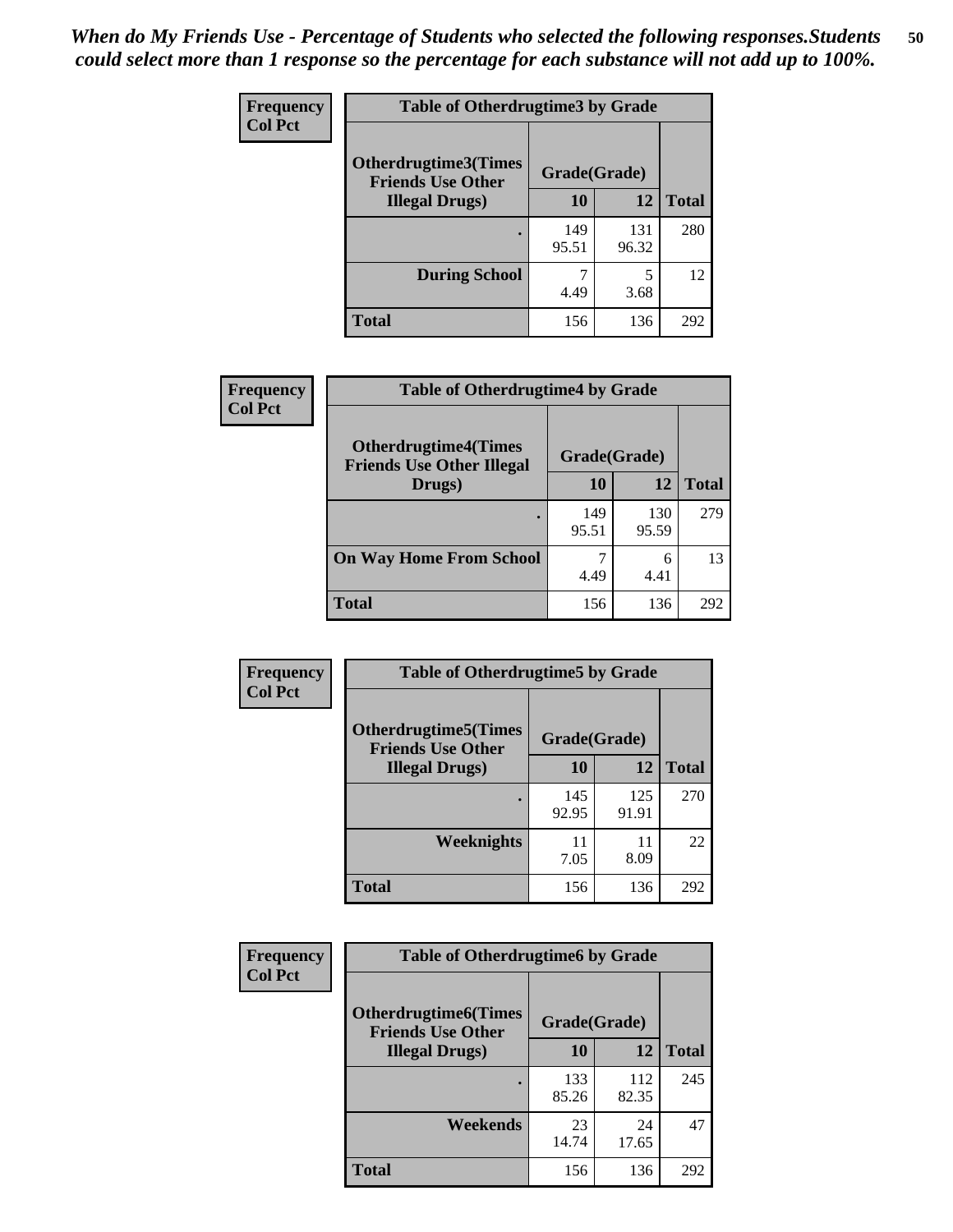*When do My Friends Use - Percentage of Students who selected the following responses.Students could select more than 1 response so the percentage for each substance will not add up to 100%.*

**Frequency**
**Col Pct**

| Table of Otherdrugtime3 by Grade | | | |
|---|---|---|---|
| **Otherdrugtime3(Times Friends Use Other Illegal Drugs)** | **Grade(Grade)** | | |
| | **10** | **12** | **Total** |
| . | 149<br>95.51 | 131<br>96.32 | 280 |
| **During School** | 7<br>4.49 | 5<br>3.68 | 12 |
| **Total** | 156 | 136 | 292 |

**Frequency**
**Col Pct**

| Table of Otherdrugtime4 by Grade | | | |
|---|---|---|---|
| **Otherdrugtime4(Times Friends Use Other Illegal Drugs)** | **Grade(Grade)** | | |
| | **10** | **12** | **Total** |
| . | 149<br>95.51 | 130<br>95.59 | 279 |
| **On Way Home From School** | 7<br>4.49 | 6<br>4.41 | 13 |
| **Total** | 156 | 136 | 292 |

**Frequency**
**Col Pct**

| Table of Otherdrugtime5 by Grade | | | |
|---|---|---|---|
| **Otherdrugtime5(Times Friends Use Other Illegal Drugs)** | **Grade(Grade)** | | |
| | **10** | **12** | **Total** |
| . | 145<br>92.95 | 125<br>91.91 | 270 |
| **Weeknights** | 11<br>7.05 | 11<br>8.09 | 22 |
| **Total** | 156 | 136 | 292 |

**Frequency**
**Col Pct**

| Table of Otherdrugtime6 by Grade | | | |
|---|---|---|---|
| **Otherdrugtime6(Times Friends Use Other Illegal Drugs)** | **Grade(Grade)** | | |
| | **10** | **12** | **Total** |
| . | 133<br>85.26 | 112<br>82.35 | 245 |
| **Weekends** | 23<br>14.74 | 24<br>17.65 | 47 |
| **Total** | 156 | 136 | 292 |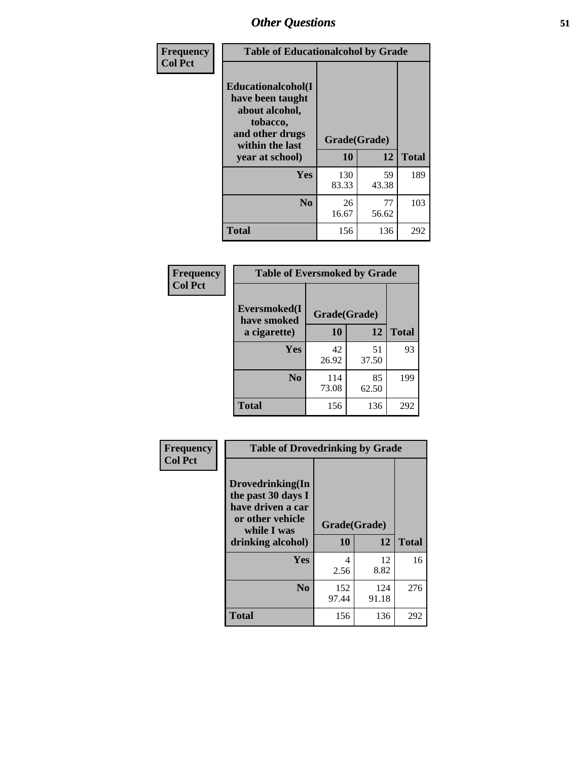| Frequency<br>Col Pct | Table of Educationalcohol by Grade | | |
|---|---|---|---|
| Educationalcohol(I have been taught about alcohol, tobacco, and other drugs within the last year at school) | Grade(Grade) | | |
| | 10 | 12 | Total |
| Yes | 130<br>83.33 | 59<br>43.38 | 189 |
| No | 26<br>16.67 | 77<br>56.62 | 103 |
| Total | 156 | 136 | 292 |

| Frequency<br>Col Pct | Table of Eversmoked by Grade | | |
|---|---|---|---|
| Eversmoked(I have smoked a cigarette) | Grade(Grade) | | |
| | 10 | 12 | Total |
| Yes | 42<br>26.92 | 51<br>37.50 | 93 |
| No | 114<br>73.08 | 85<br>62.50 | 199 |
| Total | 156 | 136 | 292 |

| Frequency<br>Col Pct | Table of Drovedrinking by Grade | | |
|---|---|---|---|
| Drovedrinking(In the past 30 days I have driven a car or other vehicle while I was drinking alcohol) | Grade(Grade) | | |
| | 10 | 12 | Total |
| Yes | 4<br>2.56 | 12<br>8.82 | 16 |
| No | 152<br>97.44 | 124<br>91.18 | 276 |
| Total | 156 | 136 | 292 |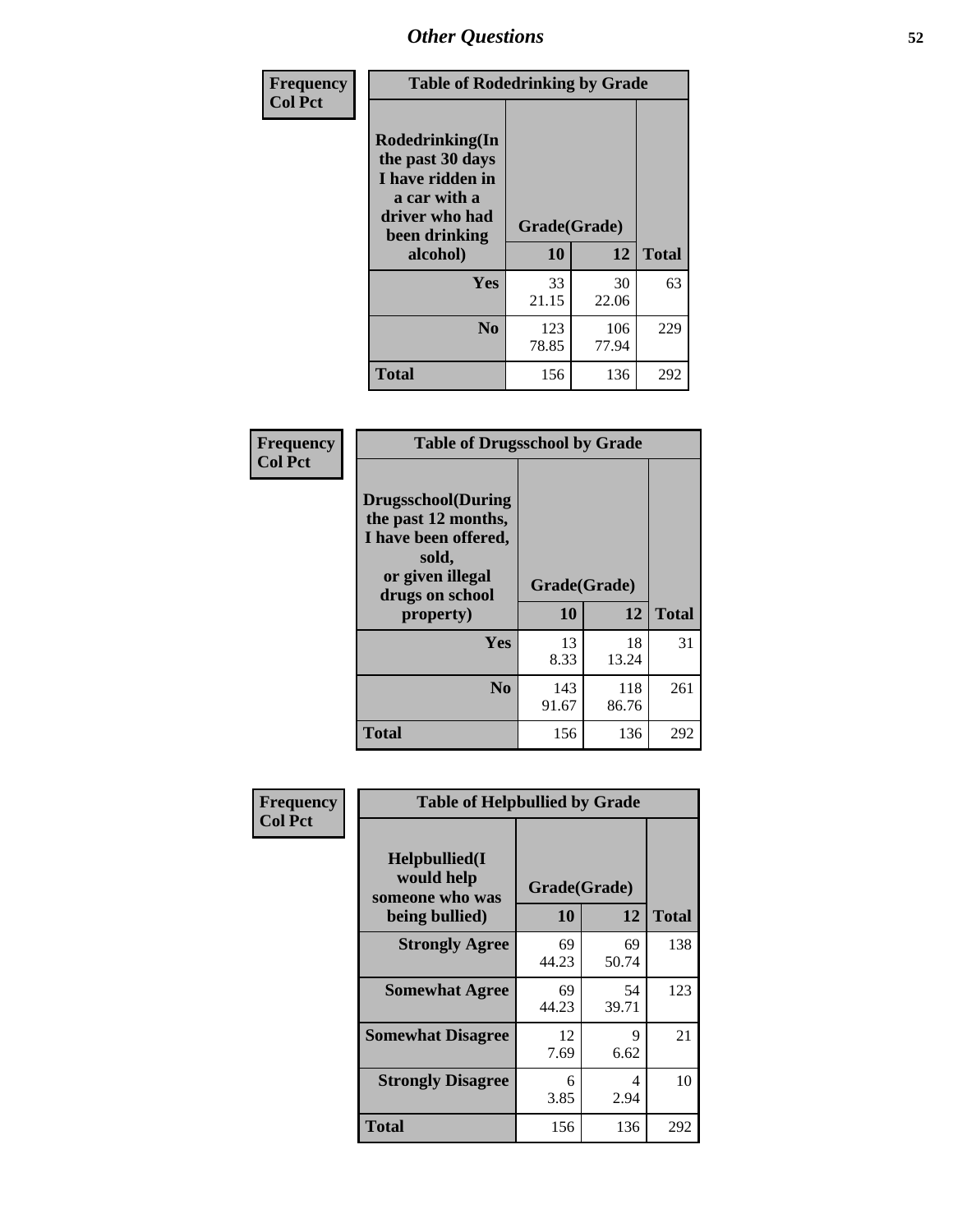# Other Questions

**Frequency**
**Col Pct**

| Table of Rodedrinking by Grade | | | |
|---|---|---|---|
| Rodedrinking(In the past 30 days I have ridden in a car with a driver who had been drinking alcohol) | Grade(Grade) | | |
| | 10 | 12 | Total |
| **Yes** | 33<br>21.15 | 30<br>22.06 | 63 |
| **No** | 123<br>78.85 | 106<br>77.94 | 229 |
| **Total** | 156 | 136 | 292 |

**Frequency**
**Col Pct**

| Table of Drugsschool by Grade | | | |
|---|---|---|---|
| Drugsschool(During the past 12 months, I have been offered, sold, or given illegal drugs on school property) | Grade(Grade) | | |
| | 10 | 12 | Total |
| **Yes** | 13<br>8.33 | 18<br>13.24 | 31 |
| **No** | 143<br>91.67 | 118<br>86.76 | 261 |
| **Total** | 156 | 136 | 292 |

**Frequency**
**Col Pct**

| Table of Helpbullied by Grade | | | |
|---|---|---|---|
| Helpbullied(I would help someone who was being bullied) | Grade(Grade) | | |
| | 10 | 12 | Total |
| **Strongly Agree** | 69<br>44.23 | 69<br>50.74 | 138 |
| **Somewhat Agree** | 69<br>44.23 | 54<br>39.71 | 123 |
| **Somewhat Disagree** | 12<br>7.69 | 9<br>6.62 | 21 |
| **Strongly Disagree** | 6<br>3.85 | 4<br>2.94 | 10 |
| **Total** | 156 | 136 | 292 |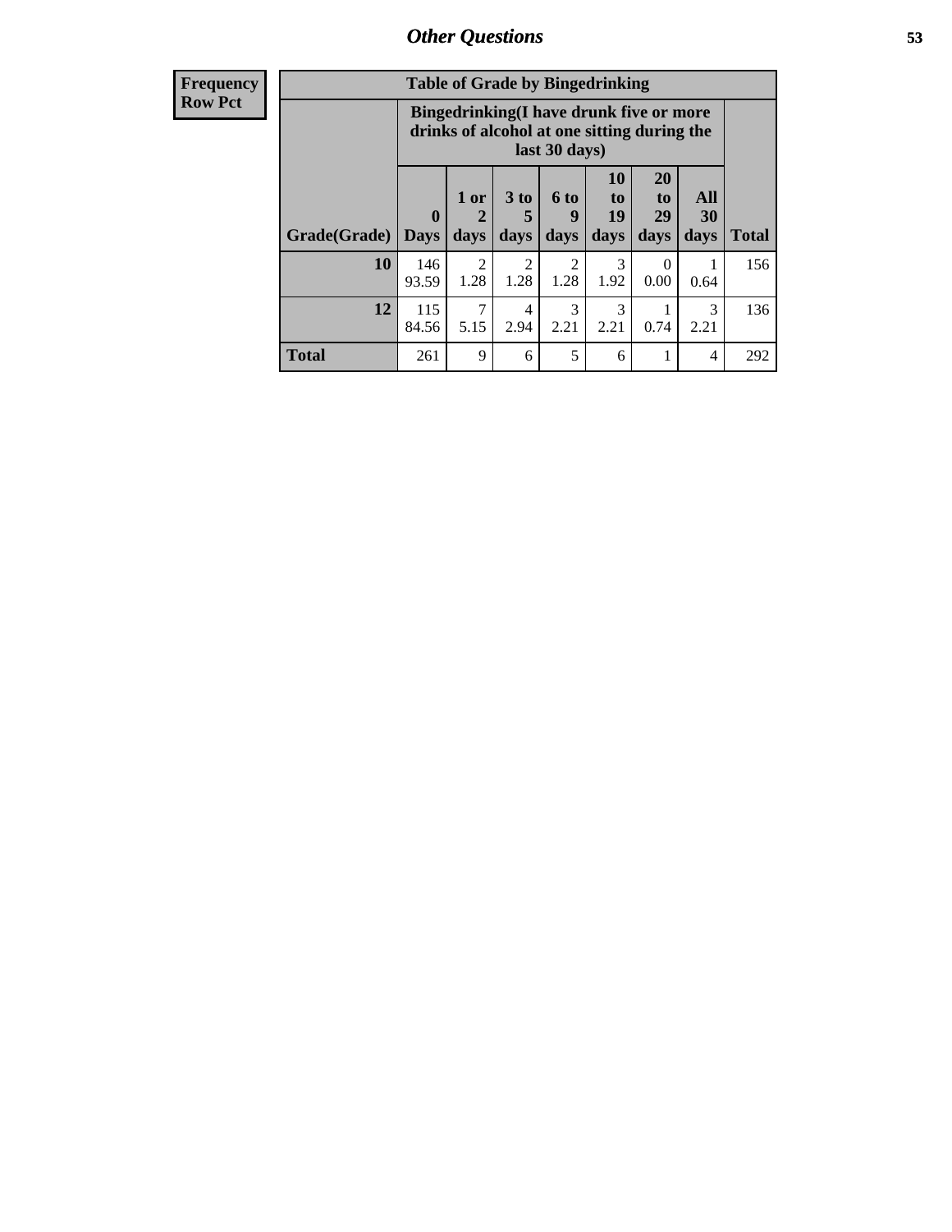## Other Questions

**Frequency**
**Row Pct**

**Table of Grade by Bingedrinking**

| Grade(Grade) | Bingedrinking(I have drunk five or more drinks of alcohol at one sitting during the last 30 days) | | | | | | | Total |
|---|---|---|---|---|---|---|---|---|
| | 0 Days | 1 or 2 days | 3 to 5 days | 6 to 9 days | 10 to 19 days | 20 to 29 days | All 30 days | |
| **10** | 146<br>93.59 | 2<br>1.28 | 2<br>1.28 | 2<br>1.28 | 3<br>1.92 | 0<br>0.00 | 1<br>0.64 | 156 |
| **12** | 115<br>84.56 | 7<br>5.15 | 4<br>2.94 | 3<br>2.21 | 3<br>2.21 | 1<br>0.74 | 3<br>2.21 | 136 |
| **Total** | 261 | 9 | 6 | 5 | 6 | 1 | 4 | 292 |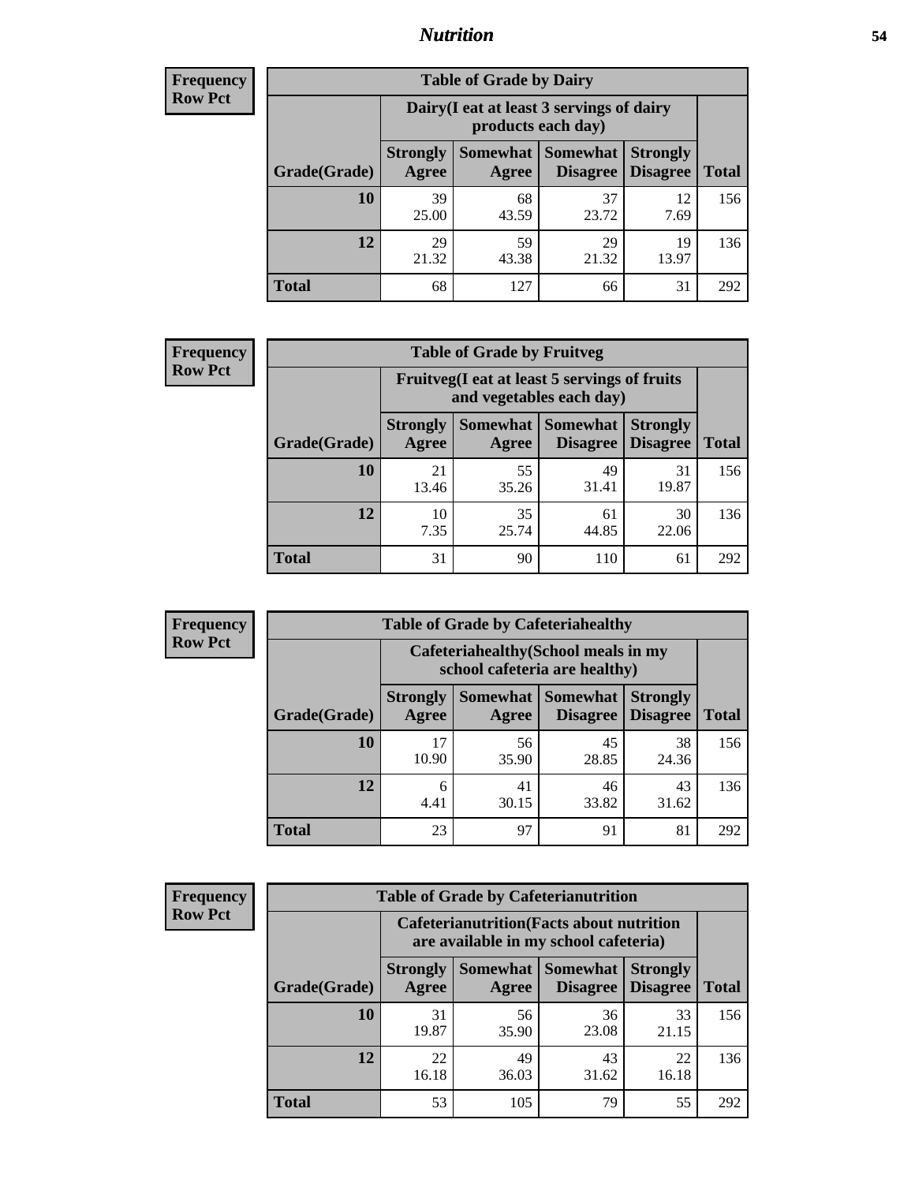## Nutrition

**Frequency**
**Row Pct**

| Table of Grade by Dairy | | | | | |
|---|---|---|---|---|---|
| | Dairy(I eat at least 3 servings of dairy products each day) | | | | |
| Grade(Grade) | Strongly Agree | Somewhat Agree | Somewhat Disagree | Strongly Disagree | Total |
| 10 | 39<br>25.00 | 68<br>43.59 | 37<br>23.72 | 12<br>7.69 | 156 |
| 12 | 29<br>21.32 | 59<br>43.38 | 29<br>21.32 | 19<br>13.97 | 136 |
| Total | 68 | 127 | 66 | 31 | 292 |

**Frequency**
**Row Pct**

| Table of Grade by Fruitveg | | | | | |
|---|---|---|---|---|---|
| | Fruitveg(I eat at least 5 servings of fruits and vegetables each day) | | | | |
| Grade(Grade) | Strongly Agree | Somewhat Agree | Somewhat Disagree | Strongly Disagree | Total |
| 10 | 21<br>13.46 | 55<br>35.26 | 49<br>31.41 | 31<br>19.87 | 156 |
| 12 | 10<br>7.35 | 35<br>25.74 | 61<br>44.85 | 30<br>22.06 | 136 |
| Total | 31 | 90 | 110 | 61 | 292 |

**Frequency**
**Row Pct**

| Table of Grade by Cafeteriahealthy | | | | | |
|---|---|---|---|---|---|
| | Cafeteriahealthy(School meals in my school cafeteria are healthy) | | | | |
| Grade(Grade) | Strongly Agree | Somewhat Agree | Somewhat Disagree | Strongly Disagree | Total |
| 10 | 17<br>10.90 | 56<br>35.90 | 45<br>28.85 | 38<br>24.36 | 156 |
| 12 | 6<br>4.41 | 41<br>30.15 | 46<br>33.82 | 43<br>31.62 | 136 |
| Total | 23 | 97 | 91 | 81 | 292 |

**Frequency**
**Row Pct**

| Table of Grade by Cafeterianutrition | | | | | |
|---|---|---|---|---|---|
| | Cafeterianutrition(Facts about nutrition are available in my school cafeteria) | | | | |
| Grade(Grade) | Strongly Agree | Somewhat Agree | Somewhat Disagree | Strongly Disagree | Total |
| 10 | 31<br>19.87 | 56<br>35.90 | 36<br>23.08 | 33<br>21.15 | 156 |
| 12 | 22<br>16.18 | 49<br>36.03 | 43<br>31.62 | 22<br>16.18 | 136 |
| Total | 53 | 105 | 79 | 55 | 292 |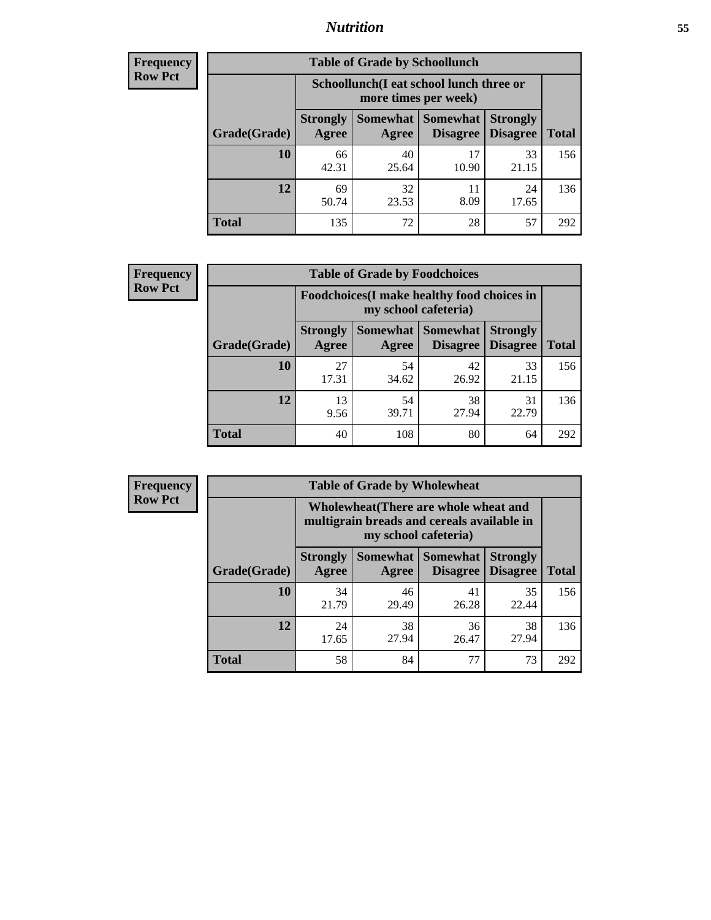**Frequency**
**Row Pct**

| Table of Grade by Schoollunch | | | | | |
|---|---|---|---|---|---|
| | Schoollunch(I eat school lunch three or more times per week) | | | | |
| Grade(Grade) | Strongly Agree | Somewhat Agree | Somewhat Disagree | Strongly Disagree | Total |
| 10 | 66<br>42.31 | 40<br>25.64 | 17<br>10.90 | 33<br>21.15 | 156 |
| 12 | 69<br>50.74 | 32<br>23.53 | 11<br>8.09 | 24<br>17.65 | 136 |
| Total | 135 | 72 | 28 | 57 | 292 |

**Frequency**
**Row Pct**

| Table of Grade by Foodchoices | | | | | |
|---|---|---|---|---|---|
| | Foodchoices(I make healthy food choices in my school cafeteria) | | | | |
| Grade(Grade) | Strongly Agree | Somewhat Agree | Somewhat Disagree | Strongly Disagree | Total |
| 10 | 27<br>17.31 | 54<br>34.62 | 42<br>26.92 | 33<br>21.15 | 156 |
| 12 | 13<br>9.56 | 54<br>39.71 | 38<br>27.94 | 31<br>22.79 | 136 |
| Total | 40 | 108 | 80 | 64 | 292 |

**Frequency**
**Row Pct**

| Table of Grade by Wholewheat | | | | | |
|---|---|---|---|---|---|
| | Wholewheat(There are whole wheat and multigrain breads and cereals available in my school cafeteria) | | | | |
| Grade(Grade) | Strongly Agree | Somewhat Agree | Somewhat Disagree | Strongly Disagree | Total |
| 10 | 34<br>21.79 | 46<br>29.49 | 41<br>26.28 | 35<br>22.44 | 156 |
| 12 | 24<br>17.65 | 38<br>27.94 | 36<br>26.47 | 38<br>27.94 | 136 |
| Total | 58 | 84 | 77 | 73 | 292 |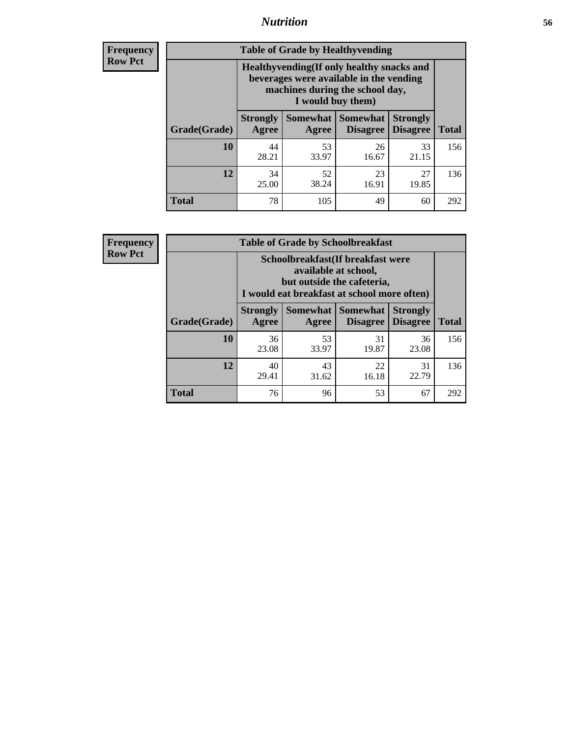**Frequency Row Pct**

| Table of Grade by Healthyvending | | | | | |
|---|---|---|---|---|---|
| | Healthyvending(If only healthy snacks and beverages were available in the vending machines during the school day, I would buy them) | | | | |
| Grade(Grade) | Strongly Agree | Somewhat Agree | Somewhat Disagree | Strongly Disagree | Total |
| **10** | 44<br>28.21 | 53<br>33.97 | 26<br>16.67 | 33<br>21.15 | 156 |
| **12** | 34<br>25.00 | 52<br>38.24 | 23<br>16.91 | 27<br>19.85 | 136 |
| **Total** | 78 | 105 | 49 | 60 | 292 |

**Frequency Row Pct**

| Table of Grade by Schoolbreakfast | | | | | |
|---|---|---|---|---|---|
| | Schoolbreakfast(If breakfast were available at school, but outside the cafeteria, I would eat breakfast at school more often) | | | | |
| Grade(Grade) | Strongly Agree | Somewhat Agree | Somewhat Disagree | Strongly Disagree | Total |
| **10** | 36<br>23.08 | 53<br>33.97 | 31<br>19.87 | 36<br>23.08 | 156 |
| **12** | 40<br>29.41 | 43<br>31.62 | 22<br>16.18 | 31<br>22.79 | 136 |
| **Total** | 76 | 96 | 53 | 67 | 292 |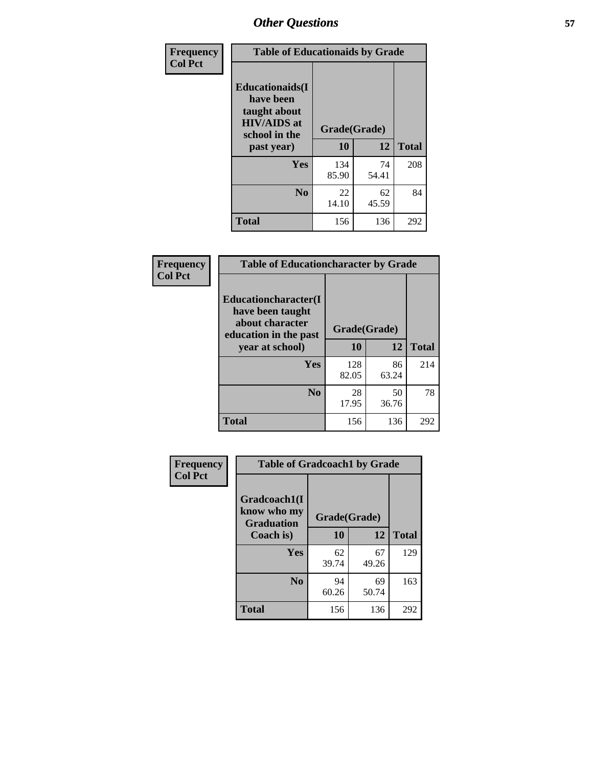| Frequency<br>Col Pct |
|---|

**Table of Educationaids by Grade**

| Educationaids(I have been taught about HIV/AIDS at school in the past year) | Grade(Grade) 10 | 12 | Total |
|---|---|---|---|
| Yes | 134<br>85.90 | 74<br>54.41 | 208 |
| No | 22<br>14.10 | 62<br>45.59 | 84 |
| Total | 156 | 136 | 292 |

| Frequency<br>Col Pct |
|---|

**Table of Educationcharacter by Grade**

| Educationcharacter(I have been taught about character education in the past year at school) | Grade(Grade) 10 | 12 | Total |
|---|---|---|---|
| Yes | 128<br>82.05 | 86<br>63.24 | 214 |
| No | 28<br>17.95 | 50<br>36.76 | 78 |
| Total | 156 | 136 | 292 |

| Frequency<br>Col Pct |
|---|

**Table of Gradcoach1 by Grade**

| Gradcoach1(I know who my Graduation Coach is) | Grade(Grade) 10 | 12 | Total |
|---|---|---|---|
| Yes | 62<br>39.74 | 67<br>49.26 | 129 |
| No | 94<br>60.26 | 69<br>50.74 | 163 |
| Total | 156 | 136 | 292 |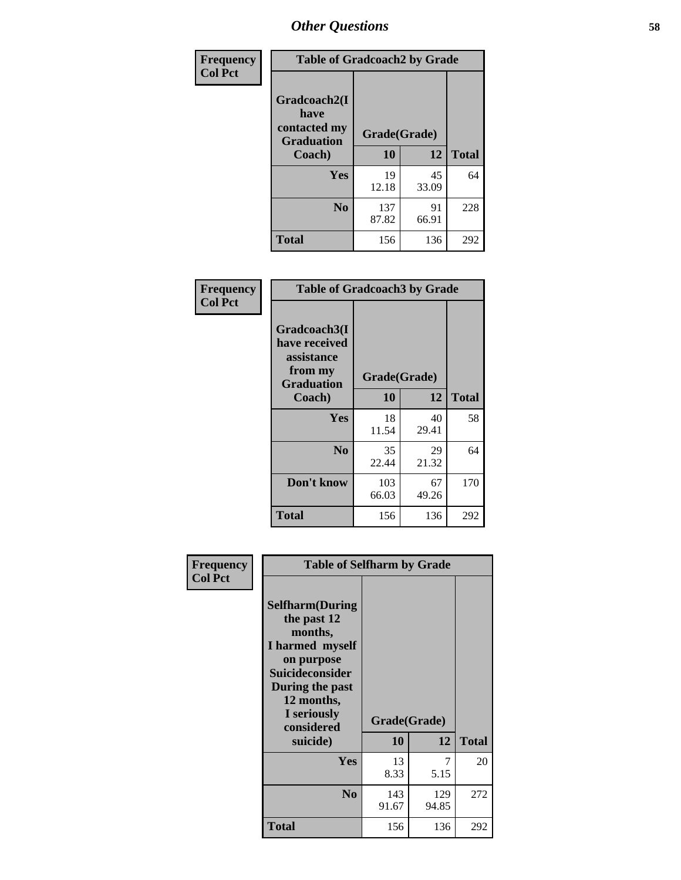# Other Questions

| Frequency<br>Col Pct | Table of Gradcoach2 by Grade | | |
|---|---|---|---|
| Gradcoach2(I have contacted my Graduation Coach) | Grade(Grade) | | |
| | 10 | 12 | Total |
| Yes | 19<br>12.18 | 45<br>33.09 | 64 |
| No | 137<br>87.82 | 91<br>66.91 | 228 |
| Total | 156 | 136 | 292 |

| Frequency<br>Col Pct | Table of Gradcoach3 by Grade | | |
|---|---|---|---|
| Gradcoach3(I have received assistance from my Graduation Coach) | Grade(Grade) | | |
| | 10 | 12 | Total |
| Yes | 18<br>11.54 | 40<br>29.41 | 58 |
| No | 35<br>22.44 | 29<br>21.32 | 64 |
| Don't know | 103<br>66.03 | 67<br>49.26 | 170 |
| Total | 156 | 136 | 292 |

| Frequency<br>Col Pct | Table of Selfharm by Grade | | |
|---|---|---|---|
| Selfharm(During the past 12 months, I harmed myself on purpose Suicideconsider During the past 12 months, I seriously considered suicide) | Grade(Grade) | | |
| | 10 | 12 | Total |
| Yes | 13<br>8.33 | 7<br>5.15 | 20 |
| No | 143<br>91.67 | 129<br>94.85 | 272 |
| Total | 156 | 136 | 292 |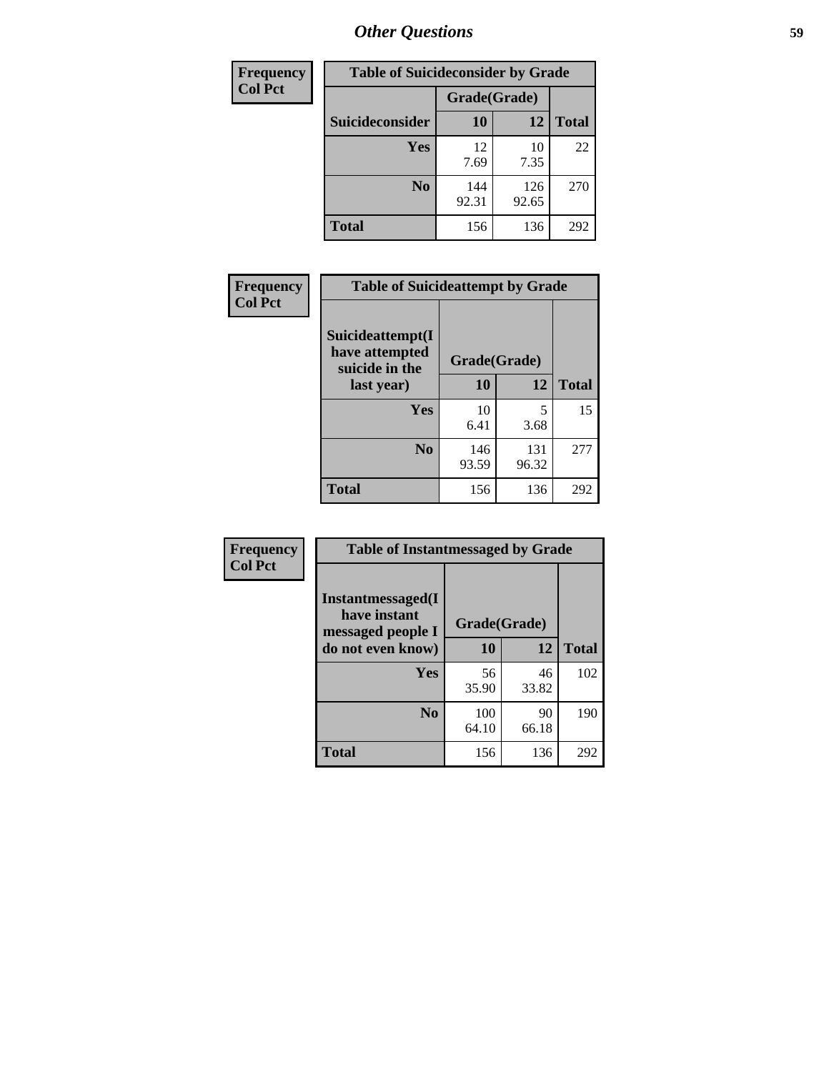# Other Questions

| Frequency<br>Col Pct | Table of Suicideconsider by Grade | | |
|---|---|---|---|
| | Grade(Grade) | | |
| Suicideconsider | 10 | 12 | Total |
| Yes | 12<br>7.69 | 10<br>7.35 | 22 |
| No | 144<br>92.31 | 126<br>92.65 | 270 |
| Total | 156 | 136 | 292 |

| Frequency<br>Col Pct | Table of Suicideattempt by Grade | | |
|---|---|---|---|
| | Grade(Grade) | | |
| Suicideattempt(I have attempted suicide in the last year) | 10 | 12 | Total |
| Yes | 10<br>6.41 | 5<br>3.68 | 15 |
| No | 146<br>93.59 | 131<br>96.32 | 277 |
| Total | 156 | 136 | 292 |

| Frequency<br>Col Pct | Table of Instantmessaged by Grade | | |
|---|---|---|---|
| | Grade(Grade) | | |
| Instantmessaged(I have instant messaged people I do not even know) | 10 | 12 | Total |
| Yes | 56<br>35.90 | 46<br>33.82 | 102 |
| No | 100<br>64.10 | 90<br>66.18 | 190 |
| Total | 156 | 136 | 292 |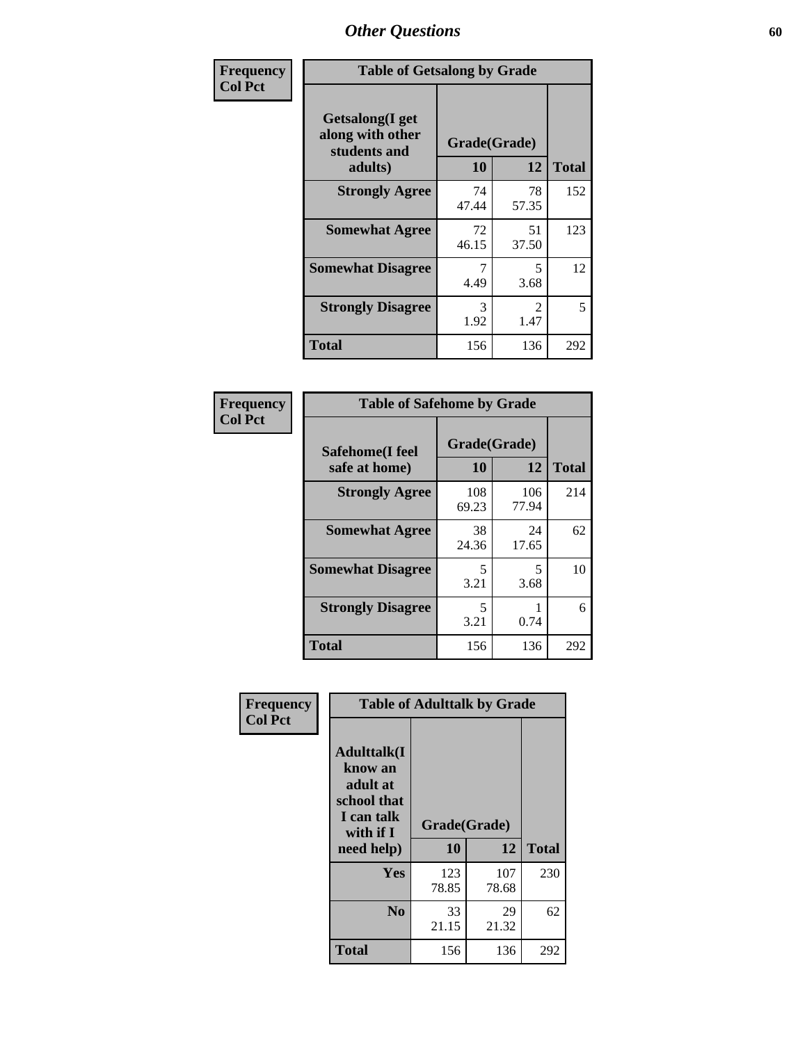# Other Questions

**Frequency**
**Col Pct**

| Table of Getsalong by Grade | | | |
|---|---|---|---|
| Getsalong(I get along with other students and adults) | Grade(Grade) | | |
| | 10 | 12 | Total |
| **Strongly Agree** | 74<br>47.44 | 78<br>57.35 | 152 |
| **Somewhat Agree** | 72<br>46.15 | 51<br>37.50 | 123 |
| **Somewhat Disagree** | 7<br>4.49 | 5<br>3.68 | 12 |
| **Strongly Disagree** | 3<br>1.92 | 2<br>1.47 | 5 |
| **Total** | 156 | 136 | 292 |

**Frequency**
**Col Pct**

| Table of Safehome by Grade | | | |
|---|---|---|---|
| Safehome(I feel safe at home) | Grade(Grade) | | |
| | 10 | 12 | Total |
| **Strongly Agree** | 108<br>69.23 | 106<br>77.94 | 214 |
| **Somewhat Agree** | 38<br>24.36 | 24<br>17.65 | 62 |
| **Somewhat Disagree** | 5<br>3.21 | 5<br>3.68 | 10 |
| **Strongly Disagree** | 5<br>3.21 | 1<br>0.74 | 6 |
| **Total** | 156 | 136 | 292 |

**Frequency**
**Col Pct**

| Table of Adulttalk by Grade | | | |
|---|---|---|---|
| Adulttalk(I know an adult at school that I can talk with if I need help) | Grade(Grade) | | |
| | 10 | 12 | Total |
| **Yes** | 123<br>78.85 | 107<br>78.68 | 230 |
| **No** | 33<br>21.15 | 29<br>21.32 | 62 |
| **Total** | 156 | 136 | 292 |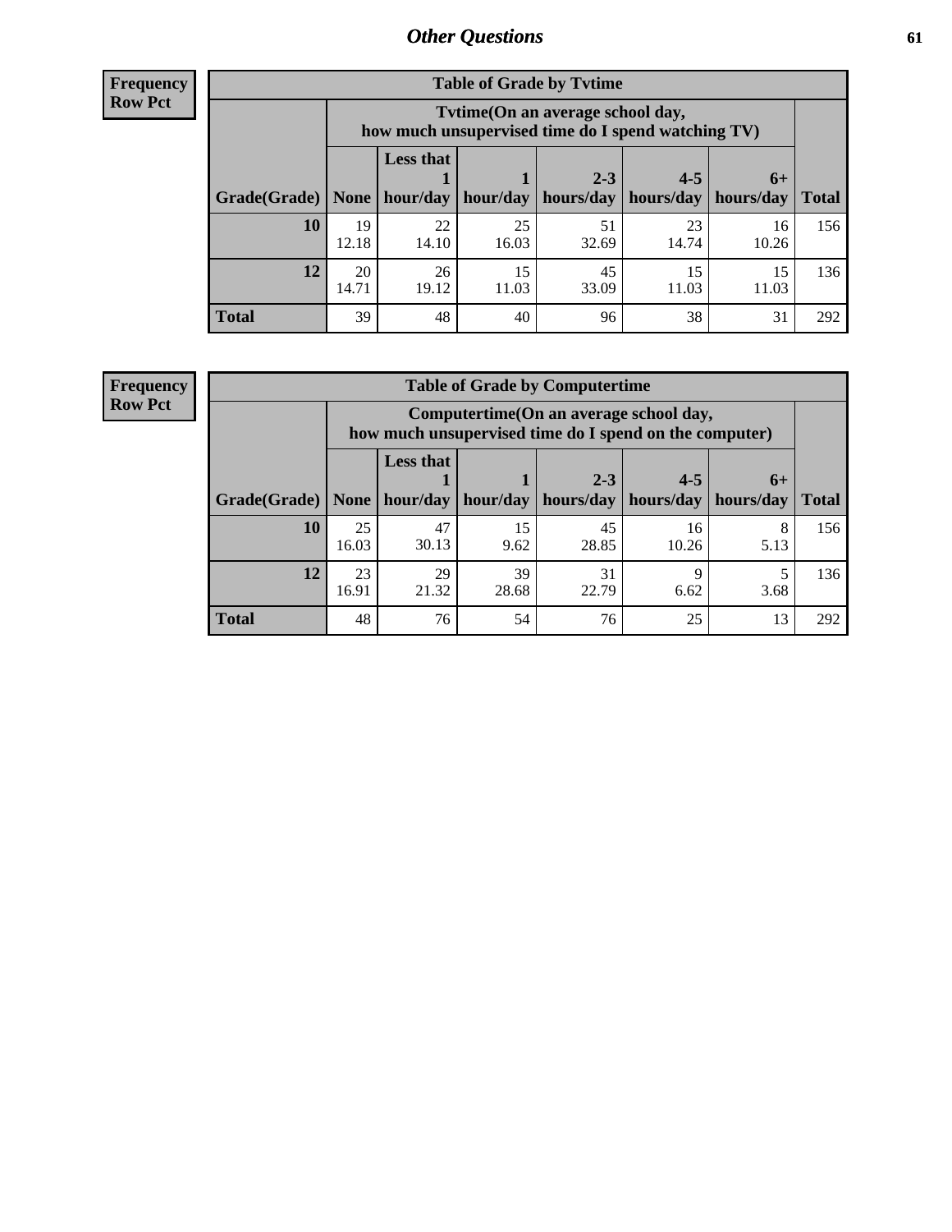## Other Questions

**Frequency**
**Row Pct**

**Table of Grade by Tvtime**

| Grade(Grade) | Tvtime(On an average school day, how much unsupervised time do I spend watching TV) | | | | | | Total |
|---|---|---|---|---|---|---|---|
| | None | Less that 1 hour/day | 1 hour/day | 2-3 hours/day | 4-5 hours/day | 6+ hours/day | |
| **10** | 19<br>12.18 | 22<br>14.10 | 25<br>16.03 | 51<br>32.69 | 23<br>14.74 | 16<br>10.26 | 156 |
| **12** | 20<br>14.71 | 26<br>19.12 | 15<br>11.03 | 45<br>33.09 | 15<br>11.03 | 15<br>11.03 | 136 |
| **Total** | 39 | 48 | 40 | 96 | 38 | 31 | 292 |

**Frequency**
**Row Pct**

**Table of Grade by Computertime**

| Grade(Grade) | Computertime(On an average school day, how much unsupervised time do I spend on the computer) | | | | | | Total |
|---|---|---|---|---|---|---|---|
| | None | Less that 1 hour/day | 1 hour/day | 2-3 hours/day | 4-5 hours/day | 6+ hours/day | |
| **10** | 25<br>16.03 | 47<br>30.13 | 15<br>9.62 | 45<br>28.85 | 16<br>10.26 | 8<br>5.13 | 156 |
| **12** | 23<br>16.91 | 29<br>21.32 | 39<br>28.68 | 31<br>22.79 | 9<br>6.62 | 5<br>3.68 | 136 |
| **Total** | 48 | 76 | 54 | 76 | 25 | 13 | 292 |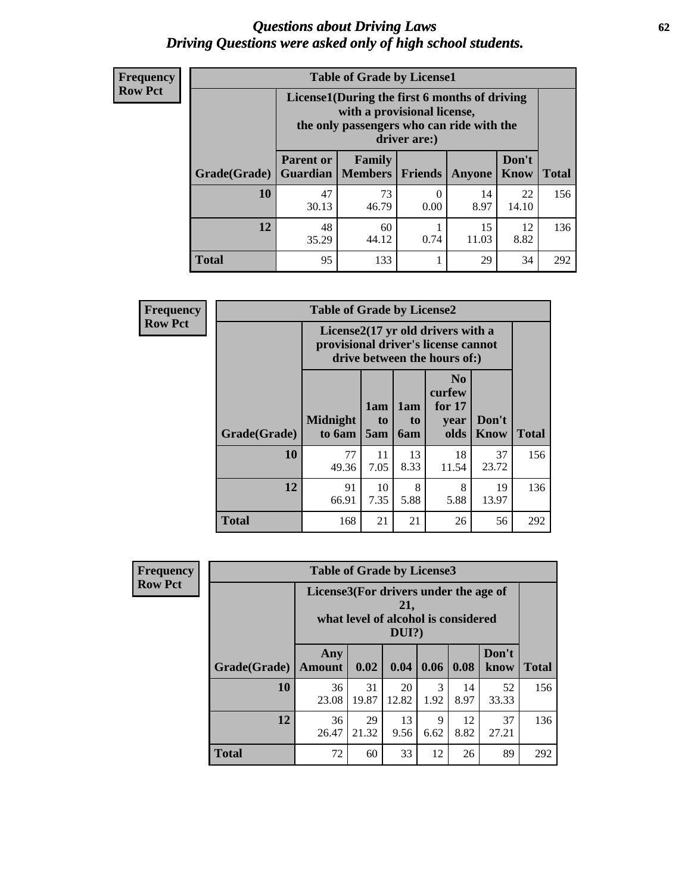# *Questions about Driving Laws*
# *Driving Questions were asked only of high school students.*

**Frequency**
**Row Pct**

**Table of Grade by License1**

| Grade(Grade) | License1(During the first 6 months of driving with a provisional license, the only passengers who can ride with the driver are:) | | | | | Total |
|---|---|---|---|---|---|---|
| | Parent or Guardian | Family Members | Friends | Anyone | Don't Know | |
| 10 | 47<br>30.13 | 73<br>46.79 | 0<br>0.00 | 14<br>8.97 | 22<br>14.10 | 156 |
| 12 | 48<br>35.29 | 60<br>44.12 | 1<br>0.74 | 15<br>11.03 | 12<br>8.82 | 136 |
| Total | 95 | 133 | 1 | 29 | 34 | 292 |

**Frequency**
**Row Pct**

**Table of Grade by License2**

| Grade(Grade) | License2(17 yr old drivers with a provisional driver's license cannot drive between the hours of:) | | | | | Total |
|---|---|---|---|---|---|---|
| | Midnight to 6am | 1am to 5am | 1am to 6am | No curfew for 17 year olds | Don't Know | |
| 10 | 77<br>49.36 | 11<br>7.05 | 13<br>8.33 | 18<br>11.54 | 37<br>23.72 | 156 |
| 12 | 91<br>66.91 | 10<br>7.35 | 8<br>5.88 | 8<br>5.88 | 19<br>13.97 | 136 |
| Total | 168 | 21 | 21 | 26 | 56 | 292 |

**Frequency**
**Row Pct**

**Table of Grade by License3**

| Grade(Grade) | License3(For drivers under the age of 21, what level of alcohol is considered DUI?) | | | | | | Total |
|---|---|---|---|---|---|---|---|
| | Any Amount | 0.02 | 0.04 | 0.06 | 0.08 | Don't know | |
| 10 | 36<br>23.08 | 31<br>19.87 | 20<br>12.82 | 3<br>1.92 | 14<br>8.97 | 52<br>33.33 | 156 |
| 12 | 36<br>26.47 | 29<br>21.32 | 13<br>9.56 | 9<br>6.62 | 12<br>8.82 | 37<br>27.21 | 136 |
| Total | 72 | 60 | 33 | 12 | 26 | 89 | 292 |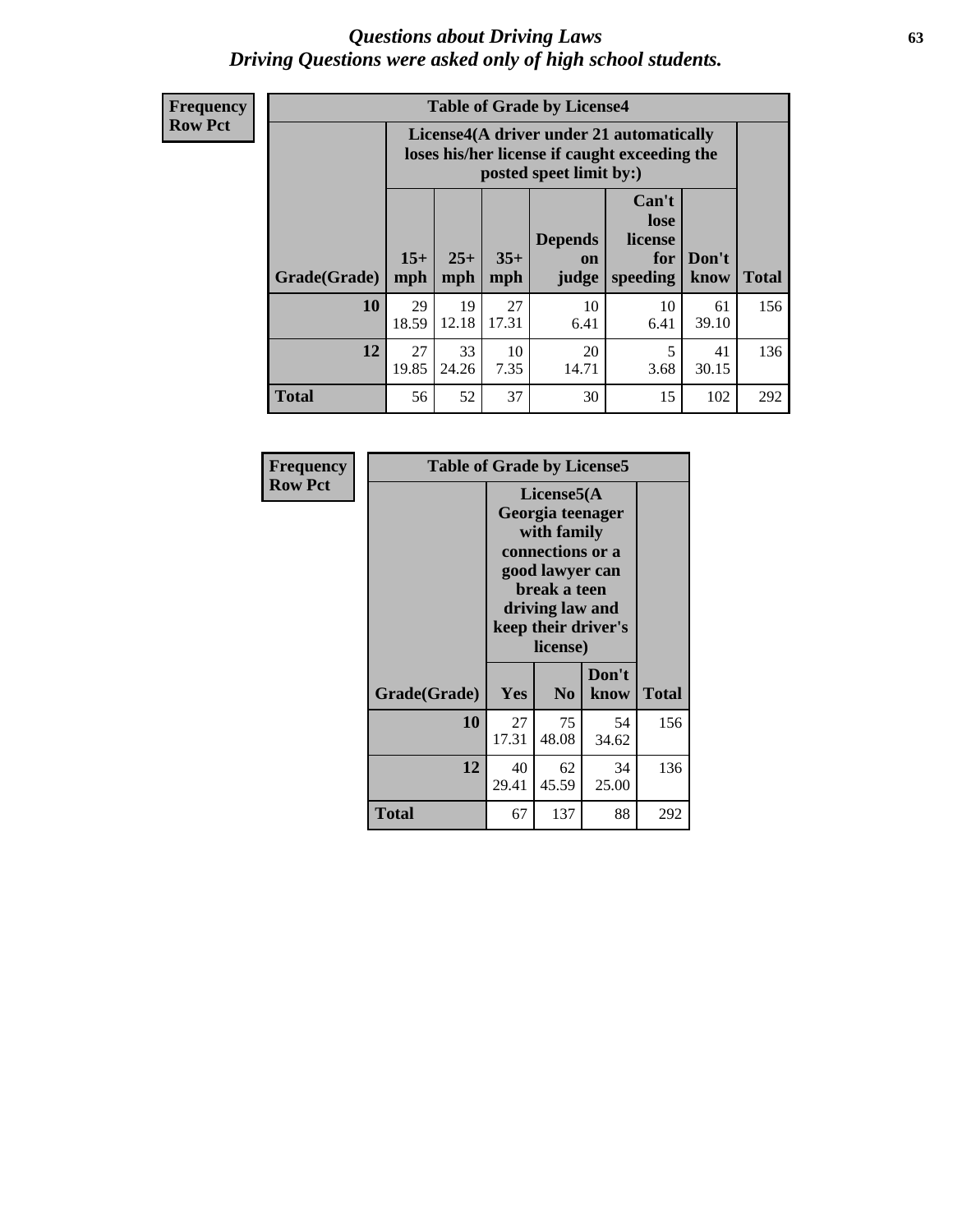# *Questions about Driving Laws*
## *Driving Questions were asked only of high school students.*

**Frequency**
**Row Pct**

**Table of Grade by License4**

| Grade(Grade) | License4(A driver under 21 automatically loses his/her license if caught exceeding the posted speet limit by:) | | | | | | Total |
|---|---|---|---|---|---|---|---|
| | 15+ mph | 25+ mph | 35+ mph | Depends on judge | Can't lose license for speeding | Don't know | |
| **10** | 29<br>18.59 | 19<br>12.18 | 27<br>17.31 | 10<br>6.41 | 10<br>6.41 | 61<br>39.10 | 156 |
| **12** | 27<br>19.85 | 33<br>24.26 | 10<br>7.35 | 20<br>14.71 | 5<br>3.68 | 41<br>30.15 | 136 |
| **Total** | 56 | 52 | 37 | 30 | 15 | 102 | 292 |

**Frequency**
**Row Pct**

**Table of Grade by License5**

| Grade(Grade) | License5(A Georgia teenager with family connections or a good lawyer can break a teen driving law and keep their driver's license) | | | Total |
|---|---|---|---|---|
| | Yes | No | Don't know | |
| **10** | 27<br>17.31 | 75<br>48.08 | 54<br>34.62 | 156 |
| **12** | 40<br>29.41 | 62<br>45.59 | 34<br>25.00 | 136 |
| **Total** | 67 | 137 | 88 | 292 |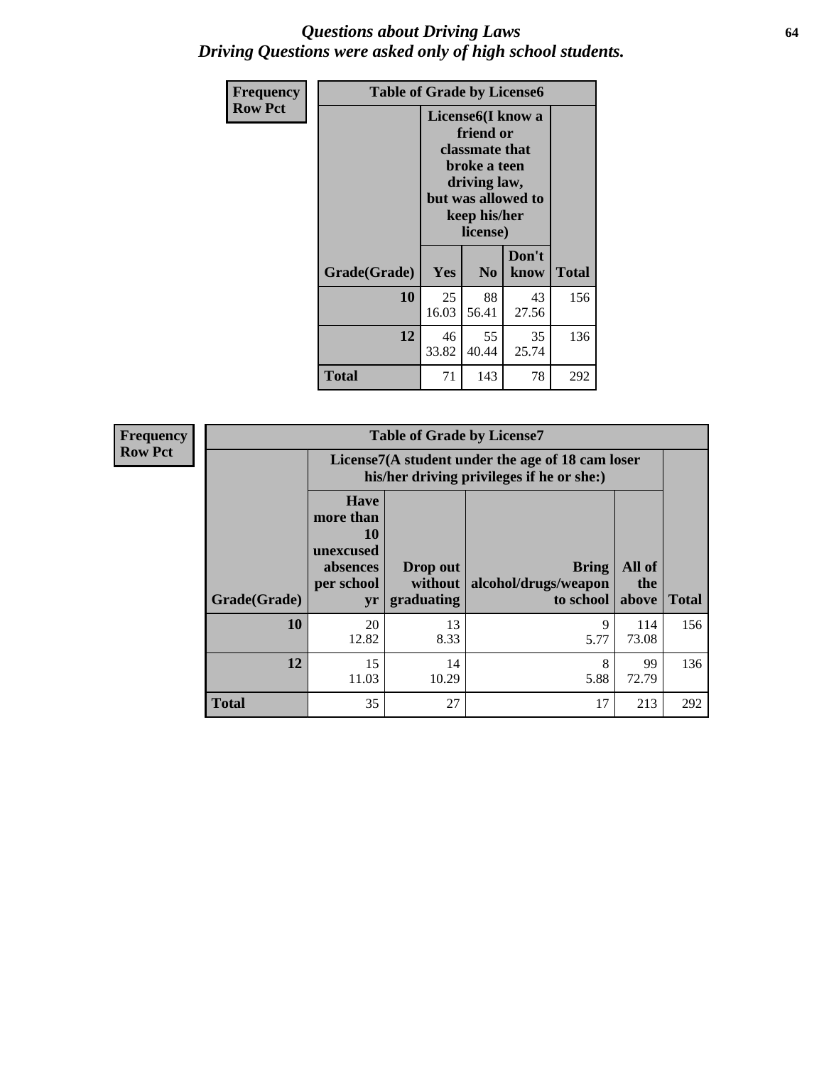## *Questions about Driving Laws*
## *Driving Questions were asked only of high school students.*

| Frequency Row Pct | Table of Grade by License6 | | | |
|---|---|---|---|---|
| | License6(I know a friend or classmate that broke a teen driving law, but was allowed to keep his/her license) | | | |
| Grade(Grade) | Yes | No | Don't know | Total |
| **10** | 25<br>16.03 | 88<br>56.41 | 43<br>27.56 | 156 |
| **12** | 46<br>33.82 | 55<br>40.44 | 35<br>25.74 | 136 |
| **Total** | 71 | 143 | 78 | 292 |

| Frequency Row Pct | Table of Grade by License7 | | | | |
|---|---|---|---|---|---|
| | License7(A student under the age of 18 cam loser his/her driving privileges if he or she:) | | | | |
| Grade(Grade) | Have more than 10 unexcused absences per school yr | Drop out without graduating | Bring alcohol/drugs/weapon to school | All of the above | Total |
| **10** | 20<br>12.82 | 13<br>8.33 | 9<br>5.77 | 114<br>73.08 | 156 |
| **12** | 15<br>11.03 | 14<br>10.29 | 8<br>5.88 | 99<br>72.79 | 136 |
| **Total** | 35 | 27 | 17 | 213 | 292 |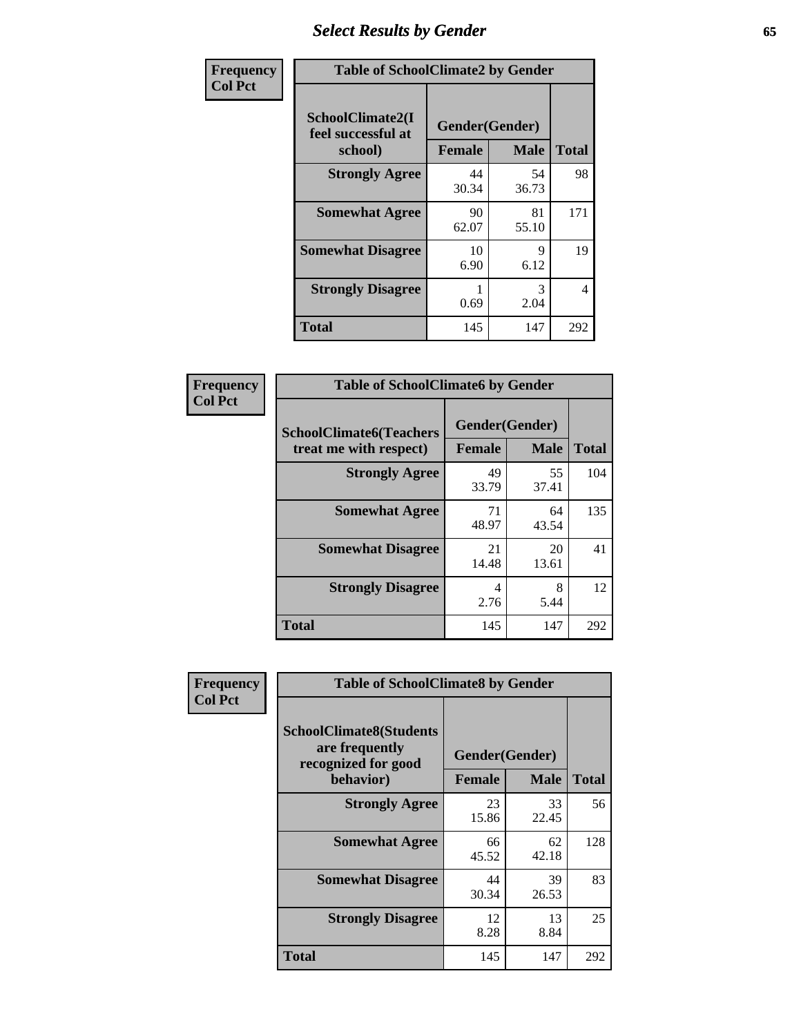# Select Results by Gender

| Frequency<br>Col Pct |
|---|

**Table of SchoolClimate2 by Gender**

| SchoolClimate2(I feel successful at school) | Gender(Gender) | | Total |
|---|---|---|---|
| | Female | Male | |
| Strongly Agree | 44<br>30.34 | 54<br>36.73 | 98 |
| Somewhat Agree | 90<br>62.07 | 81<br>55.10 | 171 |
| Somewhat Disagree | 10<br>6.90 | 9<br>6.12 | 19 |
| Strongly Disagree | 1<br>0.69 | 3<br>2.04 | 4 |
| Total | 145 | 147 | 292 |

| Frequency<br>Col Pct |
|---|

**Table of SchoolClimate6 by Gender**

| SchoolClimate6(Teachers treat me with respect) | Gender(Gender) | | Total |
|---|---|---|---|
| | Female | Male | |
| Strongly Agree | 49<br>33.79 | 55<br>37.41 | 104 |
| Somewhat Agree | 71<br>48.97 | 64<br>43.54 | 135 |
| Somewhat Disagree | 21<br>14.48 | 20<br>13.61 | 41 |
| Strongly Disagree | 4<br>2.76 | 8<br>5.44 | 12 |
| Total | 145 | 147 | 292 |

| Frequency<br>Col Pct |
|---|

**Table of SchoolClimate8 by Gender**

| SchoolClimate8(Students are frequently recognized for good behavior) | Gender(Gender) | | Total |
|---|---|---|---|
| | Female | Male | |
| Strongly Agree | 23<br>15.86 | 33<br>22.45 | 56 |
| Somewhat Agree | 66<br>45.52 | 62<br>42.18 | 128 |
| Somewhat Disagree | 44<br>30.34 | 39<br>26.53 | 83 |
| Strongly Disagree | 12<br>8.28 | 13<br>8.84 | 25 |
| Total | 145 | 147 | 292 |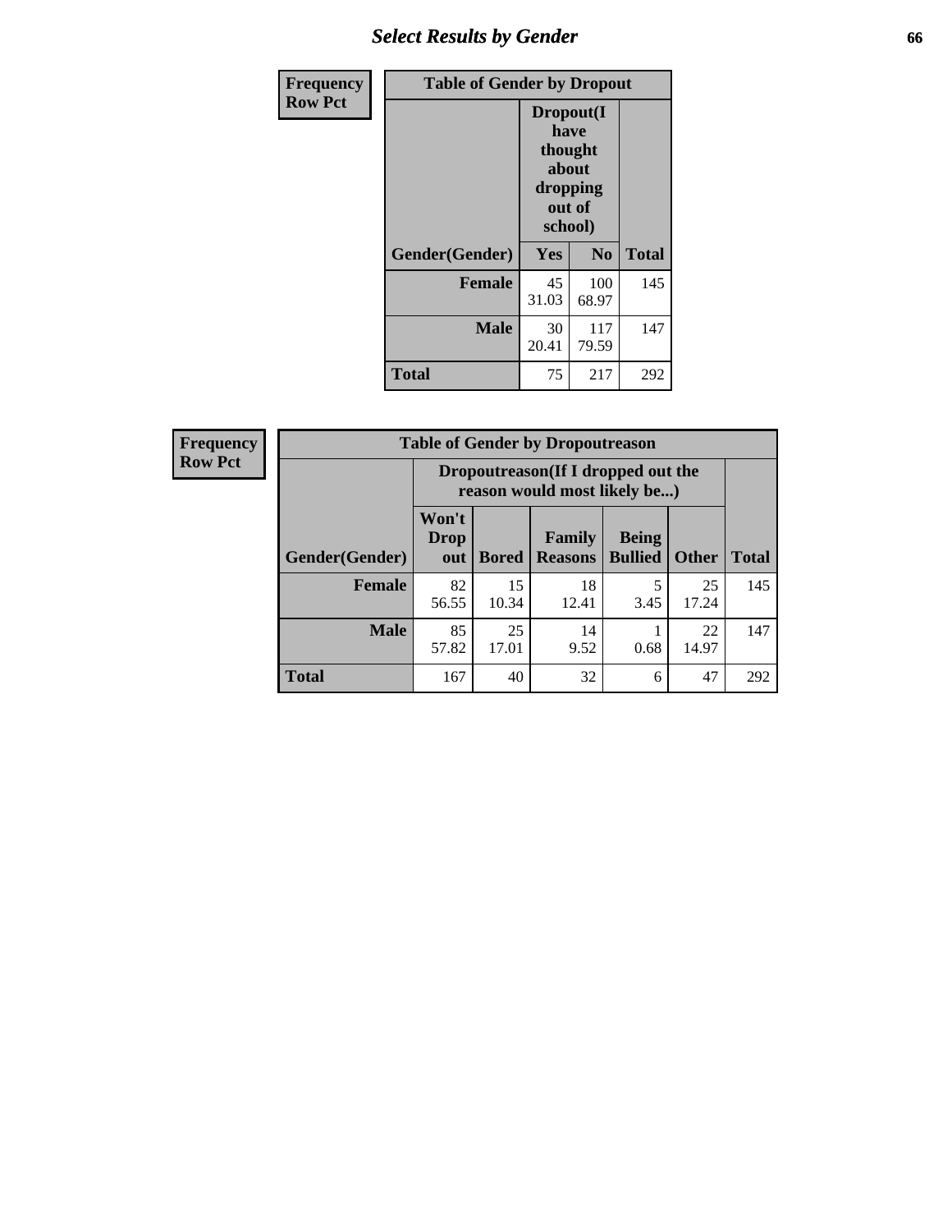## Select Results by Gender

**Frequency**
**Row Pct**

| Table of Gender by Dropout | | | |
|---|---|---|---|
| | Dropout(I have thought about dropping out of school) | | |
| Gender(Gender) | Yes | No | Total |
| **Female** | 45<br>31.03 | 100<br>68.97 | 145 |
| **Male** | 30<br>20.41 | 117<br>79.59 | 147 |
| **Total** | 75 | 217 | 292 |

**Frequency**
**Row Pct**

| Table of Gender by Dropoutreason | | | | | | |
|---|---|---|---|---|---|---|
| | Dropoutreason(If I dropped out the reason would most likely be...) | | | | | |
| Gender(Gender) | Won't Drop out | Bored | Family Reasons | Being Bullied | Other | Total |
| **Female** | 82<br>56.55 | 15<br>10.34 | 18<br>12.41 | 5<br>3.45 | 25<br>17.24 | 145 |
| **Male** | 85<br>57.82 | 25<br>17.01 | 14<br>9.52 | 1<br>0.68 | 22<br>14.97 | 147 |
| **Total** | 167 | 40 | 32 | 6 | 47 | 292 |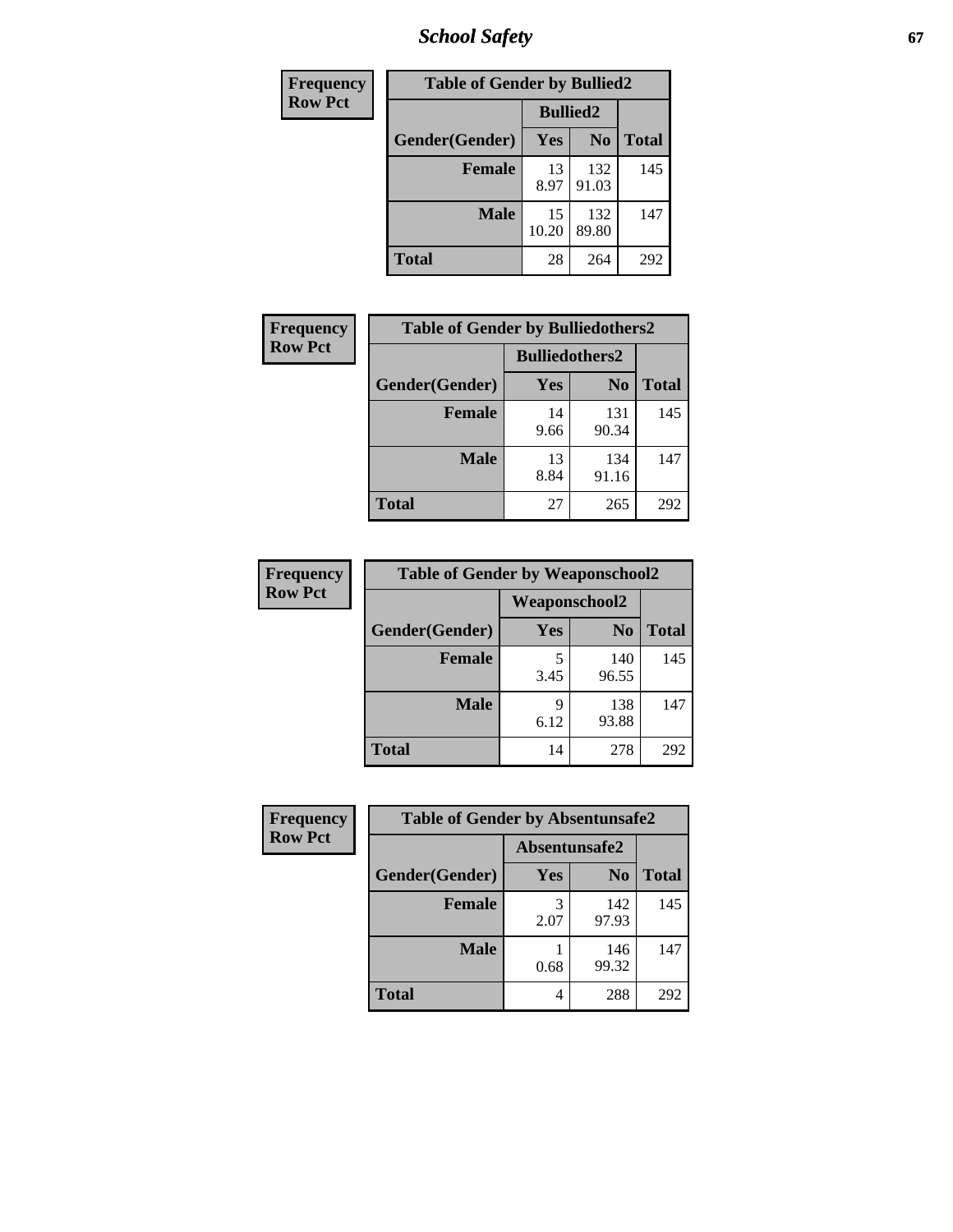| Frequency Row Pct | Table of Gender by Bullied2 | | |
|---|---|---|---|
| | Bullied2 | | |
| Gender(Gender) | Yes | No | Total |
| Female | 13<br>8.97 | 132<br>91.03 | 145 |
| Male | 15<br>10.20 | 132<br>89.80 | 147 |
| Total | 28 | 264 | 292 |

| Frequency Row Pct | Table of Gender by Bulliedothers2 | | |
|---|---|---|---|
| | Bulliedothers2 | | |
| Gender(Gender) | Yes | No | Total |
| Female | 14<br>9.66 | 131<br>90.34 | 145 |
| Male | 13<br>8.84 | 134<br>91.16 | 147 |
| Total | 27 | 265 | 292 |

| Frequency Row Pct | Table of Gender by Weaponschool2 | | |
|---|---|---|---|
| | Weaponschool2 | | |
| Gender(Gender) | Yes | No | Total |
| Female | 5<br>3.45 | 140<br>96.55 | 145 |
| Male | 9<br>6.12 | 138<br>93.88 | 147 |
| Total | 14 | 278 | 292 |

| Frequency Row Pct | Table of Gender by Absentunsafe2 | | |
|---|---|---|---|
| | Absentunsafe2 | | |
| Gender(Gender) | Yes | No | Total |
| Female | 3<br>2.07 | 142<br>97.93 | 145 |
| Male | 1<br>0.68 | 146<br>99.32 | 147 |
| Total | 4 | 288 | 292 |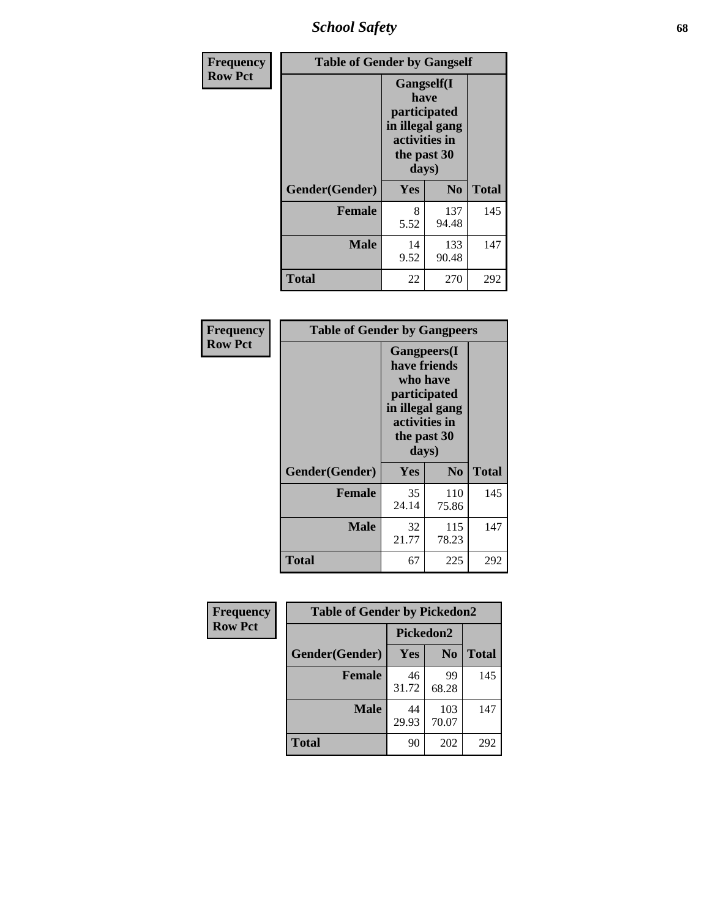| Frequency Row Pct | Table of Gender by Gangself | | |
|---|---|---|---|
| | Gangself(I have participated in illegal gang activities in the past 30 days) | | |
| Gender(Gender) | Yes | No | Total |
| Female | 8<br>5.52 | 137<br>94.48 | 145 |
| Male | 14<br>9.52 | 133<br>90.48 | 147 |
| Total | 22 | 270 | 292 |

| Frequency Row Pct | Table of Gender by Gangpeers | | |
|---|---|---|---|
| | Gangpeers(I have friends who have participated in illegal gang activities in the past 30 days) | | |
| Gender(Gender) | Yes | No | Total |
| Female | 35<br>24.14 | 110<br>75.86 | 145 |
| Male | 32<br>21.77 | 115<br>78.23 | 147 |
| Total | 67 | 225 | 292 |

| Frequency Row Pct | Table of Gender by Pickedon2 | | |
|---|---|---|---|
| | Pickedon2 | | |
| Gender(Gender) | Yes | No | Total |
| Female | 46<br>31.72 | 99<br>68.28 | 145 |
| Male | 44<br>29.93 | 103<br>70.07 | 147 |
| Total | 90 | 202 | 292 |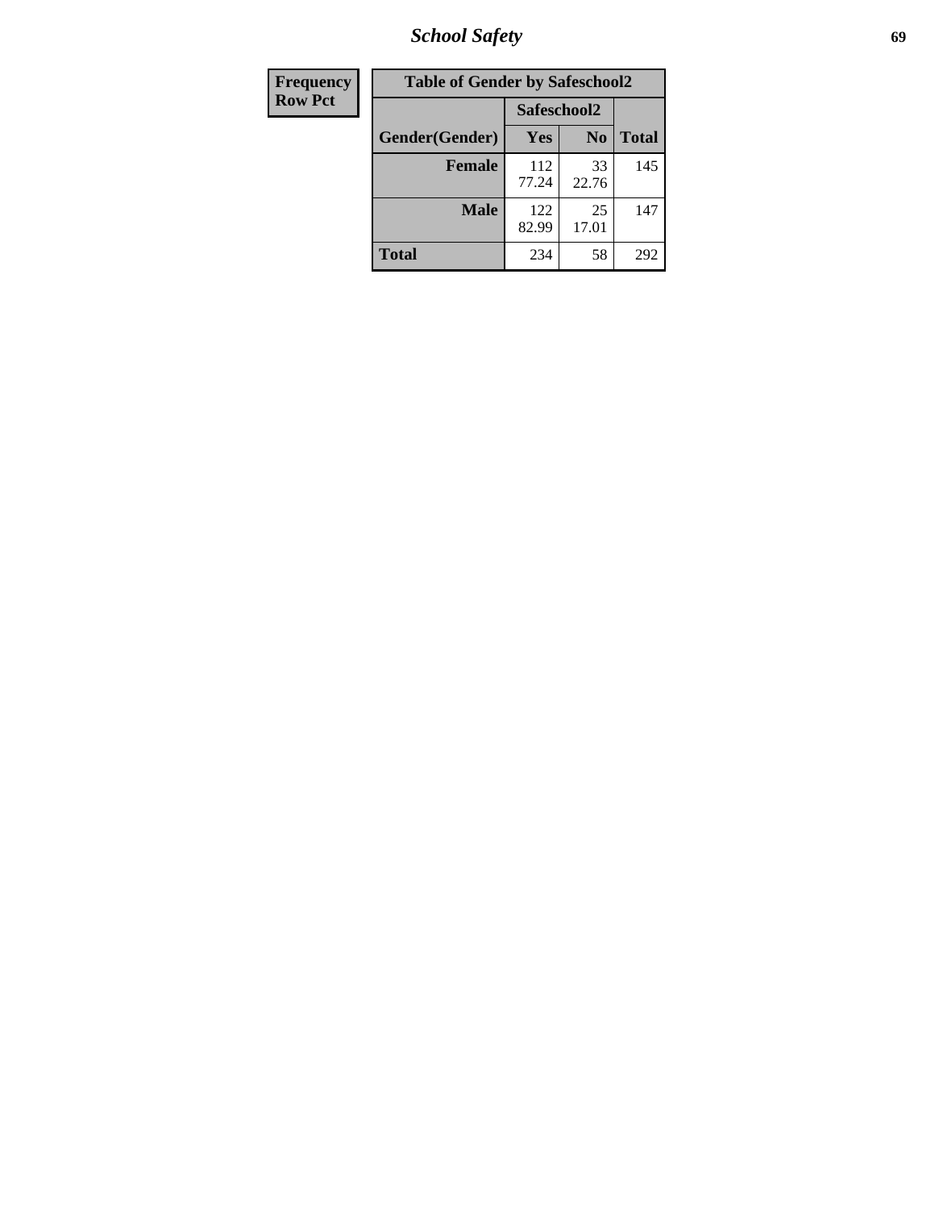| Frequency<br>Row Pct |
|---|

**Table of Gender by Safeschool2**

| Gender(Gender) | Safeschool2 | | Total |
|---|---|---|---|
| | Yes | No | |
| Female | 112<br>77.24 | 33<br>22.76 | 145 |
| Male | 122<br>82.99 | 25<br>17.01 | 147 |
| Total | 234 | 58 | 292 |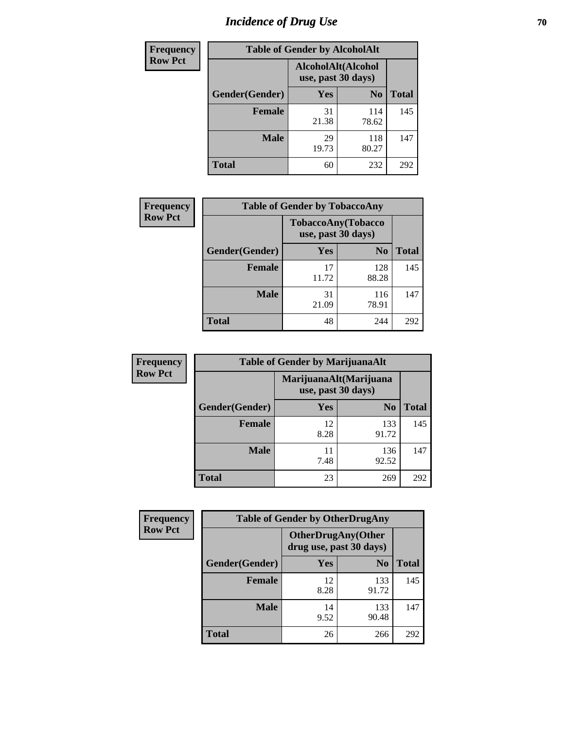# Incidence of Drug Use

| Frequency Row Pct | Table of Gender by AlcoholAlt | | |
|---|---|---|---|
| | AlcoholAlt(Alcohol use, past 30 days) | | |
| Gender(Gender) | Yes | No | Total |
| Female | 31<br>21.38 | 114<br>78.62 | 145 |
| Male | 29<br>19.73 | 118<br>80.27 | 147 |
| Total | 60 | 232 | 292 |

| Frequency Row Pct | Table of Gender by TobaccoAny | | |
|---|---|---|---|
| | TobaccoAny(Tobacco use, past 30 days) | | |
| Gender(Gender) | Yes | No | Total |
| Female | 17<br>11.72 | 128<br>88.28 | 145 |
| Male | 31<br>21.09 | 116<br>78.91 | 147 |
| Total | 48 | 244 | 292 |

| Frequency Row Pct | Table of Gender by MarijuanaAlt | | |
|---|---|---|---|
| | MarijuanaAlt(Marijuana use, past 30 days) | | |
| Gender(Gender) | Yes | No | Total |
| Female | 12<br>8.28 | 133<br>91.72 | 145 |
| Male | 11<br>7.48 | 136<br>92.52 | 147 |
| Total | 23 | 269 | 292 |

| Frequency Row Pct | Table of Gender by OtherDrugAny | | |
|---|---|---|---|
| | OtherDrugAny(Other drug use, past 30 days) | | |
| Gender(Gender) | Yes | No | Total |
| Female | 12<br>8.28 | 133<br>91.72 | 145 |
| Male | 14<br>9.52 | 133<br>90.48 | 147 |
| Total | 26 | 266 | 292 |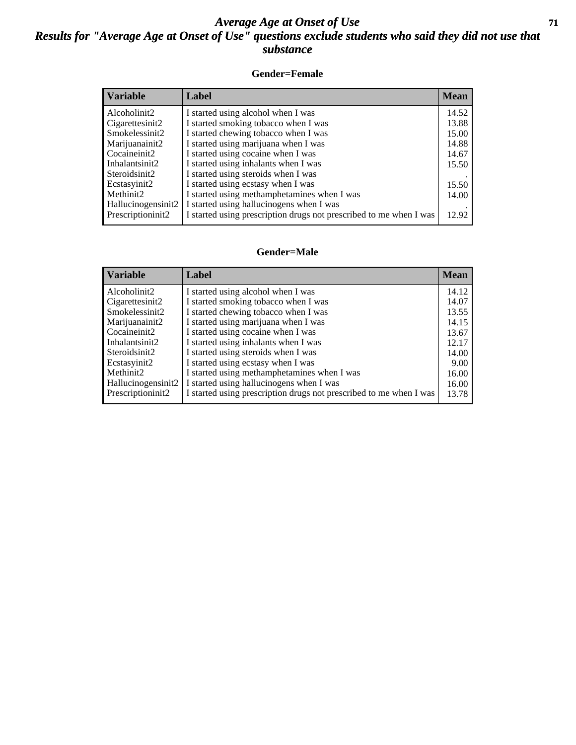# Average Age at Onset of Use

## Results for "Average Age at Onset of Use" questions exclude students who said they did not use that substance

### Gender=Female

| Variable | Label | Mean |
|---|---|---|
| Alcoholinit2 | I started using alcohol when I was | 14.52 |
| Cigarettesinit2 | I started smoking tobacco when I was | 13.88 |
| Smokelessinit2 | I started chewing tobacco when I was | 15.00 |
| Marijuanainit2 | I started using marijuana when I was | 14.88 |
| Cocaineinit2 | I started using cocaine when I was | 14.67 |
| Inhalantsinit2 | I started using inhalants when I was | 15.50 |
| Steroidsinit2 | I started using steroids when I was | . |
| Ecstasyinit2 | I started using ecstasy when I was | 15.50 |
| Methinit2 | I started using methamphetamines when I was | 14.00 |
| Hallucinogensinit2 | I started using hallucinogens when I was | . |
| Prescriptioninit2 | I started using prescription drugs not prescribed to me when I was | 12.92 |

### Gender=Male

| Variable | Label | Mean |
|---|---|---|
| Alcoholinit2 | I started using alcohol when I was | 14.12 |
| Cigarettesinit2 | I started smoking tobacco when I was | 14.07 |
| Smokelessinit2 | I started chewing tobacco when I was | 13.55 |
| Marijuanainit2 | I started using marijuana when I was | 14.15 |
| Cocaineinit2 | I started using cocaine when I was | 13.67 |
| Inhalantsinit2 | I started using inhalants when I was | 12.17 |
| Steroidsinit2 | I started using steroids when I was | 14.00 |
| Ecstasyinit2 | I started using ecstasy when I was | 9.00 |
| Methinit2 | I started using methamphetamines when I was | 16.00 |
| Hallucinogensinit2 | I started using hallucinogens when I was | 16.00 |
| Prescriptioninit2 | I started using prescription drugs not prescribed to me when I was | 13.78 |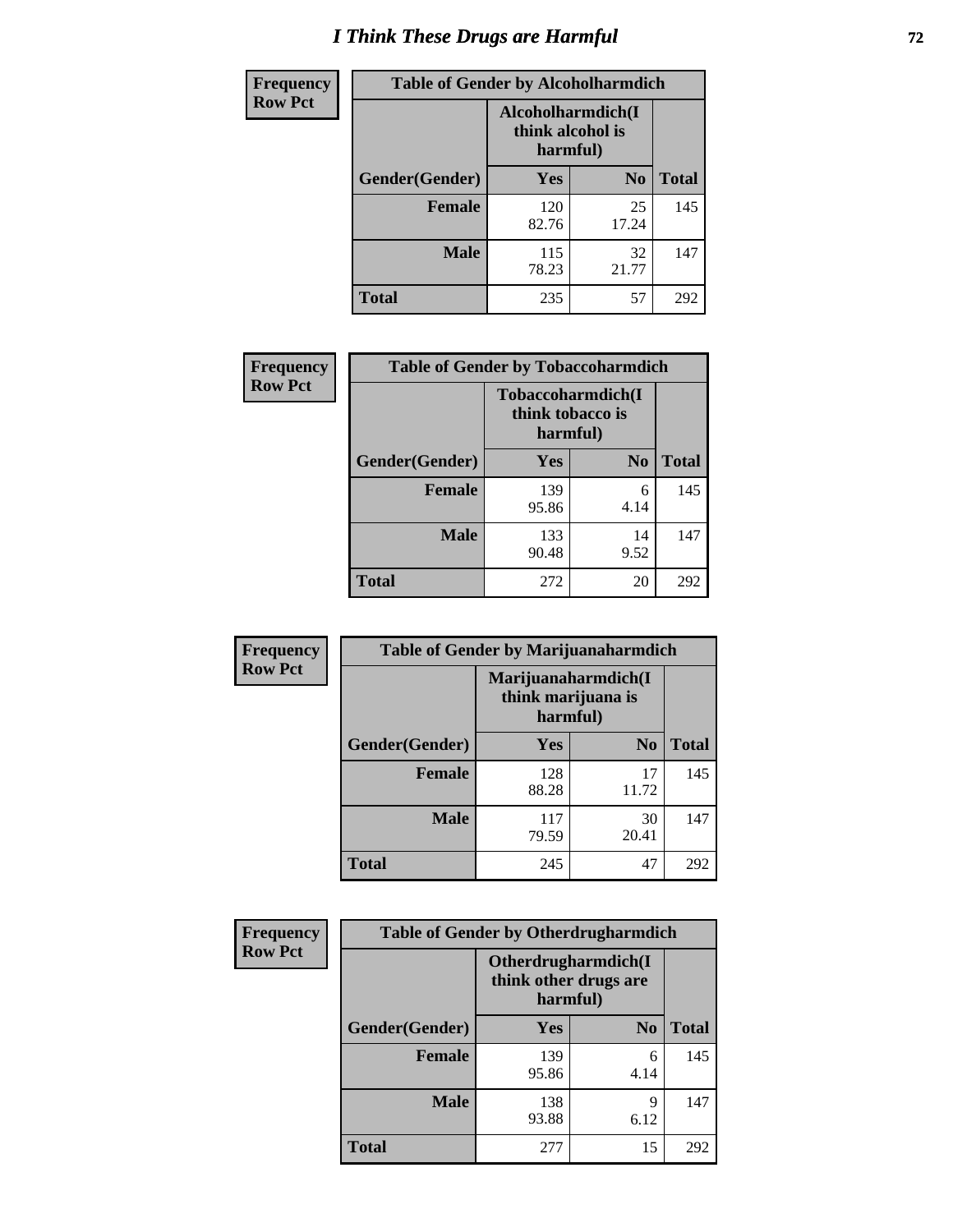# I Think These Drugs are Harmful

**Frequency**
**Row Pct**

| Table of Gender by Alcoholharmdich | | | |
|---|---|---|---|
| | Alcoholharmdich(I think alcohol is harmful) | | |
| Gender(Gender) | Yes | No | Total |
| **Female** | 120<br>82.76 | 25<br>17.24 | 145 |
| **Male** | 115<br>78.23 | 32<br>21.77 | 147 |
| **Total** | 235 | 57 | 292 |

**Frequency**
**Row Pct**

| Table of Gender by Tobaccoharmdich | | | |
|---|---|---|---|
| | Tobaccoharmdich(I think tobacco is harmful) | | |
| Gender(Gender) | Yes | No | Total |
| **Female** | 139<br>95.86 | 6<br>4.14 | 145 |
| **Male** | 133<br>90.48 | 14<br>9.52 | 147 |
| **Total** | 272 | 20 | 292 |

**Frequency**
**Row Pct**

| Table of Gender by Marijuanaharmdich | | | |
|---|---|---|---|
| | Marijuanaharmdich(I think marijuana is harmful) | | |
| Gender(Gender) | Yes | No | Total |
| **Female** | 128<br>88.28 | 17<br>11.72 | 145 |
| **Male** | 117<br>79.59 | 30<br>20.41 | 147 |
| **Total** | 245 | 47 | 292 |

**Frequency**
**Row Pct**

| Table of Gender by Otherdrugharmdich | | | |
|---|---|---|---|
| | Otherdrugharmdich(I think other drugs are harmful) | | |
| Gender(Gender) | Yes | No | Total |
| **Female** | 139<br>95.86 | 6<br>4.14 | 145 |
| **Male** | 138<br>93.88 | 9<br>6.12 | 147 |
| **Total** | 277 | 15 | 292 |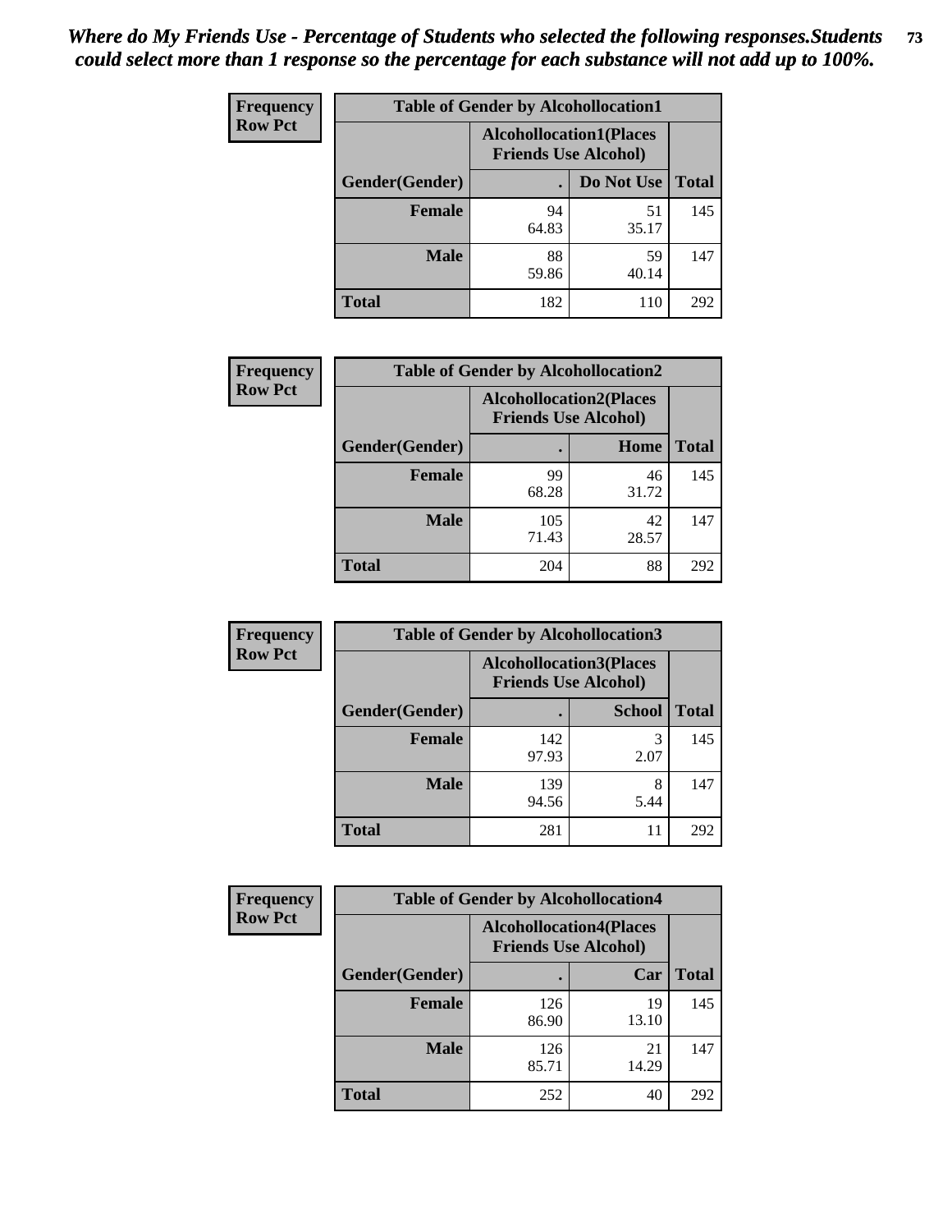*Where do My Friends Use - Percentage of Students who selected the following responses.Students could select more than 1 response so the percentage for each substance will not add up to 100%.*

**Frequency Row Pct**

| Table of Gender by Alcohollocation1 | | | |
|---|---|---|---|
| | Alcohollocation1(Places Friends Use Alcohol) | | |
| Gender(Gender) | . | Do Not Use | Total |
| **Female** | 94<br>64.83 | 51<br>35.17 | 145 |
| **Male** | 88<br>59.86 | 59<br>40.14 | 147 |
| **Total** | 182 | 110 | 292 |

**Frequency Row Pct**

| Table of Gender by Alcohollocation2 | | | |
|---|---|---|---|
| | Alcohollocation2(Places Friends Use Alcohol) | | |
| Gender(Gender) | . | Home | Total |
| **Female** | 99<br>68.28 | 46<br>31.72 | 145 |
| **Male** | 105<br>71.43 | 42<br>28.57 | 147 |
| **Total** | 204 | 88 | 292 |

**Frequency Row Pct**

| Table of Gender by Alcohollocation3 | | | |
|---|---|---|---|
| | Alcohollocation3(Places Friends Use Alcohol) | | |
| Gender(Gender) | . | School | Total |
| **Female** | 142<br>97.93 | 3<br>2.07 | 145 |
| **Male** | 139<br>94.56 | 8<br>5.44 | 147 |
| **Total** | 281 | 11 | 292 |

**Frequency Row Pct**

| Table of Gender by Alcohollocation4 | | | |
|---|---|---|---|
| | Alcohollocation4(Places Friends Use Alcohol) | | |
| Gender(Gender) | . | Car | Total |
| **Female** | 126<br>86.90 | 19<br>13.10 | 145 |
| **Male** | 126<br>85.71 | 21<br>14.29 | 147 |
| **Total** | 252 | 40 | 292 |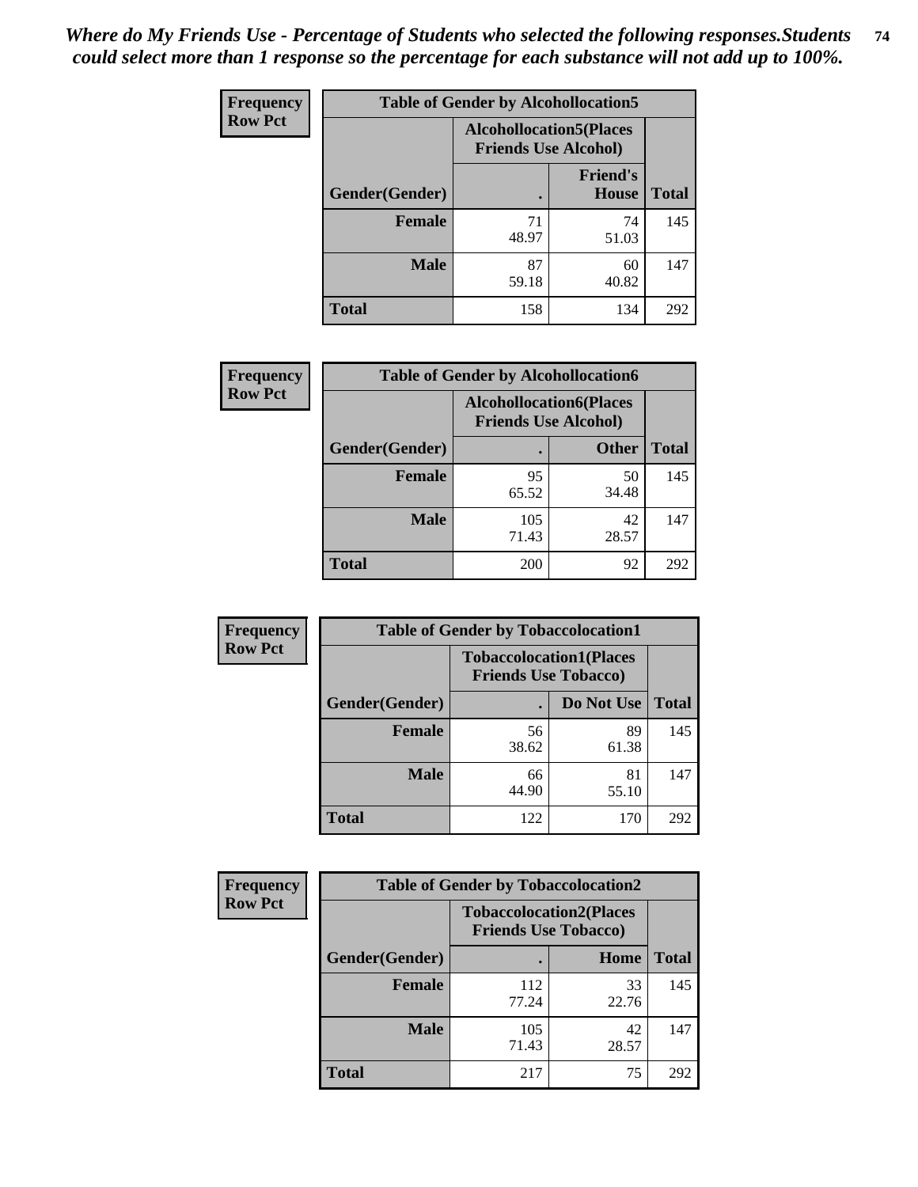*Where do My Friends Use - Percentage of Students who selected the following responses.Students could select more than 1 response so the percentage for each substance will not add up to 100%.*

**Frequency**
**Row Pct**

**Table of Gender by Alcohollocation5**

| Gender(Gender) | Alcohollocation5(Places Friends Use Alcohol): . | Alcohollocation5(Places Friends Use Alcohol): Friend's House | Total |
|---|---|---|---|
| **Female** | 71<br>48.97 | 74<br>51.03 | 145 |
| **Male** | 87<br>59.18 | 60<br>40.82 | 147 |
| **Total** | 158 | 134 | 292 |

**Frequency**
**Row Pct**

**Table of Gender by Alcohollocation6**

| Gender(Gender) | Alcohollocation6(Places Friends Use Alcohol): . | Alcohollocation6(Places Friends Use Alcohol): Other | Total |
|---|---|---|---|
| **Female** | 95<br>65.52 | 50<br>34.48 | 145 |
| **Male** | 105<br>71.43 | 42<br>28.57 | 147 |
| **Total** | 200 | 92 | 292 |

**Frequency**
**Row Pct**

**Table of Gender by Tobaccolocation1**

| Gender(Gender) | Tobaccolocation1(Places Friends Use Tobacco): . | Tobaccolocation1(Places Friends Use Tobacco): Do Not Use | Total |
|---|---|---|---|
| **Female** | 56<br>38.62 | 89<br>61.38 | 145 |
| **Male** | 66<br>44.90 | 81<br>55.10 | 147 |
| **Total** | 122 | 170 | 292 |

**Frequency**
**Row Pct**

**Table of Gender by Tobaccolocation2**

| Gender(Gender) | Tobaccolocation2(Places Friends Use Tobacco): . | Tobaccolocation2(Places Friends Use Tobacco): Home | Total |
|---|---|---|---|
| **Female** | 112<br>77.24 | 33<br>22.76 | 145 |
| **Male** | 105<br>71.43 | 42<br>28.57 | 147 |
| **Total** | 217 | 75 | 292 |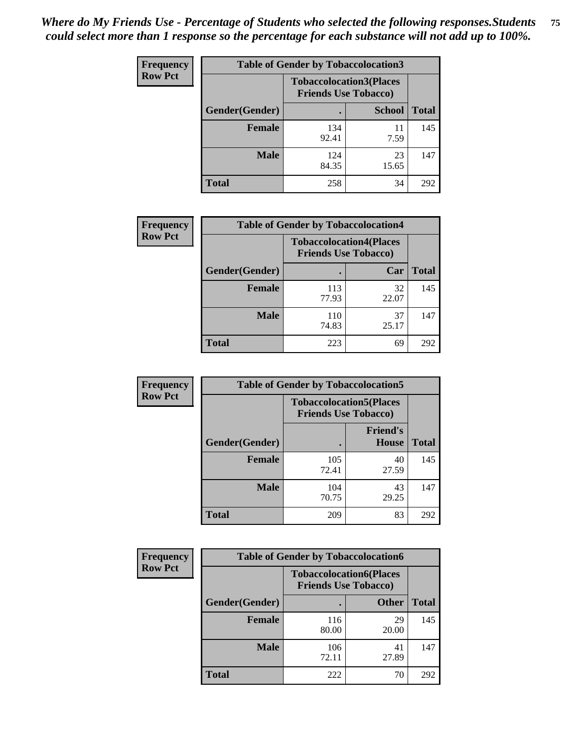*Where do My Friends Use - Percentage of Students who selected the following responses.Students could select more than 1 response so the percentage for each substance will not add up to 100%.*

**Frequency**
**Row Pct**

| Table of Gender by Tobaccolocation3 | | | |
|---|---|---|---|
| | Tobaccolocation3(Places Friends Use Tobacco) | | |
| Gender(Gender) | . | School | Total |
| Female | 134<br>92.41 | 11<br>7.59 | 145 |
| Male | 124<br>84.35 | 23<br>15.65 | 147 |
| Total | 258 | 34 | 292 |

**Frequency**
**Row Pct**

| Table of Gender by Tobaccolocation4 | | | |
|---|---|---|---|
| | Tobaccolocation4(Places Friends Use Tobacco) | | |
| Gender(Gender) | . | Car | Total |
| Female | 113<br>77.93 | 32<br>22.07 | 145 |
| Male | 110<br>74.83 | 37<br>25.17 | 147 |
| Total | 223 | 69 | 292 |

**Frequency**
**Row Pct**

| Table of Gender by Tobaccolocation5 | | | |
|---|---|---|---|
| | Tobaccolocation5(Places Friends Use Tobacco) | | |
| Gender(Gender) | . | Friend's House | Total |
| Female | 105<br>72.41 | 40<br>27.59 | 145 |
| Male | 104<br>70.75 | 43<br>29.25 | 147 |
| Total | 209 | 83 | 292 |

**Frequency**
**Row Pct**

| Table of Gender by Tobaccolocation6 | | | |
|---|---|---|---|
| | Tobaccolocation6(Places Friends Use Tobacco) | | |
| Gender(Gender) | . | Other | Total |
| Female | 116<br>80.00 | 29<br>20.00 | 145 |
| Male | 106<br>72.11 | 41<br>27.89 | 147 |
| Total | 222 | 70 | 292 |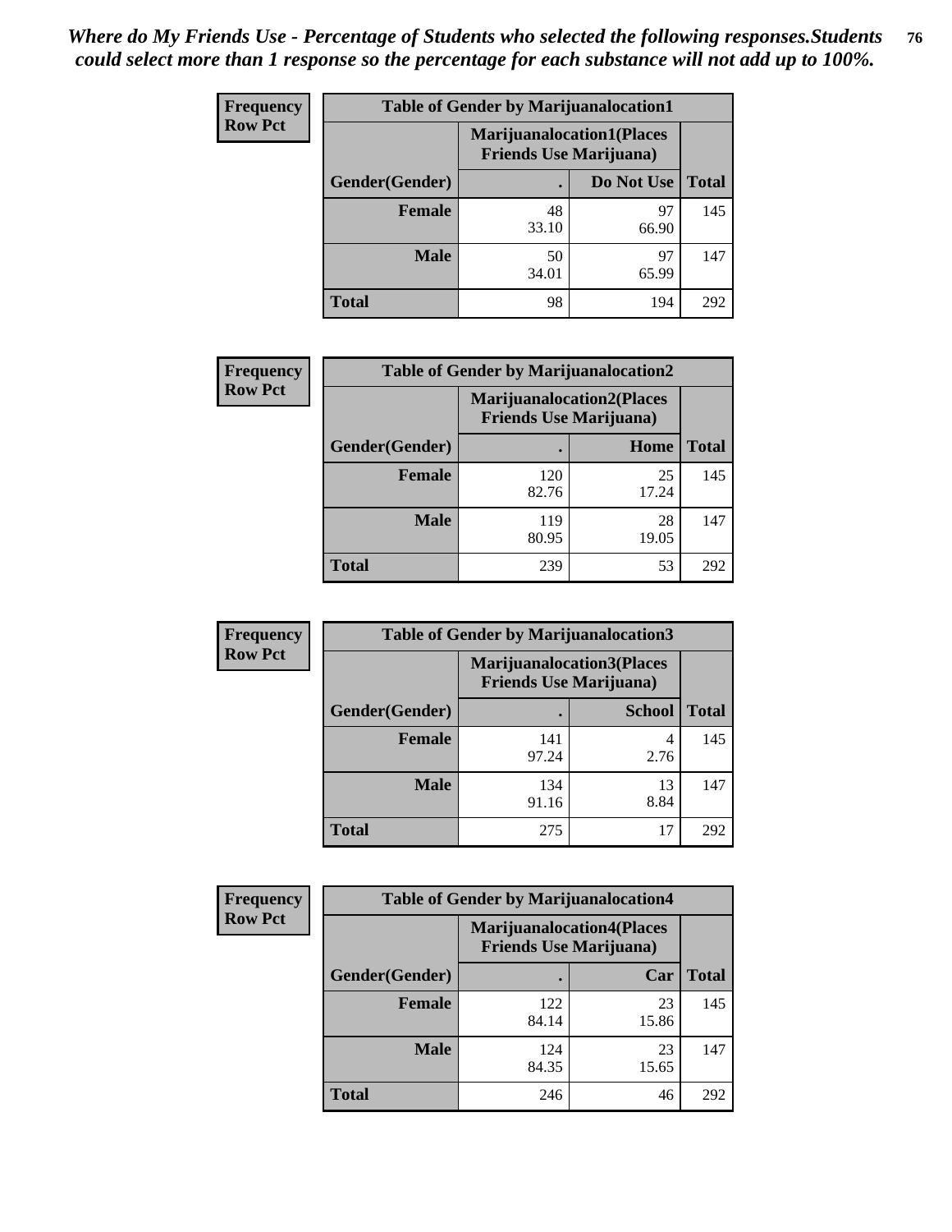*Where do My Friends Use - Percentage of Students who selected the following responses.Students could select more than 1 response so the percentage for each substance will not add up to 100%.*

**Frequency**
**Row Pct**

| Table of Gender by Marijuanalocation1 | | | |
|---|---|---|---|
| | Marijuanalocation1(Places Friends Use Marijuana) | | |
| Gender(Gender) | . | Do Not Use | Total |
| **Female** | 48<br>33.10 | 97<br>66.90 | 145 |
| **Male** | 50<br>34.01 | 97<br>65.99 | 147 |
| **Total** | 98 | 194 | 292 |

**Frequency**
**Row Pct**

| Table of Gender by Marijuanalocation2 | | | |
|---|---|---|---|
| | Marijuanalocation2(Places Friends Use Marijuana) | | |
| Gender(Gender) | . | Home | Total |
| **Female** | 120<br>82.76 | 25<br>17.24 | 145 |
| **Male** | 119<br>80.95 | 28<br>19.05 | 147 |
| **Total** | 239 | 53 | 292 |

**Frequency**
**Row Pct**

| Table of Gender by Marijuanalocation3 | | | |
|---|---|---|---|
| | Marijuanalocation3(Places Friends Use Marijuana) | | |
| Gender(Gender) | . | School | Total |
| **Female** | 141<br>97.24 | 4<br>2.76 | 145 |
| **Male** | 134<br>91.16 | 13<br>8.84 | 147 |
| **Total** | 275 | 17 | 292 |

**Frequency**
**Row Pct**

| Table of Gender by Marijuanalocation4 | | | |
|---|---|---|---|
| | Marijuanalocation4(Places Friends Use Marijuana) | | |
| Gender(Gender) | . | Car | Total |
| **Female** | 122<br>84.14 | 23<br>15.86 | 145 |
| **Male** | 124<br>84.35 | 23<br>15.65 | 147 |
| **Total** | 246 | 46 | 292 |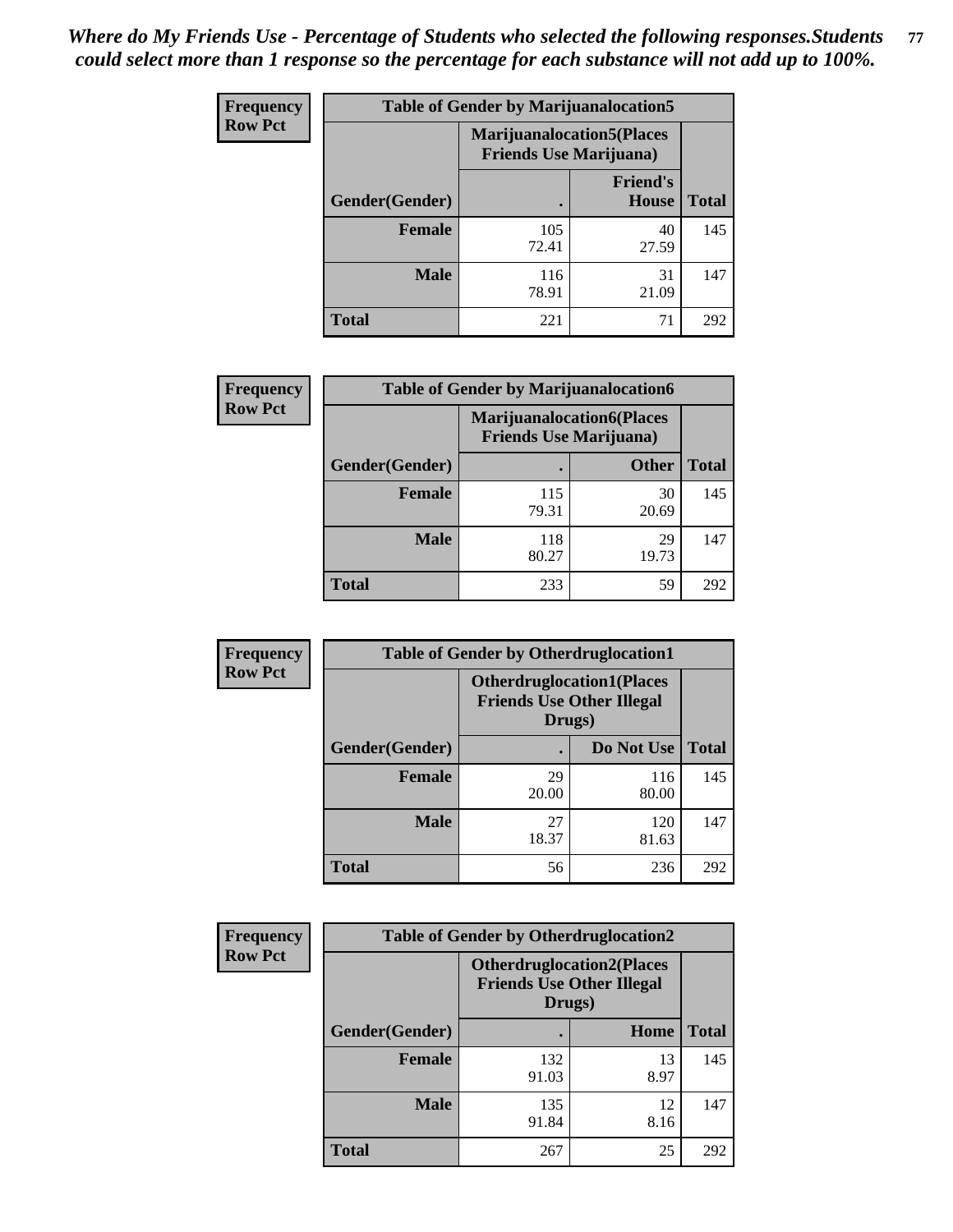*Where do My Friends Use - Percentage of Students who selected the following responses.Students could select more than 1 response so the percentage for each substance will not add up to 100%.*

**Frequency**
**Row Pct**

| Table of Gender by Marijuanalocation5 | | | |
|---|---|---|---|
| | Marijuanalocation5(Places Friends Use Marijuana) | | |
| Gender(Gender) | . | Friend's House | Total |
| **Female** | 105<br>72.41 | 40<br>27.59 | 145 |
| **Male** | 116<br>78.91 | 31<br>21.09 | 147 |
| **Total** | 221 | 71 | 292 |

**Frequency**
**Row Pct**

| Table of Gender by Marijuanalocation6 | | | |
|---|---|---|---|
| | Marijuanalocation6(Places Friends Use Marijuana) | | |
| Gender(Gender) | . | Other | Total |
| **Female** | 115<br>79.31 | 30<br>20.69 | 145 |
| **Male** | 118<br>80.27 | 29<br>19.73 | 147 |
| **Total** | 233 | 59 | 292 |

**Frequency**
**Row Pct**

| Table of Gender by Otherdruglocation1 | | | |
|---|---|---|---|
| | Otherdruglocation1(Places Friends Use Other Illegal Drugs) | | |
| Gender(Gender) | . | Do Not Use | Total |
| **Female** | 29<br>20.00 | 116<br>80.00 | 145 |
| **Male** | 27<br>18.37 | 120<br>81.63 | 147 |
| **Total** | 56 | 236 | 292 |

**Frequency**
**Row Pct**

| Table of Gender by Otherdruglocation2 | | | |
|---|---|---|---|
| | Otherdruglocation2(Places Friends Use Other Illegal Drugs) | | |
| Gender(Gender) | . | Home | Total |
| **Female** | 132<br>91.03 | 13<br>8.97 | 145 |
| **Male** | 135<br>91.84 | 12<br>8.16 | 147 |
| **Total** | 267 | 25 | 292 |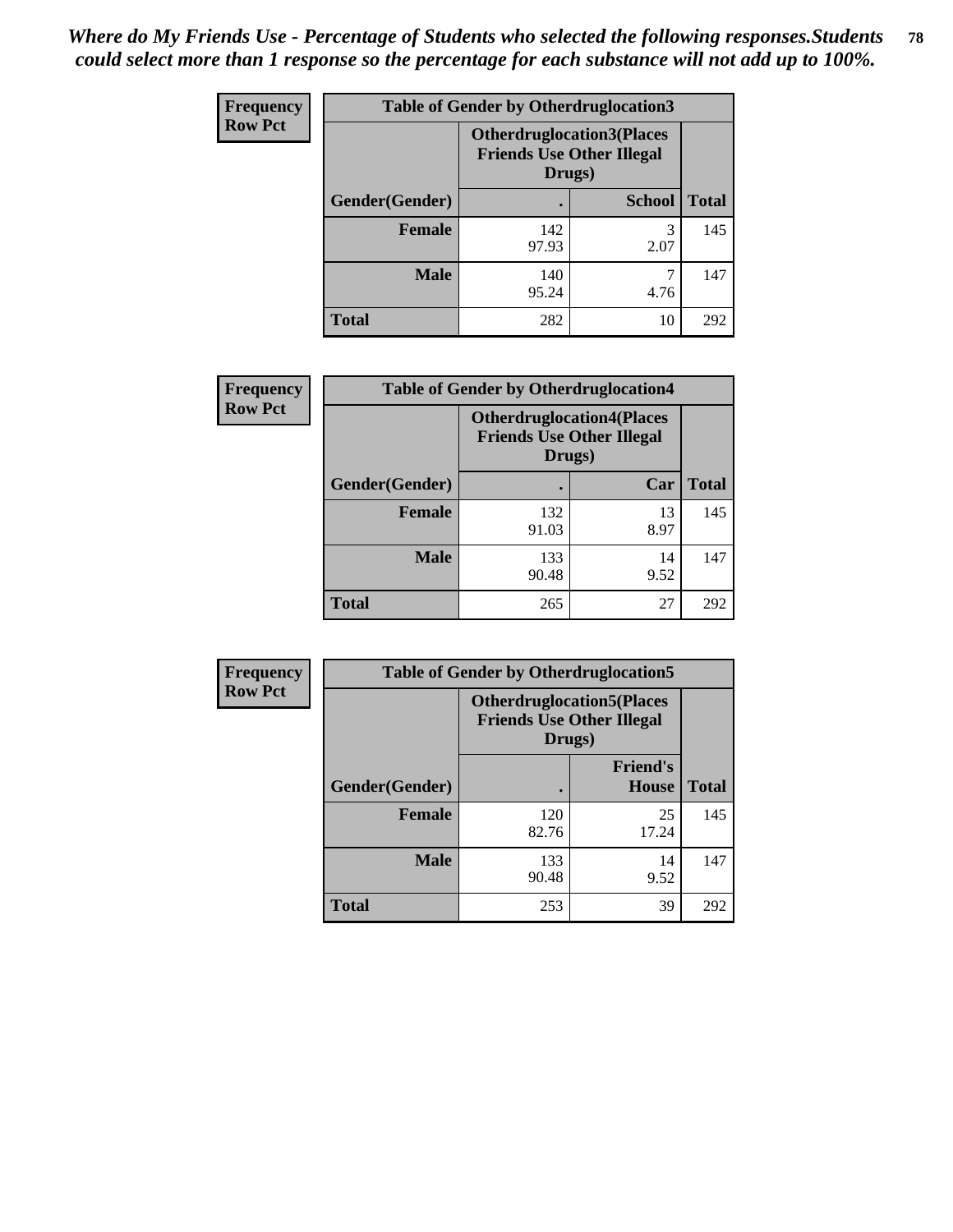*Where do My Friends Use - Percentage of Students who selected the following responses.Students could select more than 1 response so the percentage for each substance will not add up to 100%.*

**Frequency**
**Row Pct**

| Table of Gender by Otherdruglocation3 | | | |
|---|---|---|---|
| | Otherdruglocation3(Places Friends Use Other Illegal Drugs) | | |
| Gender(Gender) | . | School | Total |
| Female | 142<br>97.93 | 3<br>2.07 | 145 |
| Male | 140<br>95.24 | 7<br>4.76 | 147 |
| Total | 282 | 10 | 292 |

**Frequency**
**Row Pct**

| Table of Gender by Otherdruglocation4 | | | |
|---|---|---|---|
| | Otherdruglocation4(Places Friends Use Other Illegal Drugs) | | |
| Gender(Gender) | . | Car | Total |
| Female | 132<br>91.03 | 13<br>8.97 | 145 |
| Male | 133<br>90.48 | 14<br>9.52 | 147 |
| Total | 265 | 27 | 292 |

**Frequency**
**Row Pct**

| Table of Gender by Otherdruglocation5 | | | |
|---|---|---|---|
| | Otherdruglocation5(Places Friends Use Other Illegal Drugs) | | |
| Gender(Gender) | . | Friend's House | Total |
| Female | 120<br>82.76 | 25<br>17.24 | 145 |
| Male | 133<br>90.48 | 14<br>9.52 | 147 |
| Total | 253 | 39 | 292 |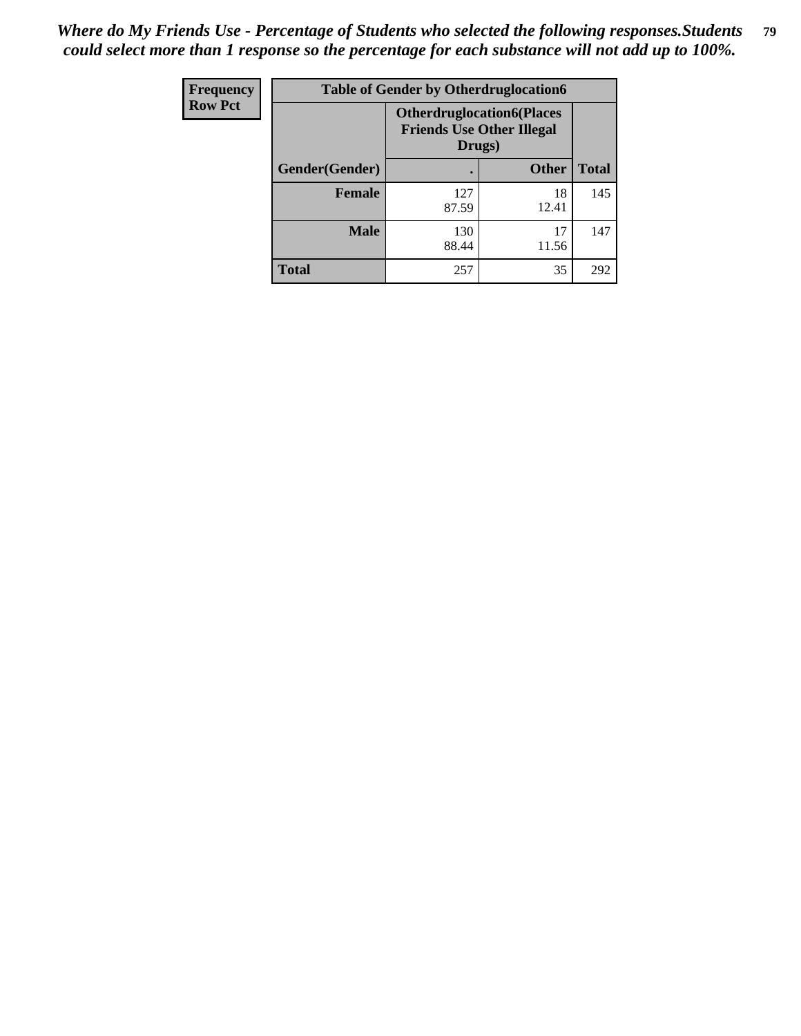*Where do My Friends Use - Percentage of Students who selected the following responses.Students could select more than 1 response so the percentage for each substance will not add up to 100%.*

| Frequency Row Pct | Table of Gender by Otherdruglocation6 | | |
|---|---|---|---|
| | Otherdruglocation6(Places Friends Use Other Illegal Drugs) | | |
| Gender(Gender) | . | Other | Total |
| Female | 127<br>87.59 | 18<br>12.41 | 145 |
| Male | 130<br>88.44 | 17<br>11.56 | 147 |
| Total | 257 | 35 | 292 |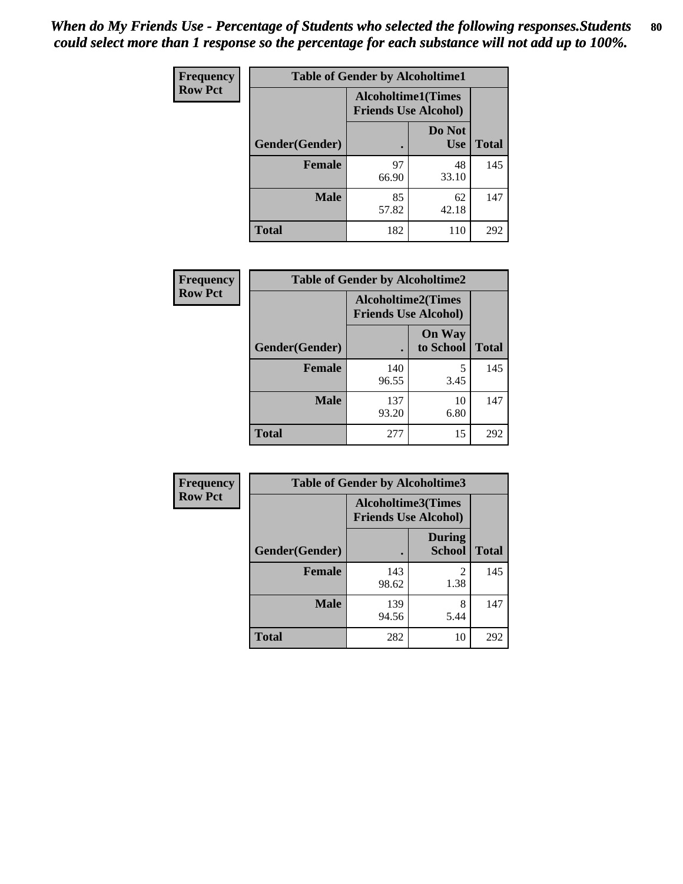*When do My Friends Use - Percentage of Students who selected the following responses.Students could select more than 1 response so the percentage for each substance will not add up to 100%.*

**Frequency**
**Row Pct**

**Table of Gender by Alcoholtime1**

| | Alcoholtime1(Times Friends Use Alcohol) | | |
|---|---|---|---|
| Gender(Gender) | . | Do Not Use | Total |
| **Female** | 97<br>66.90 | 48<br>33.10 | 145 |
| **Male** | 85<br>57.82 | 62<br>42.18 | 147 |
| **Total** | 182 | 110 | 292 |

**Frequency**
**Row Pct**

**Table of Gender by Alcoholtime2**

| | Alcoholtime2(Times Friends Use Alcohol) | | |
|---|---|---|---|
| Gender(Gender) | . | On Way to School | Total |
| **Female** | 140<br>96.55 | 5<br>3.45 | 145 |
| **Male** | 137<br>93.20 | 10<br>6.80 | 147 |
| **Total** | 277 | 15 | 292 |

**Frequency**
**Row Pct**

**Table of Gender by Alcoholtime3**

| | Alcoholtime3(Times Friends Use Alcohol) | | |
|---|---|---|---|
| Gender(Gender) | . | During School | Total |
| **Female** | 143<br>98.62 | 2<br>1.38 | 145 |
| **Male** | 139<br>94.56 | 8<br>5.44 | 147 |
| **Total** | 282 | 10 | 292 |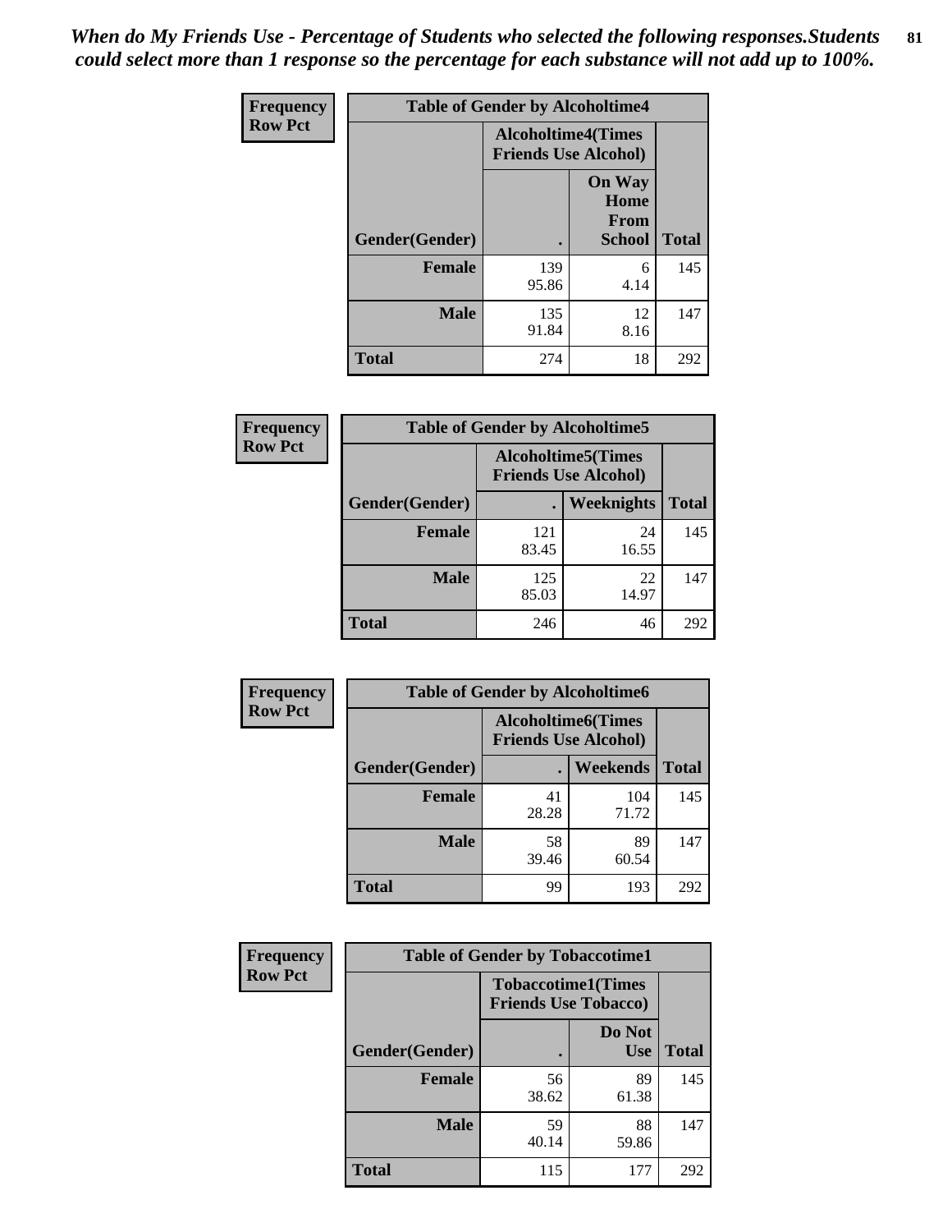*When do My Friends Use - Percentage of Students who selected the following responses.Students could select more than 1 response so the percentage for each substance will not add up to 100%.*

**Frequency / Row Pct**

**Table of Gender by Alcoholtime4**

| Gender(Gender) | Alcoholtime4(Times Friends Use Alcohol) . | On Way Home From School | Total |
|---|---|---|---|
| **Female** | 139<br>95.86 | 6<br>4.14 | 145 |
| **Male** | 135<br>91.84 | 12<br>8.16 | 147 |
| **Total** | 274 | 18 | 292 |

**Frequency / Row Pct**

**Table of Gender by Alcoholtime5**

| Gender(Gender) | Alcoholtime5(Times Friends Use Alcohol) . | Weeknights | Total |
|---|---|---|---|
| **Female** | 121<br>83.45 | 24<br>16.55 | 145 |
| **Male** | 125<br>85.03 | 22<br>14.97 | 147 |
| **Total** | 246 | 46 | 292 |

**Frequency / Row Pct**

**Table of Gender by Alcoholtime6**

| Gender(Gender) | Alcoholtime6(Times Friends Use Alcohol) . | Weekends | Total |
|---|---|---|---|
| **Female** | 41<br>28.28 | 104<br>71.72 | 145 |
| **Male** | 58<br>39.46 | 89<br>60.54 | 147 |
| **Total** | 99 | 193 | 292 |

**Frequency / Row Pct**

**Table of Gender by Tobaccotime1**

| Gender(Gender) | Tobaccotime1(Times Friends Use Tobacco) . | Do Not Use | Total |
|---|---|---|---|
| **Female** | 56<br>38.62 | 89<br>61.38 | 145 |
| **Male** | 59<br>40.14 | 88<br>59.86 | 147 |
| **Total** | 115 | 177 | 292 |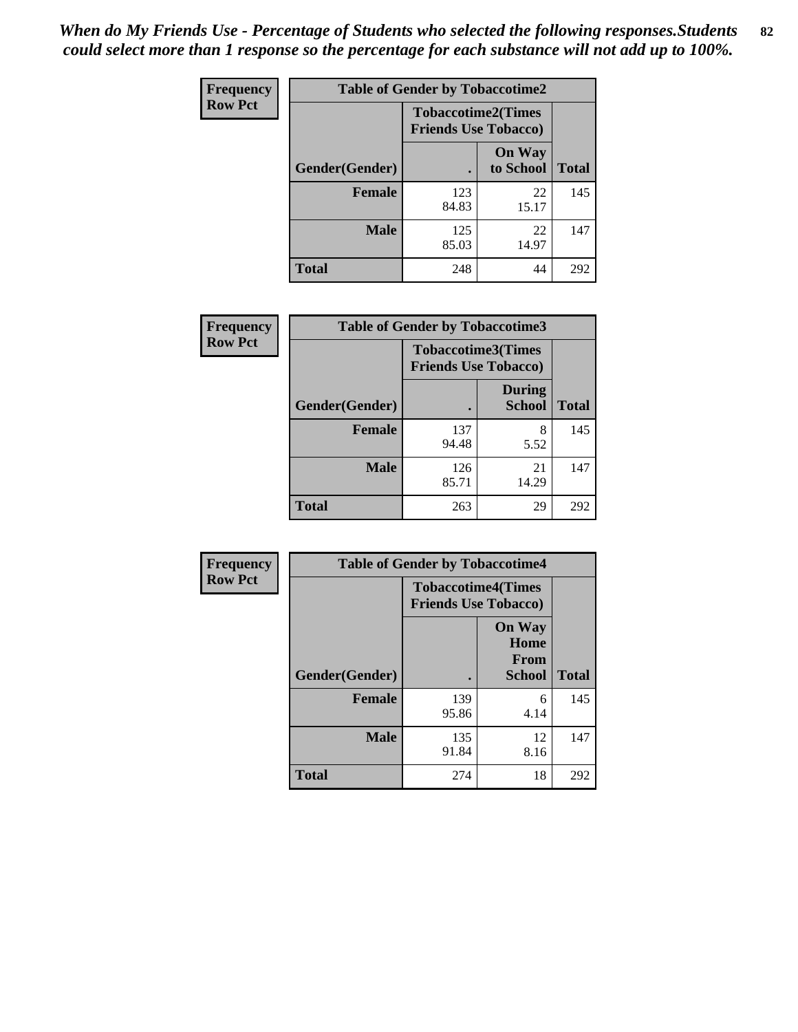*When do My Friends Use - Percentage of Students who selected the following responses.Students could select more than 1 response so the percentage for each substance will not add up to 100%.*

**Frequency Row Pct**

| Table of Gender by Tobaccotime2 | | | |
|---|---|---|---|
| | Tobaccotime2(Times Friends Use Tobacco) | | |
| Gender(Gender) | . | On Way to School | Total |
| **Female** | 123<br>84.83 | 22<br>15.17 | 145 |
| **Male** | 125<br>85.03 | 22<br>14.97 | 147 |
| **Total** | 248 | 44 | 292 |

**Frequency Row Pct**

| Table of Gender by Tobaccotime3 | | | |
|---|---|---|---|
| | Tobaccotime3(Times Friends Use Tobacco) | | |
| Gender(Gender) | . | During School | Total |
| **Female** | 137<br>94.48 | 8<br>5.52 | 145 |
| **Male** | 126<br>85.71 | 21<br>14.29 | 147 |
| **Total** | 263 | 29 | 292 |

**Frequency Row Pct**

| Table of Gender by Tobaccotime4 | | | |
|---|---|---|---|
| | Tobaccotime4(Times Friends Use Tobacco) | | |
| Gender(Gender) | . | On Way Home From School | Total |
| **Female** | 139<br>95.86 | 6<br>4.14 | 145 |
| **Male** | 135<br>91.84 | 12<br>8.16 | 147 |
| **Total** | 274 | 18 | 292 |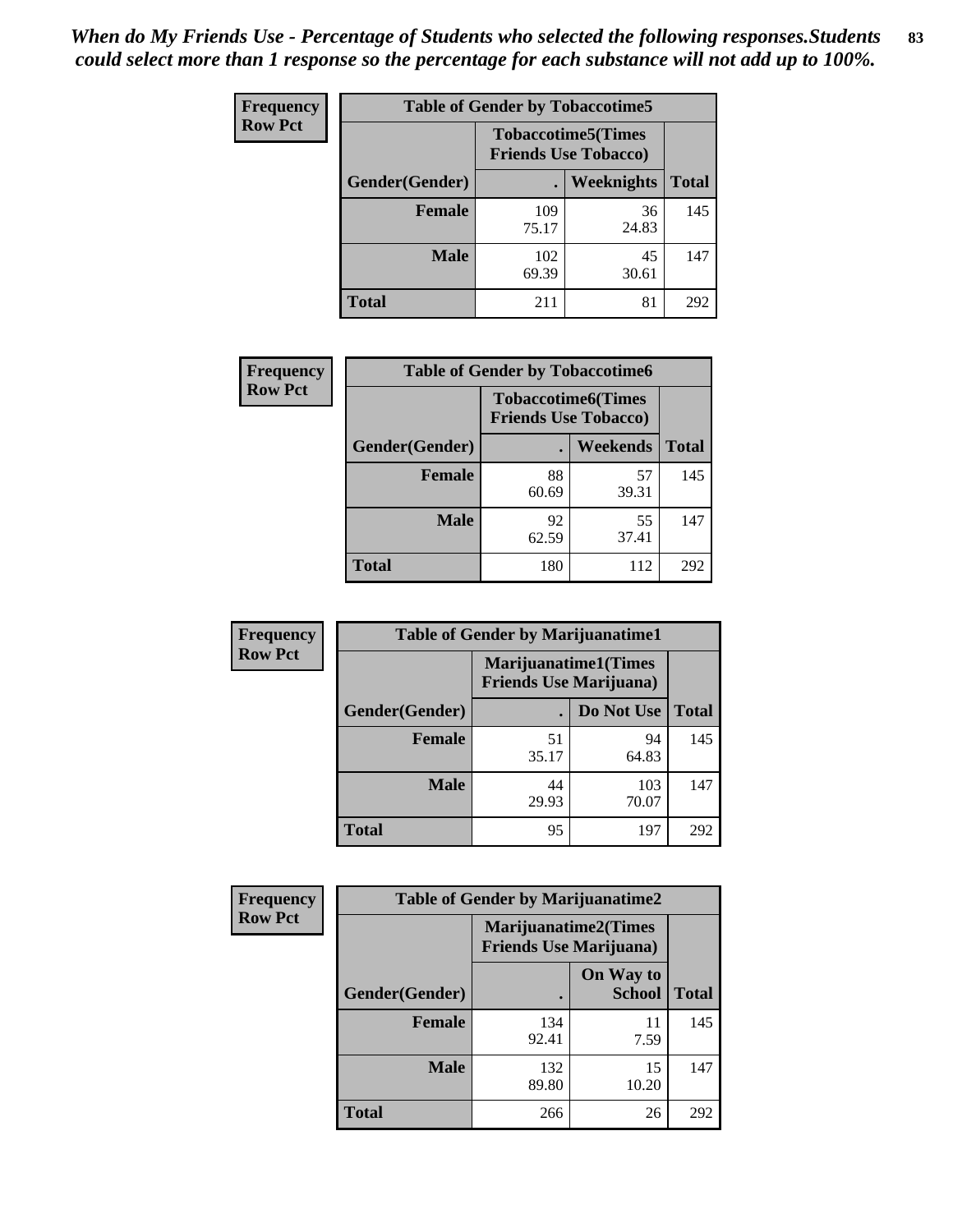*When do My Friends Use - Percentage of Students who selected the following responses.Students could select more than 1 response so the percentage for each substance will not add up to 100%.*

**Frequency**
**Row Pct**

| Table of Gender by Tobaccotime5 | | | |
|---|---|---|---|
| | Tobaccotime5(Times Friends Use Tobacco) | | |
| Gender(Gender) | . | Weeknights | Total |
| **Female** | 109<br>75.17 | 36<br>24.83 | 145 |
| **Male** | 102<br>69.39 | 45<br>30.61 | 147 |
| **Total** | 211 | 81 | 292 |

**Frequency**
**Row Pct**

| Table of Gender by Tobaccotime6 | | | |
|---|---|---|---|
| | Tobaccotime6(Times Friends Use Tobacco) | | |
| Gender(Gender) | . | Weekends | Total |
| **Female** | 88<br>60.69 | 57<br>39.31 | 145 |
| **Male** | 92<br>62.59 | 55<br>37.41 | 147 |
| **Total** | 180 | 112 | 292 |

**Frequency**
**Row Pct**

| Table of Gender by Marijuanatime1 | | | |
|---|---|---|---|
| | Marijuanatime1(Times Friends Use Marijuana) | | |
| Gender(Gender) | . | Do Not Use | Total |
| **Female** | 51<br>35.17 | 94<br>64.83 | 145 |
| **Male** | 44<br>29.93 | 103<br>70.07 | 147 |
| **Total** | 95 | 197 | 292 |

**Frequency**
**Row Pct**

| Table of Gender by Marijuanatime2 | | | |
|---|---|---|---|
| | Marijuanatime2(Times Friends Use Marijuana) | | |
| Gender(Gender) | . | On Way to School | Total |
| **Female** | 134<br>92.41 | 11<br>7.59 | 145 |
| **Male** | 132<br>89.80 | 15<br>10.20 | 147 |
| **Total** | 266 | 26 | 292 |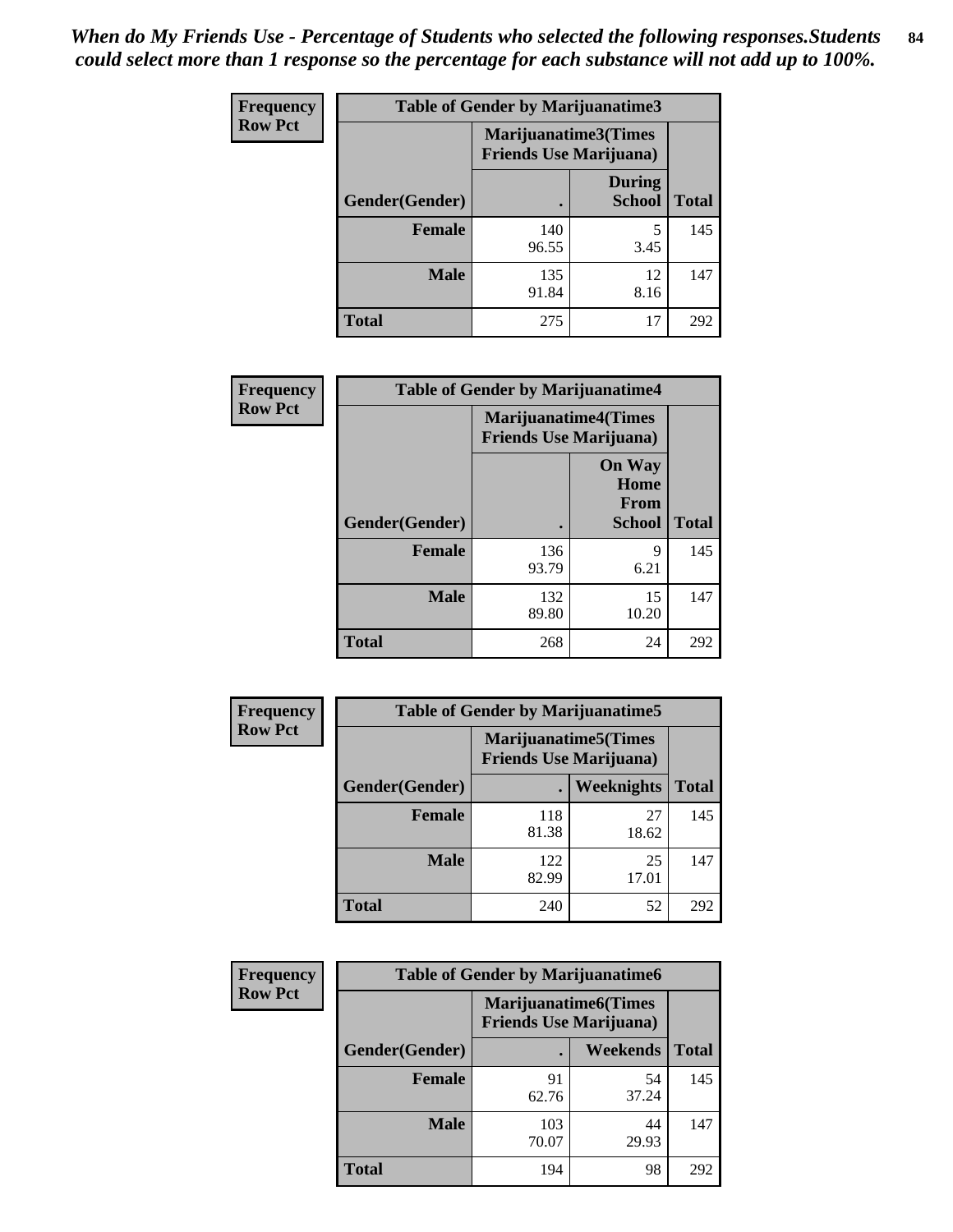*When do My Friends Use - Percentage of Students who selected the following responses.Students could select more than 1 response so the percentage for each substance will not add up to 100%.*

| Frequency Row Pct | Table of Gender by Marijuanatime3 | | |
|---|---|---|---|
| | Marijuanatime3(Times Friends Use Marijuana) | | |
| Gender(Gender) | . | During School | Total |
| Female | 140<br>96.55 | 5<br>3.45 | 145 |
| Male | 135<br>91.84 | 12<br>8.16 | 147 |
| Total | 275 | 17 | 292 |

| Frequency Row Pct | Table of Gender by Marijuanatime4 | | |
|---|---|---|---|
| | Marijuanatime4(Times Friends Use Marijuana) | | |
| Gender(Gender) | . | On Way Home From School | Total |
| Female | 136<br>93.79 | 9<br>6.21 | 145 |
| Male | 132<br>89.80 | 15<br>10.20 | 147 |
| Total | 268 | 24 | 292 |

| Frequency Row Pct | Table of Gender by Marijuanatime5 | | |
|---|---|---|---|
| | Marijuanatime5(Times Friends Use Marijuana) | | |
| Gender(Gender) | . | Weeknights | Total |
| Female | 118<br>81.38 | 27<br>18.62 | 145 |
| Male | 122<br>82.99 | 25<br>17.01 | 147 |
| Total | 240 | 52 | 292 |

| Frequency Row Pct | Table of Gender by Marijuanatime6 | | |
|---|---|---|---|
| | Marijuanatime6(Times Friends Use Marijuana) | | |
| Gender(Gender) | . | Weekends | Total |
| Female | 91<br>62.76 | 54<br>37.24 | 145 |
| Male | 103<br>70.07 | 44<br>29.93 | 147 |
| Total | 194 | 98 | 292 |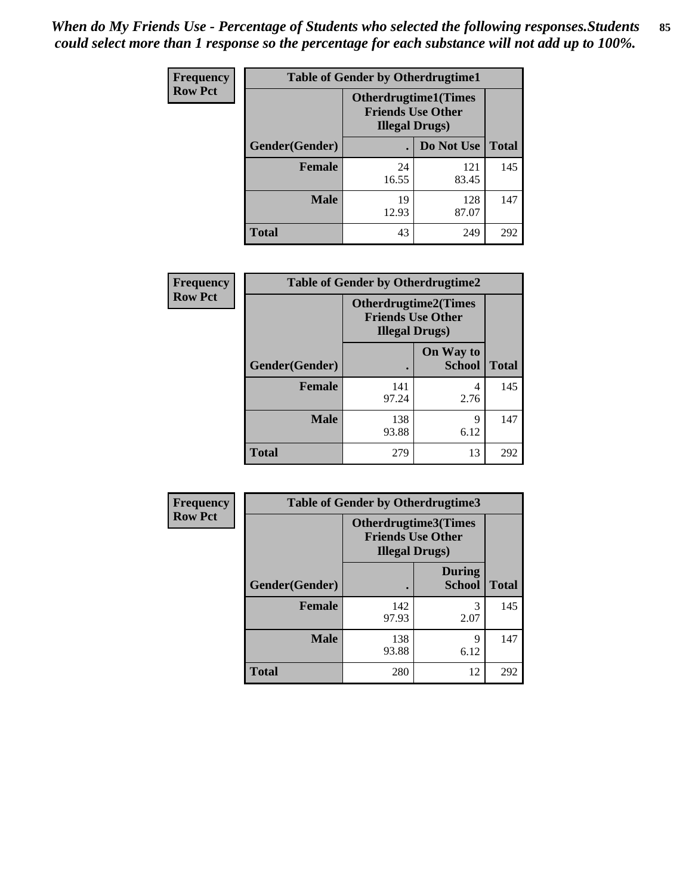*When do My Friends Use - Percentage of Students who selected the following responses.Students could select more than 1 response so the percentage for each substance will not add up to 100%.*

| Frequency Row Pct | Table of Gender by Otherdrugtime1 | | |
|---|---|---|---|
| | Otherdrugtime1(Times Friends Use Other Illegal Drugs) | | |
| Gender(Gender) | . | Do Not Use | Total |
| **Female** | 24<br>16.55 | 121<br>83.45 | 145 |
| **Male** | 19<br>12.93 | 128<br>87.07 | 147 |
| **Total** | 43 | 249 | 292 |

| Frequency Row Pct | Table of Gender by Otherdrugtime2 | | |
|---|---|---|---|
| | Otherdrugtime2(Times Friends Use Other Illegal Drugs) | | |
| Gender(Gender) | . | On Way to School | Total |
| **Female** | 141<br>97.24 | 4<br>2.76 | 145 |
| **Male** | 138<br>93.88 | 9<br>6.12 | 147 |
| **Total** | 279 | 13 | 292 |

| Frequency Row Pct | Table of Gender by Otherdrugtime3 | | |
|---|---|---|---|
| | Otherdrugtime3(Times Friends Use Other Illegal Drugs) | | |
| Gender(Gender) | . | During School | Total |
| **Female** | 142<br>97.93 | 3<br>2.07 | 145 |
| **Male** | 138<br>93.88 | 9<br>6.12 | 147 |
| **Total** | 280 | 12 | 292 |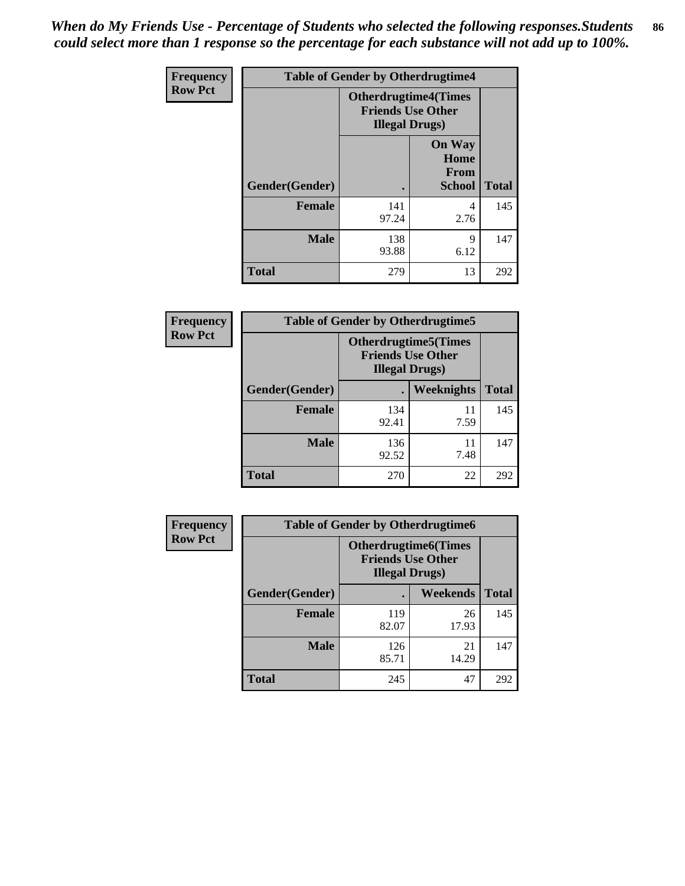*When do My Friends Use - Percentage of Students who selected the following responses.Students could select more than 1 response so the percentage for each substance will not add up to 100%.*

**Frequency**
**Row Pct**

| Table of Gender by Otherdrugtime4 | | | |
|---|---|---|---|
| | Otherdrugtime4(Times Friends Use Other Illegal Drugs) | | |
| Gender(Gender) | . | On Way Home From School | Total |
| **Female** | 141<br>97.24 | 4<br>2.76 | 145 |
| **Male** | 138<br>93.88 | 9<br>6.12 | 147 |
| **Total** | 279 | 13 | 292 |

**Frequency**
**Row Pct**

| Table of Gender by Otherdrugtime5 | | | |
|---|---|---|---|
| | Otherdrugtime5(Times Friends Use Other Illegal Drugs) | | |
| Gender(Gender) | . | Weeknights | Total |
| **Female** | 134<br>92.41 | 11<br>7.59 | 145 |
| **Male** | 136<br>92.52 | 11<br>7.48 | 147 |
| **Total** | 270 | 22 | 292 |

**Frequency**
**Row Pct**

| Table of Gender by Otherdrugtime6 | | | |
|---|---|---|---|
| | Otherdrugtime6(Times Friends Use Other Illegal Drugs) | | |
| Gender(Gender) | . | Weekends | Total |
| **Female** | 119<br>82.07 | 26<br>17.93 | 145 |
| **Male** | 126<br>85.71 | 21<br>14.29 | 147 |
| **Total** | 245 | 47 | 292 |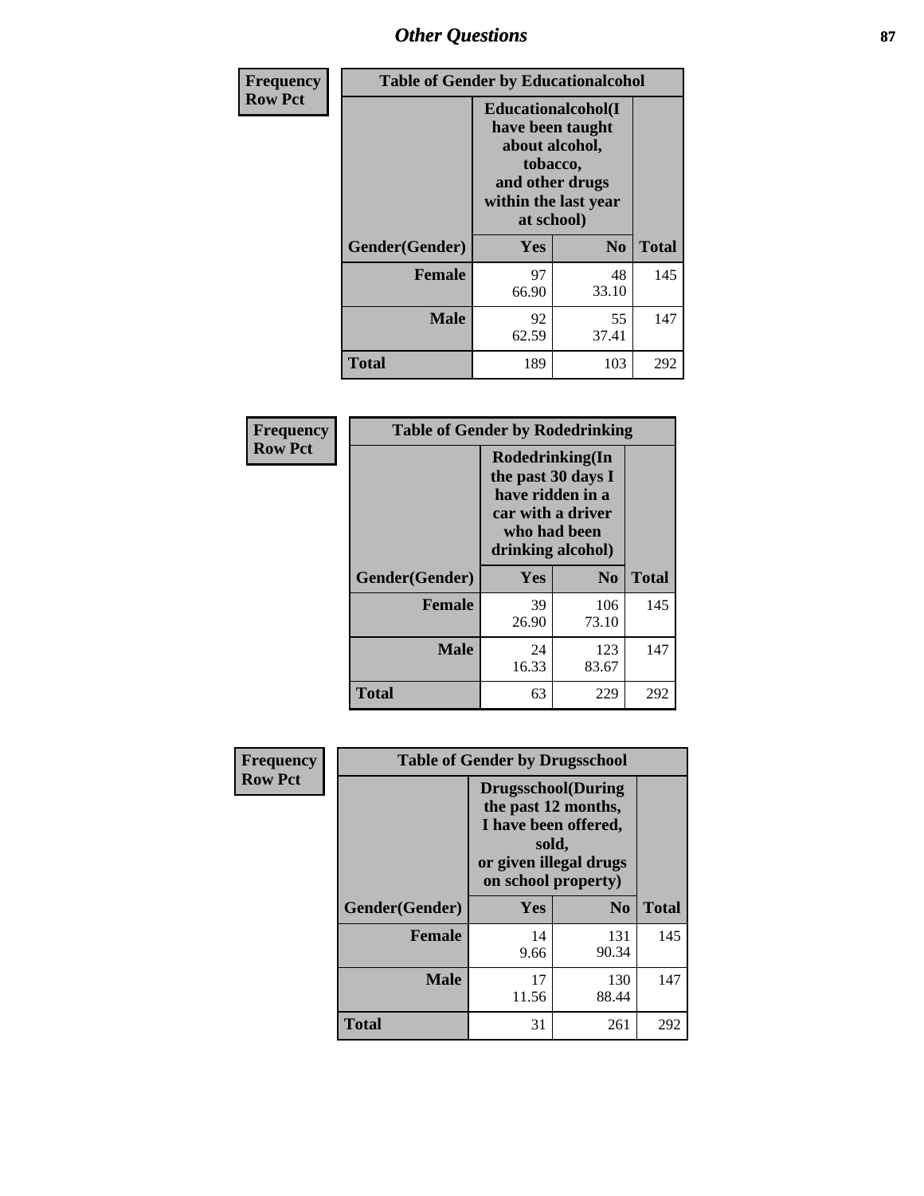# Other Questions

**Frequency**
**Row Pct**

| Table of Gender by Educationalcohol | | | |
|---|---|---|---|
| | Educationalcohol(I have been taught about alcohol, tobacco, and other drugs within the last year at school) | | |
| Gender(Gender) | Yes | No | Total |
| Female | 97<br>66.90 | 48<br>33.10 | 145 |
| Male | 92<br>62.59 | 55<br>37.41 | 147 |
| Total | 189 | 103 | 292 |

**Frequency**
**Row Pct**

| Table of Gender by Rodedrinking | | | |
|---|---|---|---|
| | Rodedrinking(In the past 30 days I have ridden in a car with a driver who had been drinking alcohol) | | |
| Gender(Gender) | Yes | No | Total |
| Female | 39<br>26.90 | 106<br>73.10 | 145 |
| Male | 24<br>16.33 | 123<br>83.67 | 147 |
| Total | 63 | 229 | 292 |

**Frequency**
**Row Pct**

| Table of Gender by Drugsschool | | | |
|---|---|---|---|
| | Drugsschool(During the past 12 months, I have been offered, sold, or given illegal drugs on school property) | | |
| Gender(Gender) | Yes | No | Total |
| Female | 14<br>9.66 | 131<br>90.34 | 145 |
| Male | 17<br>11.56 | 130<br>88.44 | 147 |
| Total | 31 | 261 | 292 |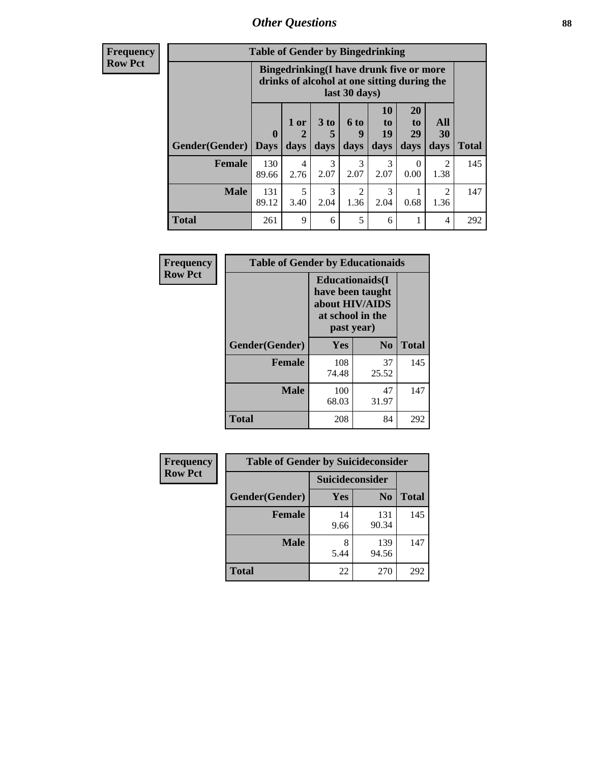## Other Questions

**Frequency**
**Row Pct**

| Table of Gender by Bingedrinking | | | | | | | | |
|---|---|---|---|---|---|---|---|---|
| | Bingedrinking(I have drunk five or more drinks of alcohol at one sitting during the last 30 days) | | | | | | | |
| Gender(Gender) | 0 Days | 1 or 2 days | 3 to 5 days | 6 to 9 days | 10 to 19 days | 20 to 29 days | All 30 days | Total |
| **Female** | 130<br>89.66 | 4<br>2.76 | 3<br>2.07 | 3<br>2.07 | 3<br>2.07 | 0<br>0.00 | 2<br>1.38 | 145 |
| **Male** | 131<br>89.12 | 5<br>3.40 | 3<br>2.04 | 2<br>1.36 | 3<br>2.04 | 1<br>0.68 | 2<br>1.36 | 147 |
| **Total** | 261 | 9 | 6 | 5 | 6 | 1 | 4 | 292 |

**Frequency**
**Row Pct**

| Table of Gender by Educationaids | | | |
|---|---|---|---|
| | Educationaids(I have been taught about HIV/AIDS at school in the past year) | | |
| Gender(Gender) | Yes | No | Total |
| **Female** | 108<br>74.48 | 37<br>25.52 | 145 |
| **Male** | 100<br>68.03 | 47<br>31.97 | 147 |
| **Total** | 208 | 84 | 292 |

**Frequency**
**Row Pct**

| Table of Gender by Suicideconsider | | | |
|---|---|---|---|
| | Suicideconsider | | |
| Gender(Gender) | Yes | No | Total |
| **Female** | 14<br>9.66 | 131<br>90.34 | 145 |
| **Male** | 8<br>5.44 | 139<br>94.56 | 147 |
| **Total** | 22 | 270 | 292 |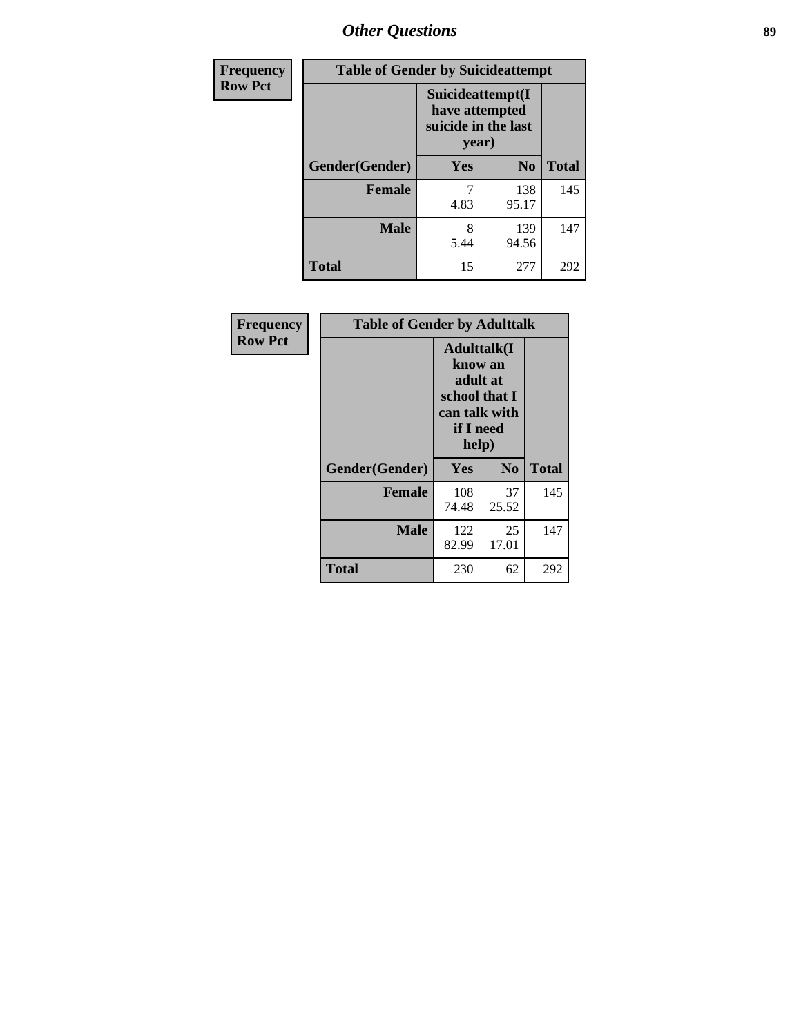## Other Questions

| Frequency Row Pct | Table of Gender by Suicideattempt | | |
|---|---|---|---|
| | Suicideattempt(I have attempted suicide in the last year) | | |
| Gender(Gender) | Yes | No | Total |
| Female | 7<br>4.83 | 138<br>95.17 | 145 |
| Male | 8<br>5.44 | 139<br>94.56 | 147 |
| Total | 15 | 277 | 292 |

| Frequency Row Pct | Table of Gender by Adulttalk | | |
|---|---|---|---|
| | Adulttalk(I know an adult at school that I can talk with if I need help) | | |
| Gender(Gender) | Yes | No | Total |
| Female | 108<br>74.48 | 37<br>25.52 | 145 |
| Male | 122<br>82.99 | 25<br>17.01 | 147 |
| Total | 230 | 62 | 292 |